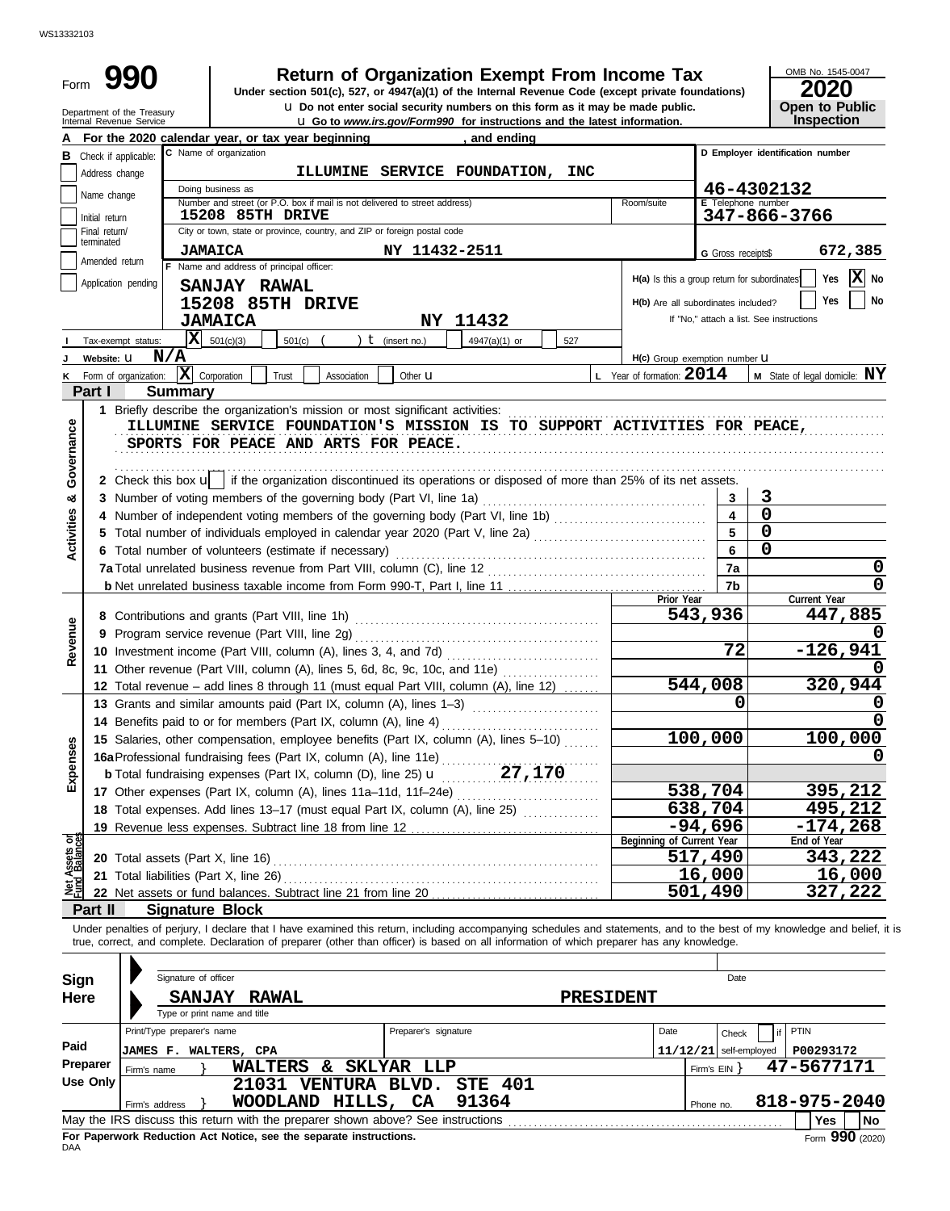WS13332103

Form **990**

# Return of Organization Exempt From Income Tax

**Under section 501(c), 527, or 4947(a)(1) of the Internal Revenue Code (except private foundations)**

u Do not enter social security numbers on this form as it may be made public.

u Go to *www.irs.gov/Form990* for instructions and the latest information.

Department of the Treasury
Internal Revenue Service

OMB No. 1545-0047

**2020**

**Open to Public Inspection**

**A** For the 2020 calendar year, or tax year beginning , and ending

**B** Check if applicable:
- Address change
- Name change
- Initial return
- Final return/terminated
- Amended return
- Application pending

**C** Name of organization: ILLUMINE SERVICE FOUNDATION, INC

Doing business as

Number and street (or P.O. box if mail is not delivered to street address): 15208 85TH DRIVE — Room/suite

City or town, state or province, country, and ZIP or foreign postal code: JAMAICA NY 11432-2511

**D** Employer identification number: 46-4302132

**E** Telephone number: 347-866-3766

**G** Gross receipts$ 672,385

**F** Name and address of principal officer:
SANJAY RAWAL
15208 85TH DRIVE
JAMAICA NY 11432

**H(a)** Is this a group return for subordinates? Yes [ ] No [X]

**H(b)** Are all subordinates included? Yes [ ] No [ ]
If "No," attach a list. See instructions

**I** Tax-exempt status: [X] 501(c)(3) [ ] 501(c) ( ) t (insert no.) [ ] 4947(a)(1) or [ ] 527

**J** Website: u N/A

**H(c)** Group exemption number u

**K** Form of organization: [X] Corporation [ ] Trust [ ] Association [ ] Other u

**L** Year of formation: 2014

**M** State of legal domicile: NY

## Part I Summary

**Activities & Governance**

1 Briefly describe the organization's mission or most significant activities:
ILLUMINE SERVICE FOUNDATION'S MISSION IS TO SUPPORT ACTIVITIES FOR PEACE, SPORTS FOR PEACE AND ARTS FOR PEACE.

2 Check this box u [ ] if the organization discontinued its operations or disposed of more than 25% of its net assets.

| | | |
|---|---|---|
| 3 Number of voting members of the governing body (Part VI, line 1a) | 3 | 3 |
| 4 Number of independent voting members of the governing body (Part VI, line 1b) | 4 | 0 |
| 5 Total number of individuals employed in calendar year 2020 (Part V, line 2a) | 5 | 0 |
| 6 Total number of volunteers (estimate if necessary) | 6 | 0 |
| 7a Total unrelated business revenue from Part VIII, column (C), line 12 | 7a | 0 |
| b Net unrelated business taxable income from Form 990-T, Part I, line 11 | 7b | 0 |

| | | Prior Year | Current Year |
|---|---|---|---|
| **Revenue** | 8 Contributions and grants (Part VIII, line 1h) | 543,936 | 447,885 |
| | 9 Program service revenue (Part VIII, line 2g) | | 0 |
| | 10 Investment income (Part VIII, column (A), lines 3, 4, and 7d) | 72 | -126,941 |
| | 11 Other revenue (Part VIII, column (A), lines 5, 6d, 8c, 9c, 10c, and 11e) | | 0 |
| | 12 Total revenue – add lines 8 through 11 (must equal Part VIII, column (A), line 12) | 544,008 | 320,944 |
| **Expenses** | 13 Grants and similar amounts paid (Part IX, column (A), lines 1–3) | 0 | 0 |
| | 14 Benefits paid to or for members (Part IX, column (A), line 4) | | 0 |
| | 15 Salaries, other compensation, employee benefits (Part IX, column (A), lines 5–10) | 100,000 | 100,000 |
| | 16a Professional fundraising fees (Part IX, column (A), line 11e) | | 0 |
| | b Total fundraising expenses (Part IX, column (D), line 25) u 27,170 | | |
| | 17 Other expenses (Part IX, column (A), lines 11a–11d, 11f–24e) | 538,704 | 395,212 |
| | 18 Total expenses. Add lines 13–17 (must equal Part IX, column (A), line 25) | 638,704 | 495,212 |
| | 19 Revenue less expenses. Subtract line 18 from line 12 | -94,696 | -174,268 |
| | | **Beginning of Current Year** | **End of Year** |
| **Net Assets or Fund Balances** | 20 Total assets (Part X, line 16) | 517,490 | 343,222 |
| | 21 Total liabilities (Part X, line 26) | 16,000 | 16,000 |
| | 22 Net assets or fund balances. Subtract line 21 from line 20 | 501,490 | 327,222 |

## Part II Signature Block

Under penalties of perjury, I declare that I have examined this return, including accompanying schedules and statements, and to the best of my knowledge and belief, it is true, correct, and complete. Declaration of preparer (other than officer) is based on all information of which preparer has any knowledge.

**Sign Here**

Signature of officer — Date

SANJAY RAWAL — PRESIDENT
Type or print name and title

**Paid Preparer Use Only**

| Print/Type preparer's name | Preparer's signature | Date | Check [ ] if self-employed | PTIN |
|---|---|---|---|---|
| JAMES F. WALTERS, CPA | | 11/12/21 | | P00293172 |

Firm's name } WALTERS & SKLYAR LLP — Firm's EIN } 47-5677171

Firm's address } 21031 VENTURA BLVD. STE 401, WOODLAND HILLS, CA 91364 — Phone no. 818-975-2040

May the IRS discuss this return with the preparer shown above? See instructions [ ] Yes [ ] No

**For Paperwork Reduction Act Notice, see the separate instructions.**

DAA

Form **990** (2020)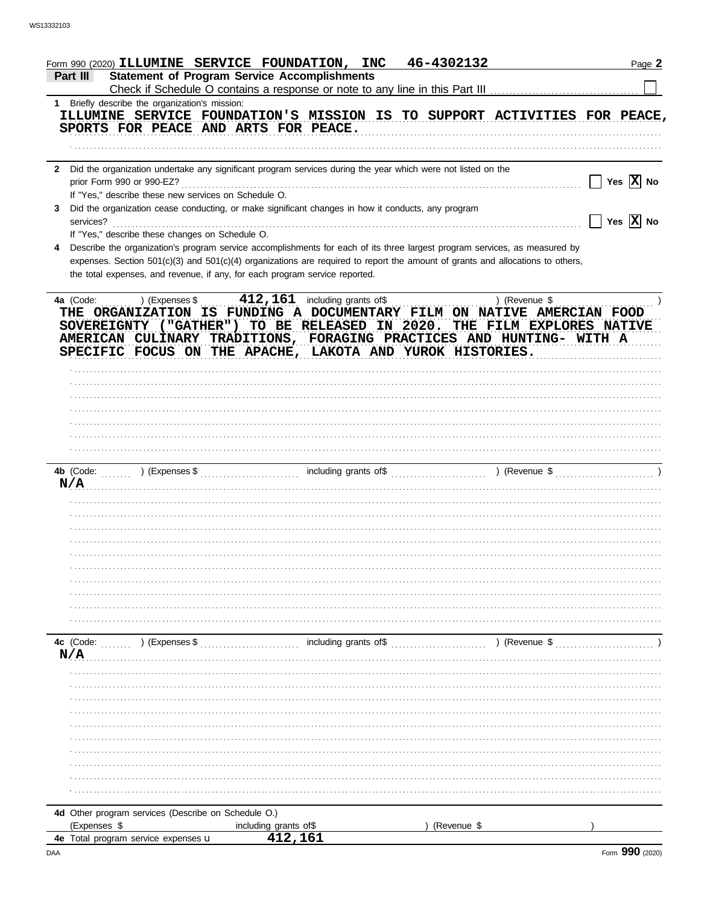Form 990 (2020) ILLUMINE SERVICE FOUNDATION, INC 46-4302132 Page 2

## Part III Statement of Program Service Accomplishments

Check if Schedule O contains a response or note to any line in this Part III ☐

**1** Briefly describe the organization's mission:

ILLUMINE SERVICE FOUNDATION'S MISSION IS TO SUPPORT ACTIVITIES FOR PEACE, SPORTS FOR PEACE AND ARTS FOR PEACE.

**2** Did the organization undertake any significant program services during the year which were not listed on the prior Form 990 or 990-EZ? ☐ Yes ☒ No

If "Yes," describe these new services on Schedule O.

**3** Did the organization cease conducting, or make significant changes in how it conducts, any program services? ☐ Yes ☒ No

If "Yes," describe these changes on Schedule O.

**4** Describe the organization's program service accomplishments for each of its three largest program services, as measured by expenses. Section 501(c)(3) and 501(c)(4) organizations are required to report the amount of grants and allocations to others, the total expenses, and revenue, if any, for each program service reported.

**4a** (Code: ) (Expenses $ 412,161 including grants of$ ) (Revenue $ )

THE ORGANIZATION IS FUNDING A DOCUMENTARY FILM ON NATIVE AMERCIAN FOOD SOVEREIGNTY ("GATHER") TO BE RELEASED IN 2020. THE FILM EXPLORES NATIVE AMERICAN CULINARY TRADITIONS, FORAGING PRACTICES AND HUNTING- WITH A SPECIFIC FOCUS ON THE APACHE, LAKOTA AND YUROK HISTORIES.

**4b** (Code: ) (Expenses $ including grants of$ ) (Revenue $ )

N/A

**4c** (Code: ) (Expenses $ including grants of$ ) (Revenue $ )

N/A

**4d** Other program services (Describe on Schedule O.)

(Expenses $ including grants of$ ) (Revenue $ )

**4e** Total program service expenses u 412,161

Form 990 (2020)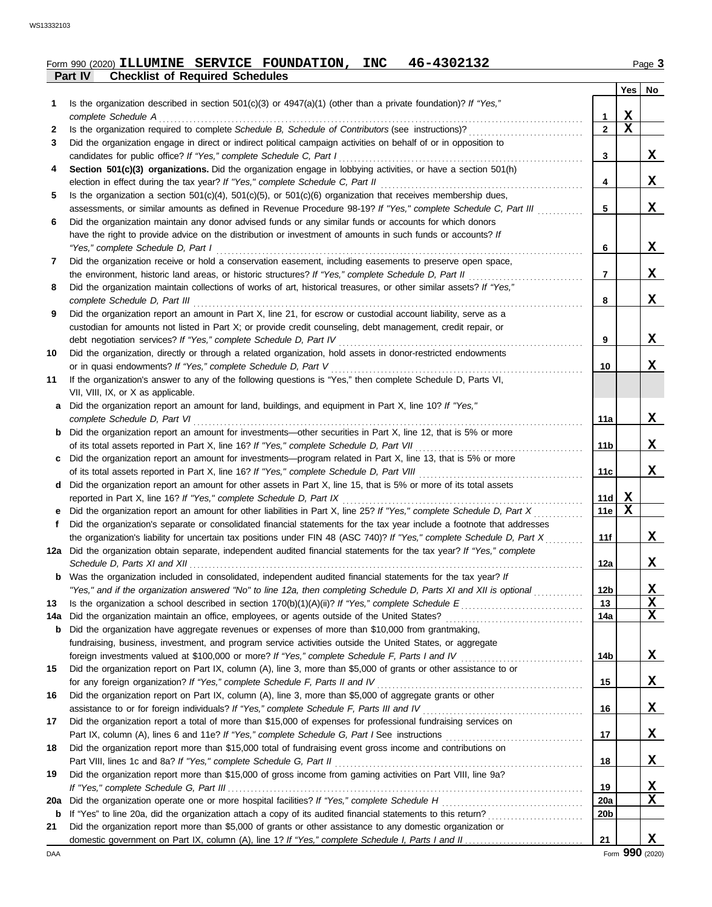Form 990 (2020) **ILLUMINE SERVICE FOUNDATION, INC 46-4302132** Page **3**

**Part IV — Checklist of Required Schedules**

| | | | Yes | No |
|---|---|---|---|---|
| **1** | Is the organization described in section 501(c)(3) or 4947(a)(1) (other than a private foundation)? *If "Yes," complete Schedule A* | 1 | X | |
| **2** | Is the organization required to complete *Schedule B, Schedule of Contributors* (see instructions)? | 2 | X | |
| **3** | Did the organization engage in direct or indirect political campaign activities on behalf of or in opposition to candidates for public office? *If "Yes," complete Schedule C, Part I* | 3 | | X |
| **4** | **Section 501(c)(3) organizations.** Did the organization engage in lobbying activities, or have a section 501(h) election in effect during the tax year? *If "Yes," complete Schedule C, Part II* | 4 | | X |
| **5** | Is the organization a section 501(c)(4), 501(c)(5), or 501(c)(6) organization that receives membership dues, assessments, or similar amounts as defined in Revenue Procedure 98-19? *If "Yes," complete Schedule C, Part III* | 5 | | X |
| **6** | Did the organization maintain any donor advised funds or any similar funds or accounts for which donors have the right to provide advice on the distribution or investment of amounts in such funds or accounts? *If "Yes," complete Schedule D, Part I* | 6 | | X |
| **7** | Did the organization receive or hold a conservation easement, including easements to preserve open space, the environment, historic land areas, or historic structures? *If "Yes," complete Schedule D, Part II* | 7 | | X |
| **8** | Did the organization maintain collections of works of art, historical treasures, or other similar assets? *If "Yes," complete Schedule D, Part III* | 8 | | X |
| **9** | Did the organization report an amount in Part X, line 21, for escrow or custodial account liability, serve as a custodian for amounts not listed in Part X; or provide credit counseling, debt management, credit repair, or debt negotiation services? *If "Yes," complete Schedule D, Part IV* | 9 | | X |
| **10** | Did the organization, directly or through a related organization, hold assets in donor-restricted endowments or in quasi endowments? *If "Yes," complete Schedule D, Part V* | 10 | | X |
| **11** | If the organization's answer to any of the following questions is "Yes," then complete Schedule D, Parts VI, VII, VIII, IX, or X as applicable. | | | |
| **a** | Did the organization report an amount for land, buildings, and equipment in Part X, line 10? *If "Yes," complete Schedule D, Part VI* | 11a | | X |
| **b** | Did the organization report an amount for investments—other securities in Part X, line 12, that is 5% or more of its total assets reported in Part X, line 16? *If "Yes," complete Schedule D, Part VII* | 11b | | X |
| **c** | Did the organization report an amount for investments—program related in Part X, line 13, that is 5% or more of its total assets reported in Part X, line 16? *If "Yes," complete Schedule D, Part VIII* | 11c | | X |
| **d** | Did the organization report an amount for other assets in Part X, line 15, that is 5% or more of its total assets reported in Part X, line 16? *If "Yes," complete Schedule D, Part IX* | 11d | X | |
| **e** | Did the organization report an amount for other liabilities in Part X, line 25? *If "Yes," complete Schedule D, Part X* | 11e | X | |
| **f** | Did the organization's separate or consolidated financial statements for the tax year include a footnote that addresses the organization's liability for uncertain tax positions under FIN 48 (ASC 740)? *If "Yes," complete Schedule D, Part X* | 11f | | X |
| **12a** | Did the organization obtain separate, independent audited financial statements for the tax year? *If "Yes," complete Schedule D, Parts XI and XII* | 12a | | X |
| **b** | Was the organization included in consolidated, independent audited financial statements for the tax year? *If "Yes," and if the organization answered "No" to line 12a, then completing Schedule D, Parts XI and XII is optional* | 12b | | X |
| **13** | Is the organization a school described in section 170(b)(1)(A)(ii)? *If "Yes," complete Schedule E* | 13 | | X |
| **14a** | Did the organization maintain an office, employees, or agents outside of the United States? | 14a | | X |
| **b** | Did the organization have aggregate revenues or expenses of more than $10,000 from grantmaking, fundraising, business, investment, and program service activities outside the United States, or aggregate foreign investments valued at $100,000 or more? *If "Yes," complete Schedule F, Parts I and IV* | 14b | | X |
| **15** | Did the organization report on Part IX, column (A), line 3, more than $5,000 of grants or other assistance to or for any foreign organization? *If "Yes," complete Schedule F, Parts II and IV* | 15 | | X |
| **16** | Did the organization report on Part IX, column (A), line 3, more than $5,000 of aggregate grants or other assistance to or for foreign individuals? *If "Yes," complete Schedule F, Parts III and IV* | 16 | | X |
| **17** | Did the organization report a total of more than $15,000 of expenses for professional fundraising services on Part IX, column (A), lines 6 and 11e? *If "Yes," complete Schedule G, Part I* See instructions | 17 | | X |
| **18** | Did the organization report more than $15,000 total of fundraising event gross income and contributions on Part VIII, lines 1c and 8a? *If "Yes," complete Schedule G, Part II* | 18 | | X |
| **19** | Did the organization report more than $15,000 of gross income from gaming activities on Part VIII, line 9a? *If "Yes," complete Schedule G, Part III* | 19 | | X |
| **20a** | Did the organization operate one or more hospital facilities? *If "Yes," complete Schedule H* | 20a | | X |
| **b** | If "Yes" to line 20a, did the organization attach a copy of its audited financial statements to this return? | 20b | | |
| **21** | Did the organization report more than $5,000 of grants or other assistance to any domestic organization or domestic government on Part IX, column (A), line 1? *If "Yes," complete Schedule I, Parts I and II* | 21 | | X |

Form **990** (2020)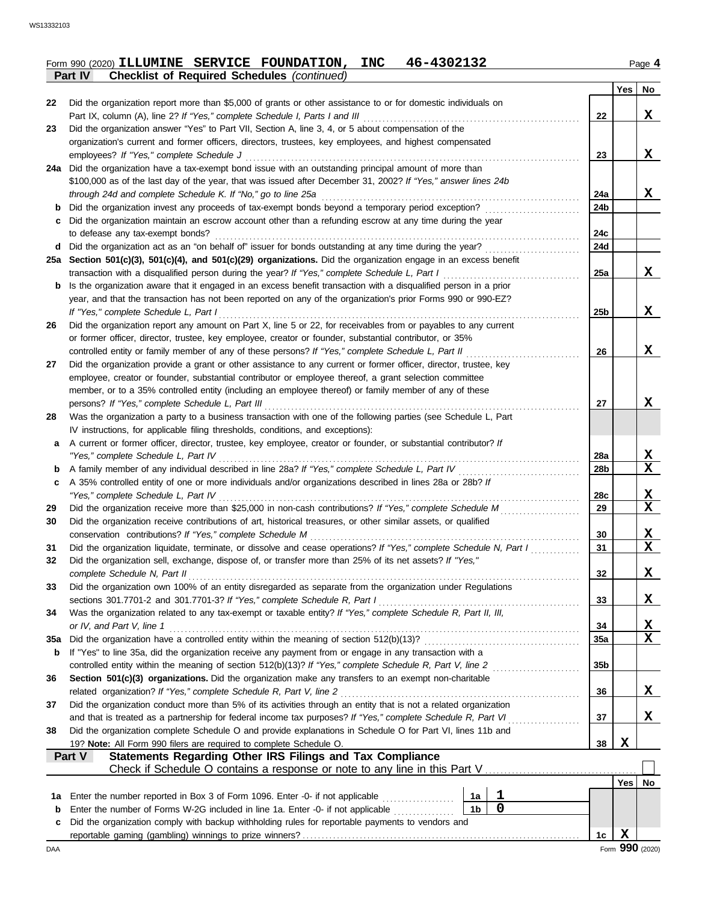Form 990 (2020) **ILLUMINE SERVICE FOUNDATION, INC 46-4302132** Page **4**

**Part IV Checklist of Required Schedules** *(continued)*

| | | | Yes | No |
|---|---|---|---|---|
| 22 | Did the organization report more than $5,000 of grants or other assistance to or for domestic individuals on Part IX, column (A), line 2? *If "Yes," complete Schedule I, Parts I and III* | 22 | | X |
| 23 | Did the organization answer "Yes" to Part VII, Section A, line 3, 4, or 5 about compensation of the organization's current and former officers, directors, trustees, key employees, and highest compensated employees? *If "Yes," complete Schedule J* | 23 | | X |
| 24a | Did the organization have a tax-exempt bond issue with an outstanding principal amount of more than $100,000 as of the last day of the year, that was issued after December 31, 2002? *If "Yes," answer lines 24b through 24d and complete Schedule K. If "No," go to line 25a* | 24a | | X |
| b | Did the organization invest any proceeds of tax-exempt bonds beyond a temporary period exception? | 24b | | |
| c | Did the organization maintain an escrow account other than a refunding escrow at any time during the year to defease any tax-exempt bonds? | 24c | | |
| d | Did the organization act as an "on behalf of" issuer for bonds outstanding at any time during the year? | 24d | | |
| 25a | **Section 501(c)(3), 501(c)(4), and 501(c)(29) organizations.** Did the organization engage in an excess benefit transaction with a disqualified person during the year? *If "Yes," complete Schedule L, Part I* | 25a | | X |
| b | Is the organization aware that it engaged in an excess benefit transaction with a disqualified person in a prior year, and that the transaction has not been reported on any of the organization's prior Forms 990 or 990-EZ? *If "Yes," complete Schedule L, Part I* | 25b | | X |
| 26 | Did the organization report any amount on Part X, line 5 or 22, for receivables from or payables to any current or former officer, director, trustee, key employee, creator or founder, substantial contributor, or 35% controlled entity or family member of any of these persons? *If "Yes," complete Schedule L, Part II* | 26 | | X |
| 27 | Did the organization provide a grant or other assistance to any current or former officer, director, trustee, key employee, creator or founder, substantial contributor or employee thereof, a grant selection committee member, or to a 35% controlled entity (including an employee thereof) or family member of any of these persons? *If "Yes," complete Schedule L, Part III* | 27 | | X |
| 28 | Was the organization a party to a business transaction with one of the following parties (see Schedule L, Part IV instructions, for applicable filing thresholds, conditions, and exceptions): | | | |
| a | A current or former officer, director, trustee, key employee, creator or founder, or substantial contributor? *If "Yes," complete Schedule L, Part IV* | 28a | | X |
| b | A family member of any individual described in line 28a? *If "Yes," complete Schedule L, Part IV* | 28b | | X |
| c | A 35% controlled entity of one or more individuals and/or organizations described in lines 28a or 28b? *If "Yes," complete Schedule L, Part IV* | 28c | | X |
| 29 | Did the organization receive more than $25,000 in non-cash contributions? *If "Yes," complete Schedule M* | 29 | | X |
| 30 | Did the organization receive contributions of art, historical treasures, or other similar assets, or qualified conservation contributions? *If "Yes," complete Schedule M* | 30 | | X |
| 31 | Did the organization liquidate, terminate, or dissolve and cease operations? *If "Yes," complete Schedule N, Part I* | 31 | | X |
| 32 | Did the organization sell, exchange, dispose of, or transfer more than 25% of its net assets? *If "Yes," complete Schedule N, Part II* | 32 | | X |
| 33 | Did the organization own 100% of an entity disregarded as separate from the organization under Regulations sections 301.7701-2 and 301.7701-3? *If "Yes," complete Schedule R, Part I* | 33 | | X |
| 34 | Was the organization related to any tax-exempt or taxable entity? *If "Yes," complete Schedule R, Part II, III, or IV, and Part V, line 1* | 34 | | X |
| 35a | Did the organization have a controlled entity within the meaning of section 512(b)(13)? | 35a | | X |
| b | If "Yes" to line 35a, did the organization receive any payment from or engage in any transaction with a controlled entity within the meaning of section 512(b)(13)? *If "Yes," complete Schedule R, Part V, line 2* | 35b | | |
| 36 | **Section 501(c)(3) organizations.** Did the organization make any transfers to an exempt non-charitable related organization? *If "Yes," complete Schedule R, Part V, line 2* | 36 | | X |
| 37 | Did the organization conduct more than 5% of its activities through an entity that is not a related organization and that is treated as a partnership for federal income tax purposes? *If "Yes," complete Schedule R, Part VI* | 37 | | X |
| 38 | Did the organization complete Schedule O and provide explanations in Schedule O for Part VI, lines 11b and 19? **Note:** All Form 990 filers are required to complete Schedule O. | 38 | X | |

**Part V Statements Regarding Other IRS Filings and Tax Compliance**

Check if Schedule O contains a response or note to any line in this Part V ☐

| | | | | | Yes | No |
|---|---|---|---|---|---|---|
| 1a | Enter the number reported in Box 3 of Form 1096. Enter -0- if not applicable | 1a | 1 | | | |
| b | Enter the number of Forms W-2G included in line 1a. Enter -0- if not applicable | 1b | 0 | | | |
| c | Did the organization comply with backup withholding rules for reportable payments to vendors and reportable gaming (gambling) winnings to prize winners? | | | 1c | X | |

Form **990** (2020)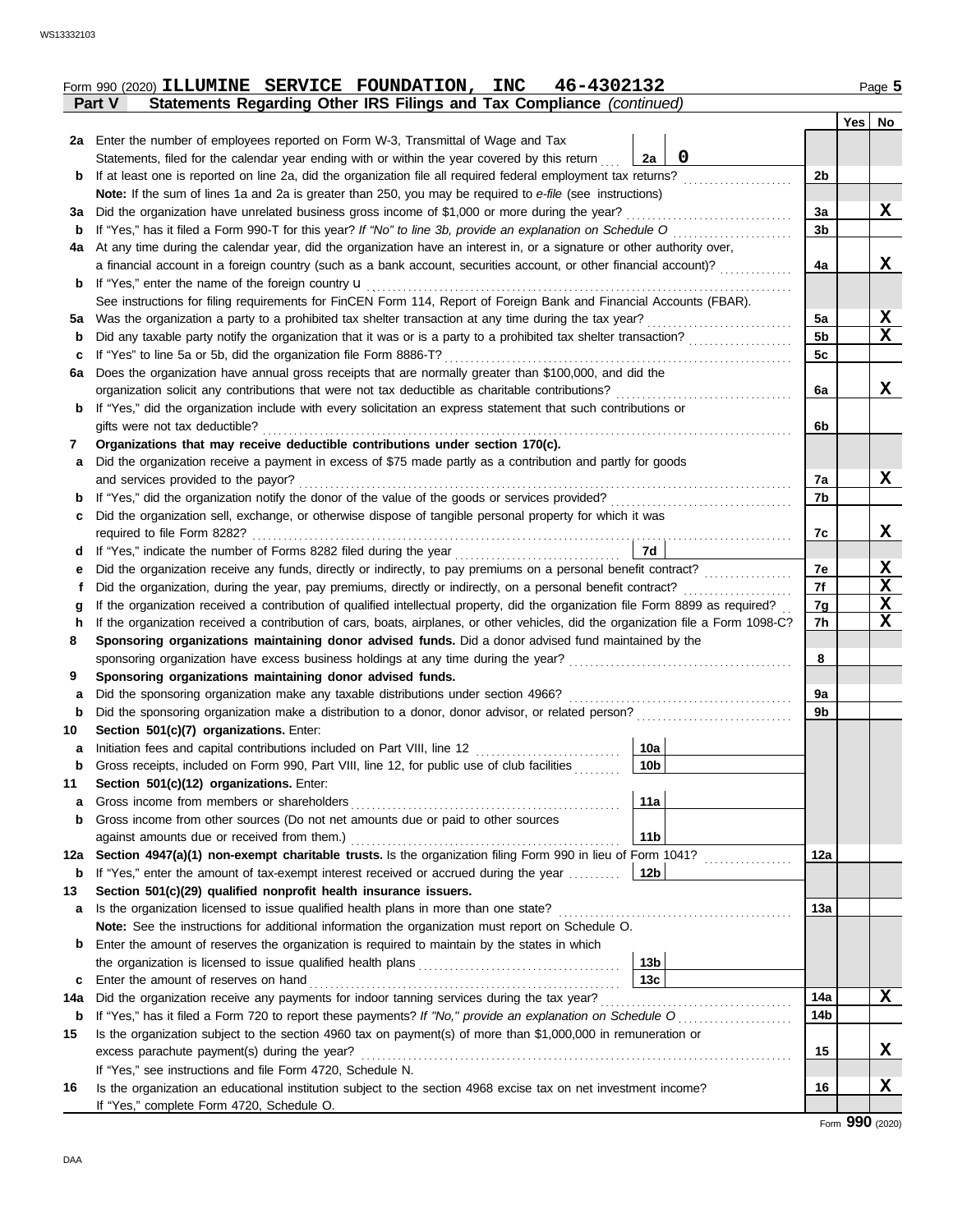Form 990 (2020) **ILLUMINE SERVICE FOUNDATION, INC 46-4302132** Page 5

**Part V Statements Regarding Other IRS Filings and Tax Compliance** *(continued)*

| | | | | Line | Yes | No |
|---|---|---|---|---|---|---|
| **2a** | Enter the number of employees reported on Form W-3, Transmittal of Wage and Tax Statements, filed for the calendar year ending with or within the year covered by this return | 2a | 0 | | | |
| **b** | If at least one is reported on line 2a, did the organization file all required federal employment tax returns? | | | 2b | | |
| | **Note:** If the sum of lines 1a and 2a is greater than 250, you may be required to *e-file* (see instructions) | | | | | |
| **3a** | Did the organization have unrelated business gross income of $1,000 or more during the year? | | | 3a | | X |
| **b** | If "Yes," has it filed a Form 990-T for this year? *If "No" to line 3b, provide an explanation on Schedule O* | | | 3b | | |
| **4a** | At any time during the calendar year, did the organization have an interest in, or a signature or other authority over, a financial account in a foreign country (such as a bank account, securities account, or other financial account)? | | | 4a | | X |
| **b** | If "Yes," enter the name of the foreign country u | | | | | |
| | See instructions for filing requirements for FinCEN Form 114, Report of Foreign Bank and Financial Accounts (FBAR). | | | | | |
| **5a** | Was the organization a party to a prohibited tax shelter transaction at any time during the tax year? | | | 5a | | X |
| **b** | Did any taxable party notify the organization that it was or is a party to a prohibited tax shelter transaction? | | | 5b | | X |
| **c** | If "Yes" to line 5a or 5b, did the organization file Form 8886-T? | | | 5c | | |
| **6a** | Does the organization have annual gross receipts that are normally greater than $100,000, and did the organization solicit any contributions that were not tax deductible as charitable contributions? | | | 6a | | X |
| **b** | If "Yes," did the organization include with every solicitation an express statement that such contributions or gifts were not tax deductible? | | | 6b | | |
| **7** | **Organizations that may receive deductible contributions under section 170(c).** | | | | | |
| **a** | Did the organization receive a payment in excess of $75 made partly as a contribution and partly for goods and services provided to the payor? | | | 7a | | X |
| **b** | If "Yes," did the organization notify the donor of the value of the goods or services provided? | | | 7b | | |
| **c** | Did the organization sell, exchange, or otherwise dispose of tangible personal property for which it was required to file Form 8282? | | | 7c | | X |
| **d** | If "Yes," indicate the number of Forms 8282 filed during the year | 7d | | | | |
| **e** | Did the organization receive any funds, directly or indirectly, to pay premiums on a personal benefit contract? | | | 7e | | X |
| **f** | Did the organization, during the year, pay premiums, directly or indirectly, on a personal benefit contract? | | | 7f | | X |
| **g** | If the organization received a contribution of qualified intellectual property, did the organization file Form 8899 as required? | | | 7g | | X |
| **h** | If the organization received a contribution of cars, boats, airplanes, or other vehicles, did the organization file a Form 1098-C? | | | 7h | | X |
| **8** | **Sponsoring organizations maintaining donor advised funds.** Did a donor advised fund maintained by the sponsoring organization have excess business holdings at any time during the year? | | | 8 | | |
| **9** | **Sponsoring organizations maintaining donor advised funds.** | | | | | |
| **a** | Did the sponsoring organization make any taxable distributions under section 4966? | | | 9a | | |
| **b** | Did the sponsoring organization make a distribution to a donor, donor advisor, or related person? | | | 9b | | |
| **10** | **Section 501(c)(7) organizations.** Enter: | | | | | |
| **a** | Initiation fees and capital contributions included on Part VIII, line 12 | 10a | | | | |
| **b** | Gross receipts, included on Form 990, Part VIII, line 12, for public use of club facilities | 10b | | | | |
| **11** | **Section 501(c)(12) organizations.** Enter: | | | | | |
| **a** | Gross income from members or shareholders | 11a | | | | |
| **b** | Gross income from other sources (Do not net amounts due or paid to other sources against amounts due or received from them.) | 11b | | | | |
| **12a** | **Section 4947(a)(1) non-exempt charitable trusts.** Is the organization filing Form 990 in lieu of Form 1041? | | | 12a | | |
| **b** | If "Yes," enter the amount of tax-exempt interest received or accrued during the year | 12b | | | | |
| **13** | **Section 501(c)(29) qualified nonprofit health insurance issuers.** | | | | | |
| **a** | Is the organization licensed to issue qualified health plans in more than one state? | | | 13a | | |
| | **Note:** See the instructions for additional information the organization must report on Schedule O. | | | | | |
| **b** | Enter the amount of reserves the organization is required to maintain by the states in which the organization is licensed to issue qualified health plans | 13b | | | | |
| **c** | Enter the amount of reserves on hand | 13c | | | | |
| **14a** | Did the organization receive any payments for indoor tanning services during the tax year? | | | 14a | | X |
| **b** | If "Yes," has it filed a Form 720 to report these payments? *If "No," provide an explanation on Schedule O* | | | 14b | | |
| **15** | Is the organization subject to the section 4960 tax on payment(s) of more than $1,000,000 in remuneration or excess parachute payment(s) during the year? | | | 15 | | X |
| | If "Yes," see instructions and file Form 4720, Schedule N. | | | | | |
| **16** | Is the organization an educational institution subject to the section 4968 excise tax on net investment income? | | | 16 | | X |
| | If "Yes," complete Form 4720, Schedule O. | | | | | |

Form **990** (2020)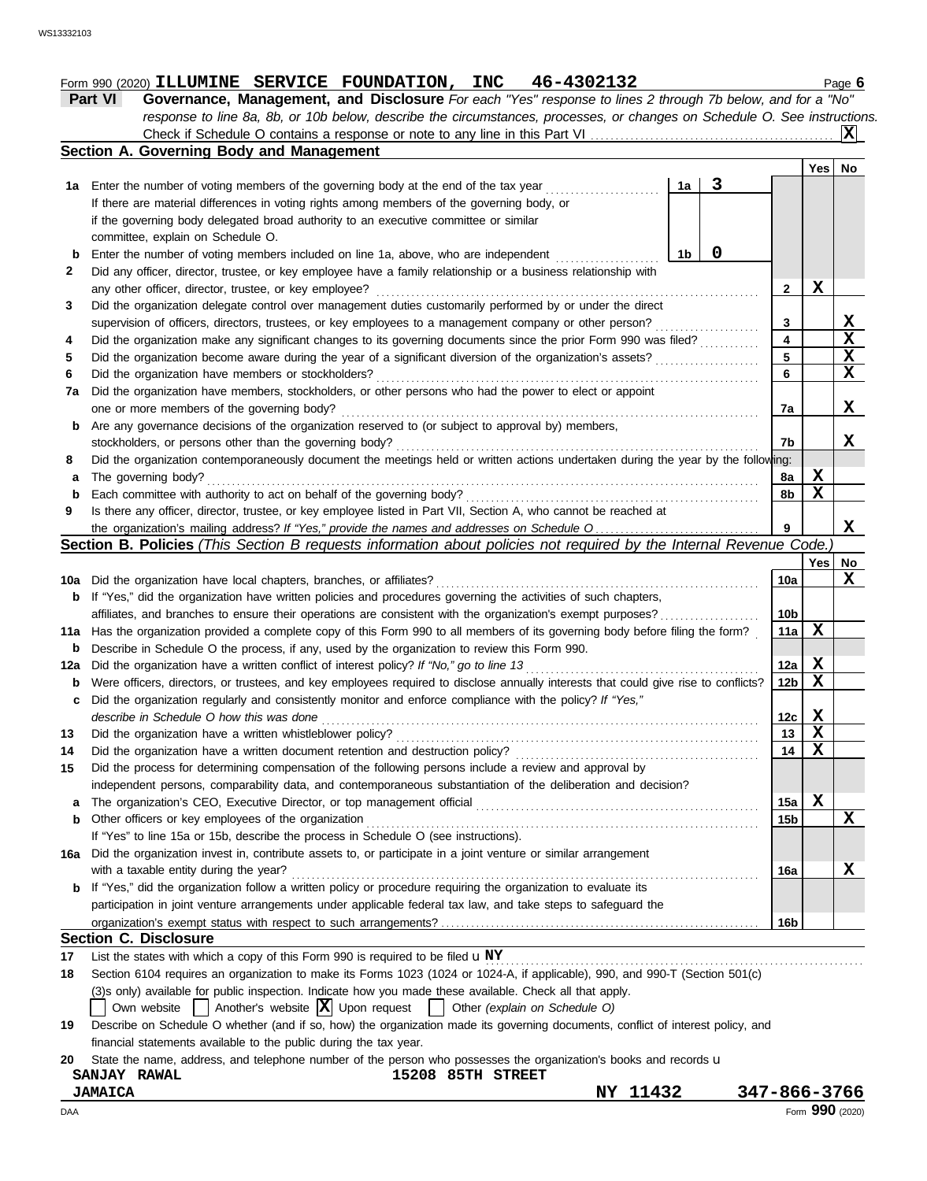Form 990 (2020) **ILLUMINE SERVICE FOUNDATION, INC 46-4302132** Page **6**

**Part VI Governance, Management, and Disclosure** *For each "Yes" response to lines 2 through 7b below, and for a "No" response to line 8a, 8b, or 10b below, describe the circumstances, processes, or changes on Schedule O. See instructions.*

Check if Schedule O contains a response or note to any line in this Part VI . . . . . . . . . . **X**

## Section A. Governing Body and Management

| | | | | Yes | No |
|---|---|---|---|---|---|
| **1a** | Enter the number of voting members of the governing body at the end of the tax year . . . . . . . . If there are material differences in voting rights among members of the governing body, or if the governing body delegated broad authority to an executive committee or similar committee, explain on Schedule O. | **1a** 3 | | | |
| **b** | Enter the number of voting members included on line 1a, above, who are independent . . . . . . | **1b** 0 | | | |
| **2** | Did any officer, director, trustee, or key employee have a family relationship or a business relationship with any other officer, director, trustee, or key employee? | | **2** | X | |
| **3** | Did the organization delegate control over management duties customarily performed by or under the direct supervision of officers, directors, trustees, or key employees to a management company or other person? | | **3** | | X |
| **4** | Did the organization make any significant changes to its governing documents since the prior Form 990 was filed? | | **4** | | X |
| **5** | Did the organization become aware during the year of a significant diversion of the organization's assets? | | **5** | | X |
| **6** | Did the organization have members or stockholders? | | **6** | | X |
| **7a** | Did the organization have members, stockholders, or other persons who had the power to elect or appoint one or more members of the governing body? | | **7a** | | X |
| **b** | Are any governance decisions of the organization reserved to (or subject to approval by) members, stockholders, or persons other than the governing body? | | **7b** | | X |
| **8** | Did the organization contemporaneously document the meetings held or written actions undertaken during the year by the following: | | | | |
| **a** | The governing body? | | **8a** | X | |
| **b** | Each committee with authority to act on behalf of the governing body? | | **8b** | X | |
| **9** | Is there any officer, director, trustee, or key employee listed in Part VII, Section A, who cannot be reached at the organization's mailing address? *If "Yes," provide the names and addresses on Schedule O* | | **9** | | X |

## Section B. Policies *(This Section B requests information about policies not required by the Internal Revenue Code.)*

| | | | Yes | No |
|---|---|---|---|---|
| **10a** | Did the organization have local chapters, branches, or affiliates? | **10a** | | X |
| **b** | If "Yes," did the organization have written policies and procedures governing the activities of such chapters, affiliates, and branches to ensure their operations are consistent with the organization's exempt purposes? | **10b** | | |
| **11a** | Has the organization provided a complete copy of this Form 990 to all members of its governing body before filing the form? | **11a** | X | |
| **b** | Describe in Schedule O the process, if any, used by the organization to review this Form 990. | | | |
| **12a** | Did the organization have a written conflict of interest policy? *If "No," go to line 13* | **12a** | X | |
| **b** | Were officers, directors, or trustees, and key employees required to disclose annually interests that could give rise to conflicts? | **12b** | X | |
| **c** | Did the organization regularly and consistently monitor and enforce compliance with the policy? *If "Yes," describe in Schedule O how this was done* | **12c** | X | |
| **13** | Did the organization have a written whistleblower policy? | **13** | X | |
| **14** | Did the organization have a written document retention and destruction policy? | **14** | X | |
| **15** | Did the process for determining compensation of the following persons include a review and approval by independent persons, comparability data, and contemporaneous substantiation of the deliberation and decision? | | | |
| **a** | The organization's CEO, Executive Director, or top management official | **15a** | X | |
| **b** | Other officers or key employees of the organization | **15b** | | X |
| | If "Yes" to line 15a or 15b, describe the process in Schedule O (see instructions). | | | |
| **16a** | Did the organization invest in, contribute assets to, or participate in a joint venture or similar arrangement with a taxable entity during the year? | **16a** | | X |
| **b** | If "Yes," did the organization follow a written policy or procedure requiring the organization to evaluate its participation in joint venture arrangements under applicable federal tax law, and take steps to safeguard the organization's exempt status with respect to such arrangements? | **16b** | | |

## Section C. Disclosure

**17** List the states with which a copy of this Form 990 is required to be filed u **NY**

**18** Section 6104 requires an organization to make its Forms 1023 (1024 or 1024-A, if applicable), 990, and 990-T (Section 501(c)(3)s only) available for public inspection. Indicate how you made these available. Check all that apply.

☐ Own website ☐ Another's website ☒ Upon request ☐ Other *(explain on Schedule O)*

**19** Describe on Schedule O whether (and if so, how) the organization made its governing documents, conflict of interest policy, and financial statements available to the public during the tax year.

**20** State the name, address, and telephone number of the person who possesses the organization's books and records u

**SANJAY RAWAL** **15208 85TH STREET**
**JAMAICA** **NY 11432** **347-866-3766**

DAA Form **990** (2020)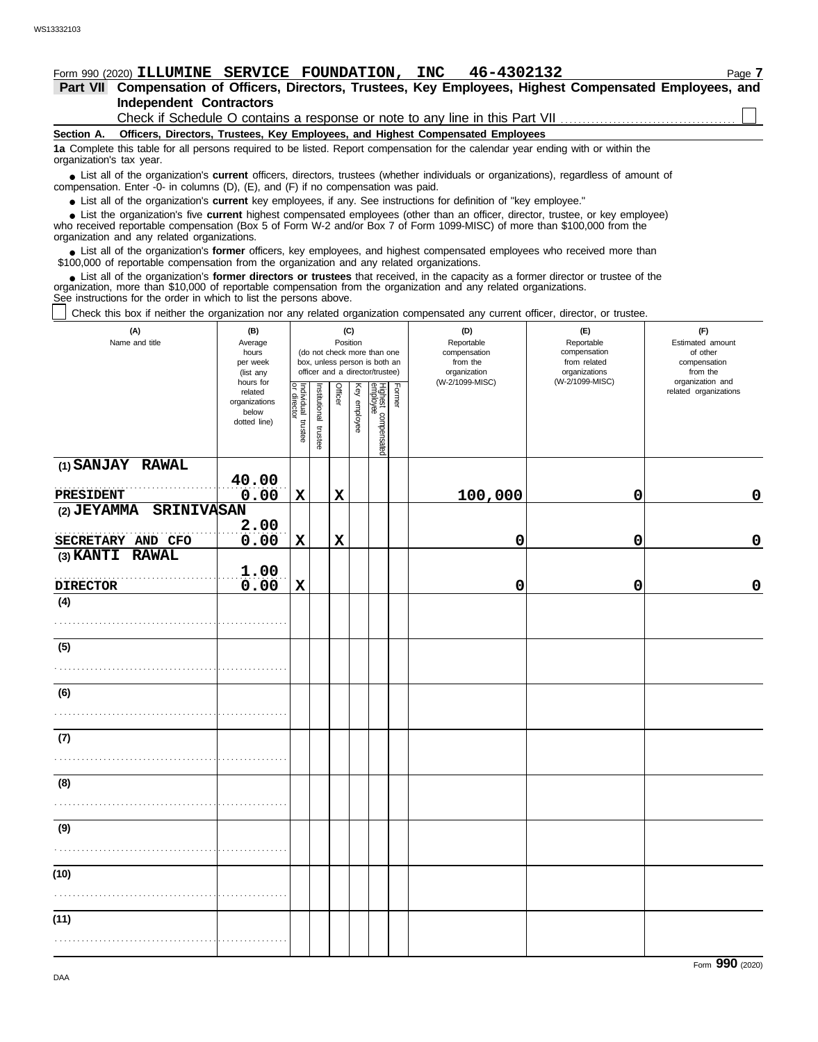Form 990 (2020) **ILLUMINE SERVICE FOUNDATION, INC 46-4302132** Page **7**

## Part VII Compensation of Officers, Directors, Trustees, Key Employees, Highest Compensated Employees, and Independent Contractors

Check if Schedule O contains a response or note to any line in this Part VII . . . . . . . . . . . . . . . . . . . . . . . . . . . . . . . . . . . . . . . ☐

**Section A. Officers, Directors, Trustees, Key Employees, and Highest Compensated Employees**

**1a** Complete this table for all persons required to be listed. Report compensation for the calendar year ending with or within the organization's tax year.

- List all of the organization's **current** officers, directors, trustees (whether individuals or organizations), regardless of amount of compensation. Enter -0- in columns (D), (E), and (F) if no compensation was paid.
- List all of the organization's **current** key employees, if any. See instructions for definition of "key employee."
- List the organization's five **current** highest compensated employees (other than an officer, director, trustee, or key employee) who received reportable compensation (Box 5 of Form W-2 and/or Box 7 of Form 1099-MISC) of more than $100,000 from the organization and any related organizations.
- List all of the organization's **former** officers, key employees, and highest compensated employees who received more than $100,000 of reportable compensation from the organization and any related organizations.
- List all of the organization's **former directors or trustees** that received, in the capacity as a former director or trustee of the organization, more than $10,000 of reportable compensation from the organization and any related organizations.

See instructions for the order in which to list the persons above.

☐ Check this box if neither the organization nor any related organization compensated any current officer, director, or trustee.

| (A) Name and title | (B) Average hours per week (list any hours for related organizations below dotted line) | (C) Position: Individual trustee or director | Institutional trustee | Officer | Key employee | Highest compensated employee | Former | (D) Reportable compensation from the organization (W-2/1099-MISC) | (E) Reportable compensation from related organizations (W-2/1099-MISC) | (F) Estimated amount of other compensation from the organization and related organizations |
|---|---|---|---|---|---|---|---|---|---|---|
| (1) SANJAY RAWAL<br>PRESIDENT | 40.00<br>0.00 | X | | X | | | | 100,000 | 0 | 0 |
| (2) JEYAMMA SRINIVASAN<br>SECRETARY AND CFO | 2.00<br>0.00 | X | | X | | | | 0 | 0 | 0 |
| (3) KANTI RAWAL<br>DIRECTOR | 1.00<br>0.00 | X | | | | | | 0 | 0 | 0 |
| (4) | | | | | | | | | | |
| (5) | | | | | | | | | | |
| (6) | | | | | | | | | | |
| (7) | | | | | | | | | | |
| (8) | | | | | | | | | | |
| (9) | | | | | | | | | | |
| (10) | | | | | | | | | | |
| (11) | | | | | | | | | | |

Form **990** (2020)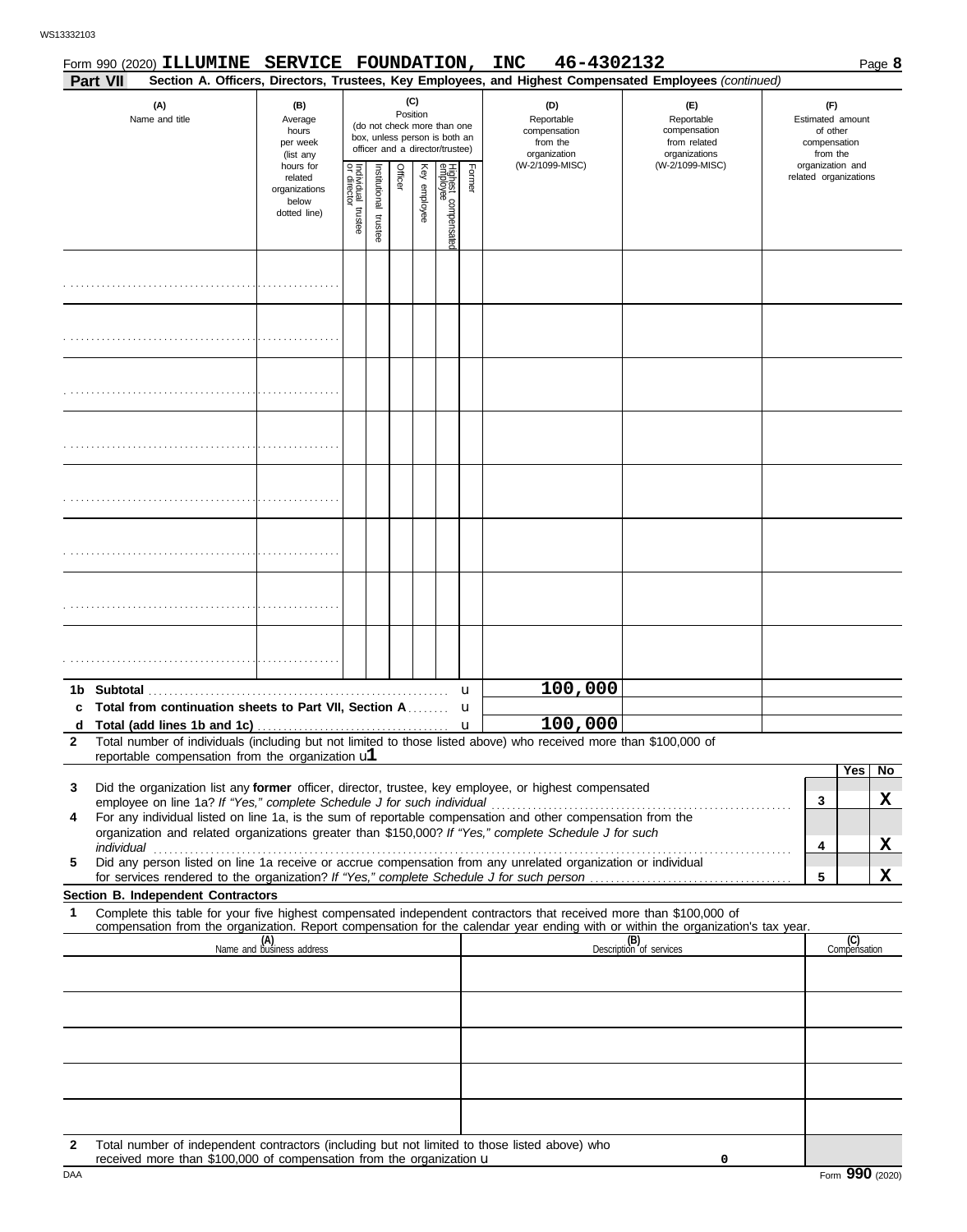Form 990 (2020) **ILLUMINE SERVICE FOUNDATION, INC 46-4302132** Page **8**

**Part VII** **Section A. Officers, Directors, Trustees, Key Employees, and Highest Compensated Employees** *(continued)*

| (A) Name and title | (B) Average hours per week (list any hours for related organizations below dotted line) | (C) Position (do not check more than one box, unless person is both an officer and a director/trustee) | | | | | | (D) Reportable compensation from the organization (W-2/1099-MISC) | (E) Reportable compensation from related organizations (W-2/1099-MISC) | (F) Estimated amount of other compensation from the organization and related organizations |
|---|---|---|---|---|---|---|---|---|---|---|
| | | Individual trustee or director | Institutional trustee | Officer | Key employee | Highest compensated employee | Former | | | |
| | | | | | | | | | | |
| | | | | | | | | | | |
| | | | | | | | | | | |
| | | | | | | | | | | |
| | | | | | | | | | | |
| | | | | | | | | | | |
| | | | | | | | | | | |
| | | | | | | | | | | |
| **1b Subtotal** | | | | | | | | 100,000 | | |
| **c Total from continuation sheets to Part VII, Section A** | | | | | | | | | | |
| **d Total (add lines 1b and 1c)** | | | | | | | | 100,000 | | |

**2** Total number of individuals (including but not limited to those listed above) who received more than $100,000 of reportable compensation from the organization u**1**

| | | | Yes | No |
|---|---|---|---|---|
| **3** | Did the organization list any **former** officer, director, trustee, key employee, or highest compensated employee on line 1a? *If "Yes," complete Schedule J for such individual* | **3** | | **X** |
| **4** | For any individual listed on line 1a, is the sum of reportable compensation and other compensation from the organization and related organizations greater than $150,000? *If "Yes," complete Schedule J for such individual* | **4** | | **X** |
| **5** | Did any person listed on line 1a receive or accrue compensation from any unrelated organization or individual for services rendered to the organization? *If "Yes," complete Schedule J for such person* | **5** | | **X** |

**Section B. Independent Contractors**

**1** Complete this table for your five highest compensated independent contractors that received more than $100,000 of compensation from the organization. Report compensation for the calendar year ending with or within the organization's tax year.

| (A) Name and business address | (B) Description of services | (C) Compensation |
|---|---|---|
| | | |
| | | |
| | | |
| | | |
| | | |

**2** Total number of independent contractors (including but not limited to those listed above) who received more than $100,000 of compensation from the organization u **0**

DAA Form **990** (2020)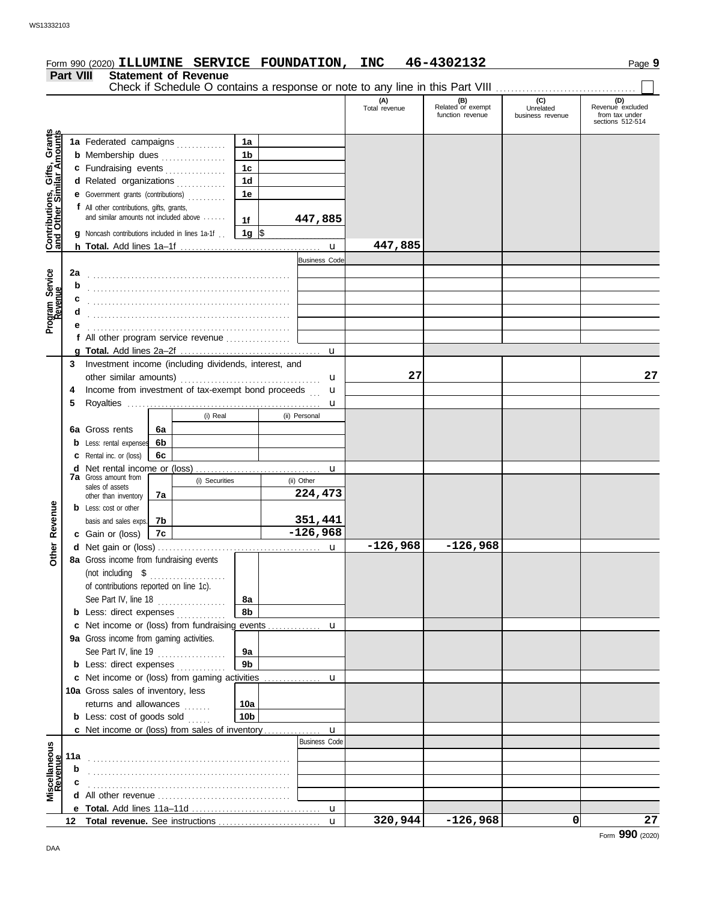Form 990 (2020) **ILLUMINE SERVICE FOUNDATION, INC 46-4302132** Page **9**

## Part VIII Statement of Revenue

Check if Schedule O contains a response or note to any line in this Part VIII ☐

| | | | (A) Total revenue | (B) Related or exempt function revenue | (C) Unrelated business revenue | (D) Revenue excluded from tax under sections 512-514 |
|---|---|---|---|---|---|---|
| **Contributions, Gifts, Grants and Other Similar Amounts** | 1a Federated campaigns | 1a | | | | |
| | b Membership dues | 1b | | | | |
| | c Fundraising events | 1c | | | | |
| | d Related organizations | 1d | | | | |
| | e Government grants (contributions) | 1e | | | | |
| | f All other contributions, gifts, grants, and similar amounts not included above | 1f 447,885 | | | | |
| | g Noncash contributions included in lines 1a-1f | 1g $ | | | | |
| | h **Total.** Add lines 1a–1f | u | 447,885 | | | |
| **Program Service Revenue** | | Business Code | | | | |
| | 2a | | | | | |
| | b | | | | | |
| | c | | | | | |
| | d | | | | | |
| | e | | | | | |
| | f All other program service revenue | | | | | |
| | g **Total.** Add lines 2a–2f | u | | | | |
| **Other Revenue** | 3 Investment income (including dividends, interest, and other similar amounts) | u | 27 | | | 27 |
| | 4 Income from investment of tax-exempt bond proceeds | u | | | | |
| | 5 Royalties | u | | | | |
| | | (i) Real / (ii) Personal | | | | |
| | 6a Gross rents | 6a | | | | |
| | b Less: rental expenses | 6b | | | | |
| | c Rental inc. or (loss) | 6c | | | | |
| | d Net rental income or (loss) | u | | | | |
| | | (i) Securities / (ii) Other | | | | |
| | 7a Gross amount from sales of assets other than inventory | 7a (ii) 224,473 | | | | |
| | b Less: cost or other basis and sales exps. | 7b (ii) 351,441 | | | | |
| | c Gain or (loss) | 7c (ii) -126,968 | | | | |
| | d Net gain or (loss) | u | -126,968 | -126,968 | | |
| | 8a Gross income from fundraising events (not including $ ........ of contributions reported on line 1c). See Part IV, line 18 | 8a | | | | |
| | b Less: direct expenses | 8b | | | | |
| | c Net income or (loss) from fundraising events | u | | | | |
| | 9a Gross income from gaming activities. See Part IV, line 19 | 9a | | | | |
| | b Less: direct expenses | 9b | | | | |
| | c Net income or (loss) from gaming activities | u | | | | |
| | 10a Gross sales of inventory, less returns and allowances | 10a | | | | |
| | b Less: cost of goods sold | 10b | | | | |
| | c Net income or (loss) from sales of inventory | u | | | | |
| **Miscellaneous Revenue** | | Business Code | | | | |
| | 11a | | | | | |
| | b | | | | | |
| | c | | | | | |
| | d All other revenue | | | | | |
| | e **Total.** Add lines 11a–11d | u | | | | |
| | 12 **Total revenue.** See instructions | u | 320,944 | -126,968 | 0 | 27 |

Form **990** (2020)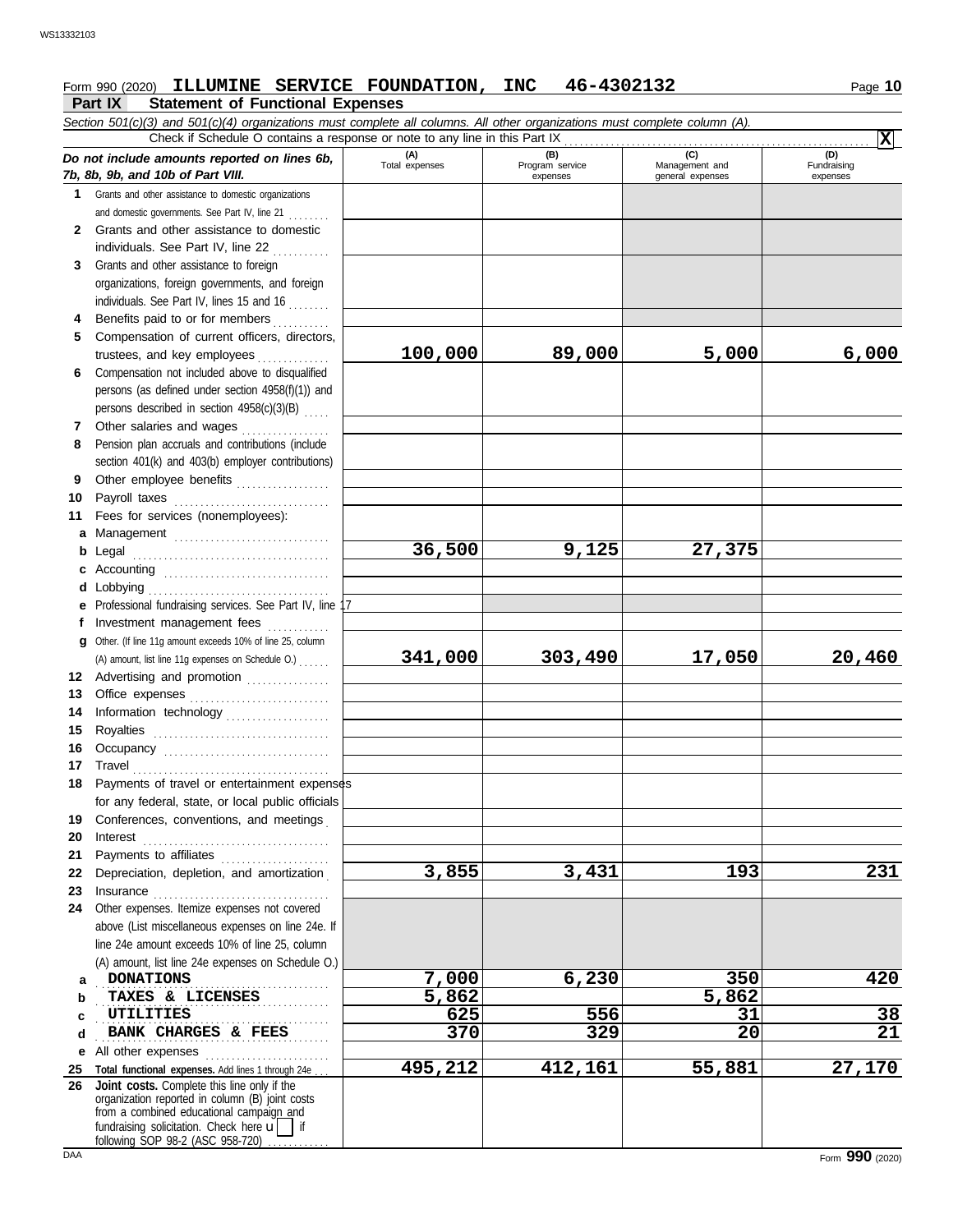Form 990 (2020) **ILLUMINE SERVICE FOUNDATION, INC 46-4302132** Page **10**

## Part IX Statement of Functional Expenses

*Section 501(c)(3) and 501(c)(4) organizations must complete all columns. All other organizations must complete column (A).*

Check if Schedule O contains a response or note to any line in this Part IX . . . . . . . . . . . . . . . . . . . . . . . . . . . . . . . . [X]

| *Do not include amounts reported on lines 6b, 7b, 8b, 9b, and 10b of Part VIII.* | (A) Total expenses | (B) Program service expenses | (C) Management and general expenses | (D) Fundraising expenses |
|---|---|---|---|---|
| **1** Grants and other assistance to domestic organizations and domestic governments. See Part IV, line 21 | | | | |
| **2** Grants and other assistance to domestic individuals. See Part IV, line 22 | | | | |
| **3** Grants and other assistance to foreign organizations, foreign governments, and foreign individuals. See Part IV, lines 15 and 16 | | | | |
| **4** Benefits paid to or for members | | | | |
| **5** Compensation of current officers, directors, trustees, and key employees | **100,000** | **89,000** | **5,000** | **6,000** |
| **6** Compensation not included above to disqualified persons (as defined under section 4958(f)(1)) and persons described in section 4958(c)(3)(B) | | | | |
| **7** Other salaries and wages | | | | |
| **8** Pension plan accruals and contributions (include section 401(k) and 403(b) employer contributions) | | | | |
| **9** Other employee benefits | | | | |
| **10** Payroll taxes | | | | |
| **11** Fees for services (nonemployees): | | | | |
| **a** Management | | | | |
| **b** Legal | **36,500** | **9,125** | **27,375** | |
| **c** Accounting | | | | |
| **d** Lobbying | | | | |
| **e** Professional fundraising services. See Part IV, line 17 | | | | |
| **f** Investment management fees | | | | |
| **g** Other. (If line 11g amount exceeds 10% of line 25, column (A) amount, list line 11g expenses on Schedule O.) | **341,000** | **303,490** | **17,050** | **20,460** |
| **12** Advertising and promotion | | | | |
| **13** Office expenses | | | | |
| **14** Information technology | | | | |
| **15** Royalties | | | | |
| **16** Occupancy | | | | |
| **17** Travel | | | | |
| **18** Payments of travel or entertainment expenses for any federal, state, or local public officials | | | | |
| **19** Conferences, conventions, and meetings | | | | |
| **20** Interest | | | | |
| **21** Payments to affiliates | | | | |
| **22** Depreciation, depletion, and amortization | **3,855** | **3,431** | **193** | **231** |
| **23** Insurance | | | | |
| **24** Other expenses. Itemize expenses not covered above (List miscellaneous expenses on line 24e. If line 24e amount exceeds 10% of line 25, column (A) amount, list line 24e expenses on Schedule O.) | | | | |
| **a** DONATIONS | **7,000** | **6,230** | **350** | **420** |
| **b** TAXES & LICENSES | **5,862** | | **5,862** | |
| **c** UTILITIES | **625** | **556** | **31** | **38** |
| **d** BANK CHARGES & FEES | **370** | **329** | **20** | **21** |
| **e** All other expenses | | | | |
| **25 Total functional expenses.** Add lines 1 through 24e | **495,212** | **412,161** | **55,881** | **27,170** |
| **26 Joint costs.** Complete this line only if the organization reported in column (B) joint costs from a combined educational campaign and fundraising solicitation. Check here u [ ] if following SOP 98-2 (ASC 958-720) | | | | |

DAA Form **990** (2020)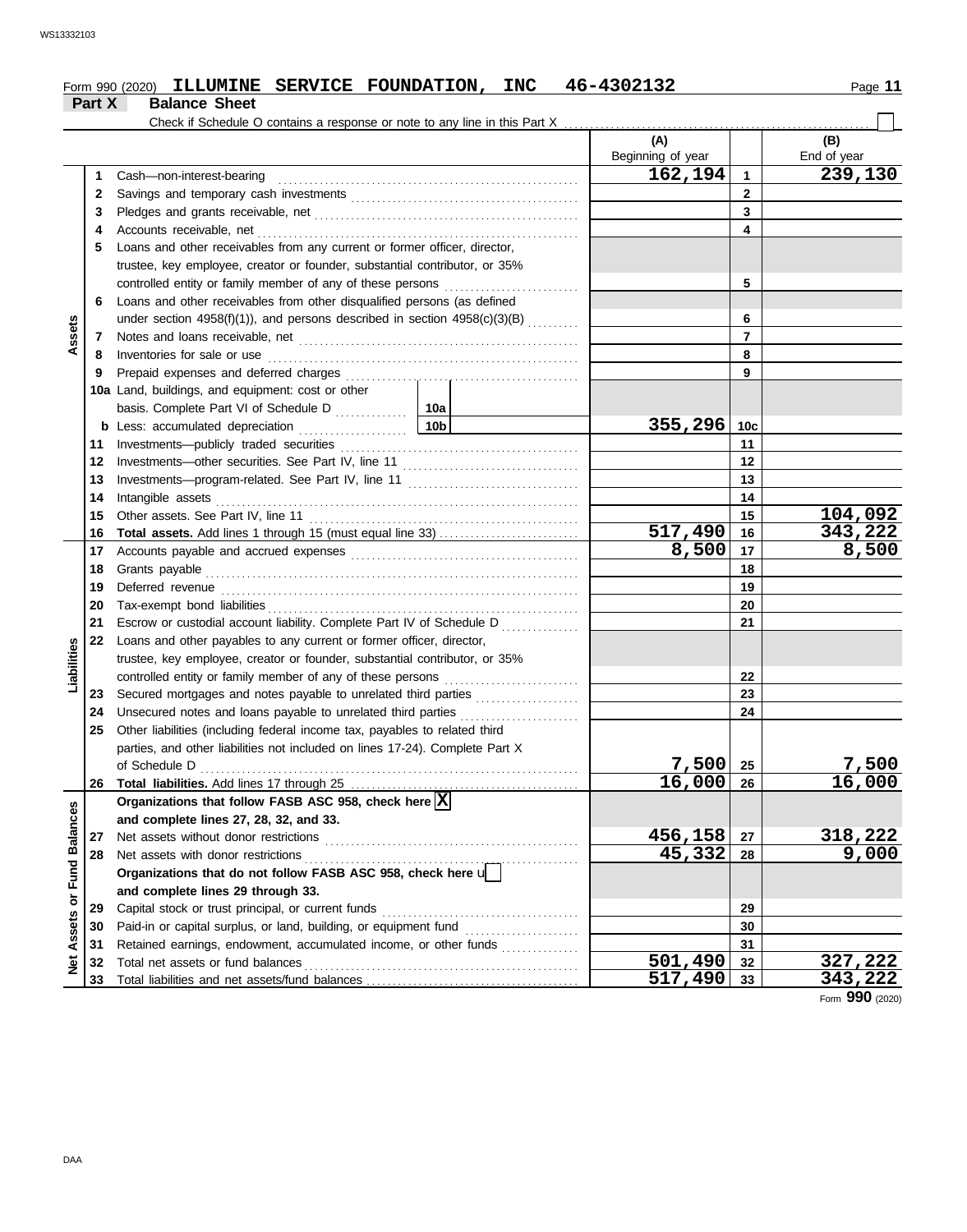Form 990 (2020) **ILLUMINE SERVICE FOUNDATION, INC 46-4302132**

## Part X Balance Sheet

Check if Schedule O contains a response or note to any line in this Part X

| Section | Line | Description | | (A) Beginning of year | Line | (B) End of year |
|---|---|---|---|---|---|---|
| Assets | 1 | Cash—non-interest-bearing | | 162,194 | 1 | 239,130 |
| | 2 | Savings and temporary cash investments | | | 2 | |
| | 3 | Pledges and grants receivable, net | | | 3 | |
| | 4 | Accounts receivable, net | | | 4 | |
| | 5 | Loans and other receivables from any current or former officer, director, trustee, key employee, creator or founder, substantial contributor, or 35% controlled entity or family member of any of these persons | | | 5 | |
| | 6 | Loans and other receivables from other disqualified persons (as defined under section 4958(f)(1)), and persons described in section 4958(c)(3)(B) | | | 6 | |
| | 7 | Notes and loans receivable, net | | | 7 | |
| | 8 | Inventories for sale or use | | | 8 | |
| | 9 | Prepaid expenses and deferred charges | | | 9 | |
| | 10a | Land, buildings, and equipment: cost or other basis. Complete Part VI of Schedule D | 10a | | | |
| | b | Less: accumulated depreciation | 10b | 355,296 | 10c | |
| | 11 | Investments—publicly traded securities | | | 11 | |
| | 12 | Investments—other securities. See Part IV, line 11 | | | 12 | |
| | 13 | Investments—program-related. See Part IV, line 11 | | | 13 | |
| | 14 | Intangible assets | | | 14 | |
| | 15 | Other assets. See Part IV, line 11 | | | 15 | 104,092 |
| | 16 | **Total assets.** Add lines 1 through 15 (must equal line 33) | | 517,490 | 16 | 343,222 |
| Liabilities | 17 | Accounts payable and accrued expenses | | 8,500 | 17 | 8,500 |
| | 18 | Grants payable | | | 18 | |
| | 19 | Deferred revenue | | | 19 | |
| | 20 | Tax-exempt bond liabilities | | | 20 | |
| | 21 | Escrow or custodial account liability. Complete Part IV of Schedule D | | | 21 | |
| | 22 | Loans and other payables to any current or former officer, director, trustee, key employee, creator or founder, substantial contributor, or 35% controlled entity or family member of any of these persons | | | 22 | |
| | 23 | Secured mortgages and notes payable to unrelated third parties | | | 23 | |
| | 24 | Unsecured notes and loans payable to unrelated third parties | | | 24 | |
| | 25 | Other liabilities (including federal income tax, payables to related third parties, and other liabilities not included on lines 17-24). Complete Part X of Schedule D | | 7,500 | 25 | 7,500 |
| | 26 | **Total liabilities.** Add lines 17 through 25 | | 16,000 | 26 | 16,000 |
| Net Assets or Fund Balances | | **Organizations that follow FASB ASC 958, check here** [X] **and complete lines 27, 28, 32, and 33.** | | | | |
| | 27 | Net assets without donor restrictions | | 456,158 | 27 | 318,222 |
| | 28 | Net assets with donor restrictions | | 45,332 | 28 | 9,000 |
| | | **Organizations that do not follow FASB ASC 958, check here** [ ] **and complete lines 29 through 33.** | | | | |
| | 29 | Capital stock or trust principal, or current funds | | | 29 | |
| | 30 | Paid-in or capital surplus, or land, building, or equipment fund | | | 30 | |
| | 31 | Retained earnings, endowment, accumulated income, or other funds | | | 31 | |
| | 32 | Total net assets or fund balances | | 501,490 | 32 | 327,222 |
| | 33 | Total liabilities and net assets/fund balances | | 517,490 | 33 | 343,222 |

Form **990** (2020)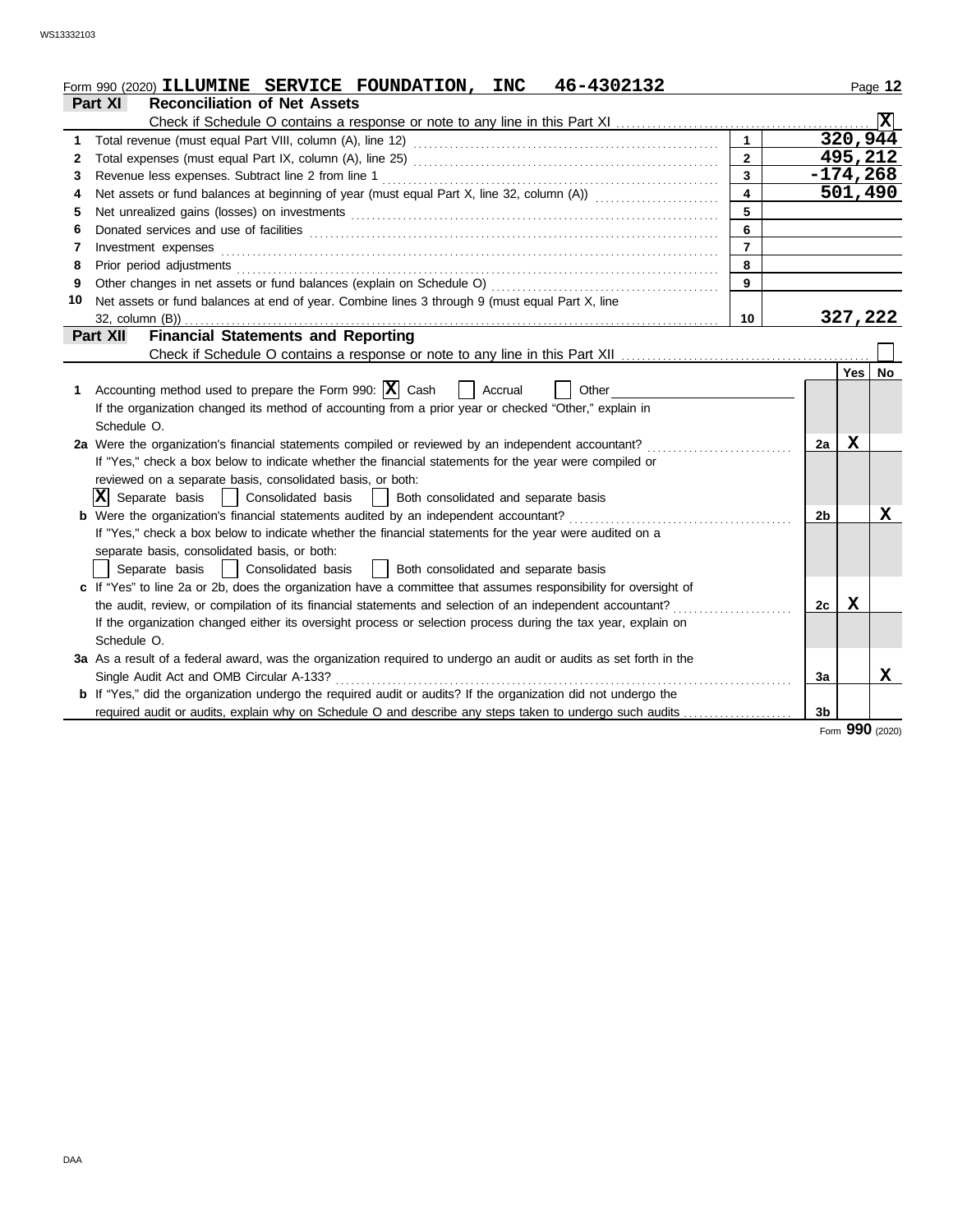Form 990 (2020) **ILLUMINE SERVICE FOUNDATION, INC 46-4302132**

## Part XI Reconciliation of Net Assets

Check if Schedule O contains a response or note to any line in this Part XI . . . . . . . . . . . . **X**

| | | | |
|---|---|---|---|
| 1 | Total revenue (must equal Part VIII, column (A), line 12) | 1 | 320,944 |
| 2 | Total expenses (must equal Part IX, column (A), line 25) | 2 | 495,212 |
| 3 | Revenue less expenses. Subtract line 2 from line 1 | 3 | -174,268 |
| 4 | Net assets or fund balances at beginning of year (must equal Part X, line 32, column (A)) | 4 | 501,490 |
| 5 | Net unrealized gains (losses) on investments | 5 | |
| 6 | Donated services and use of facilities | 6 | |
| 7 | Investment expenses | 7 | |
| 8 | Prior period adjustments | 8 | |
| 9 | Other changes in net assets or fund balances (explain on Schedule O) | 9 | |
| 10 | Net assets or fund balances at end of year. Combine lines 3 through 9 (must equal Part X, line 32, column (B)) | 10 | 327,222 |

## Part XII Financial Statements and Reporting

Check if Schedule O contains a response or note to any line in this Part XII . . . . . . . . . . . . ☐

| | | | Yes | No |
|---|---|---|---|---|
| 1 | Accounting method used to prepare the Form 990: **X** Cash ☐ Accrual ☐ Other ______ If the organization changed its method of accounting from a prior year or checked "Other," explain in Schedule O. | | | |
| 2a | Were the organization's financial statements compiled or reviewed by an independent accountant? If "Yes," check a box below to indicate whether the financial statements for the year were compiled or reviewed on a separate basis, consolidated basis, or both: **X** Separate basis ☐ Consolidated basis ☐ Both consolidated and separate basis | 2a | X | |
| b | Were the organization's financial statements audited by an independent accountant? If "Yes," check a box below to indicate whether the financial statements for the year were audited on a separate basis, consolidated basis, or both: ☐ Separate basis ☐ Consolidated basis ☐ Both consolidated and separate basis | 2b | | X |
| c | If "Yes" to line 2a or 2b, does the organization have a committee that assumes responsibility for oversight of the audit, review, or compilation of its financial statements and selection of an independent accountant? If the organization changed either its oversight process or selection process during the tax year, explain on Schedule O. | 2c | X | |
| 3a | As a result of a federal award, was the organization required to undergo an audit or audits as set forth in the Single Audit Act and OMB Circular A-133? | 3a | | X |
| b | If "Yes," did the organization undergo the required audit or audits? If the organization did not undergo the required audit or audits, explain why on Schedule O and describe any steps taken to undergo such audits | 3b | | |

Form **990** (2020)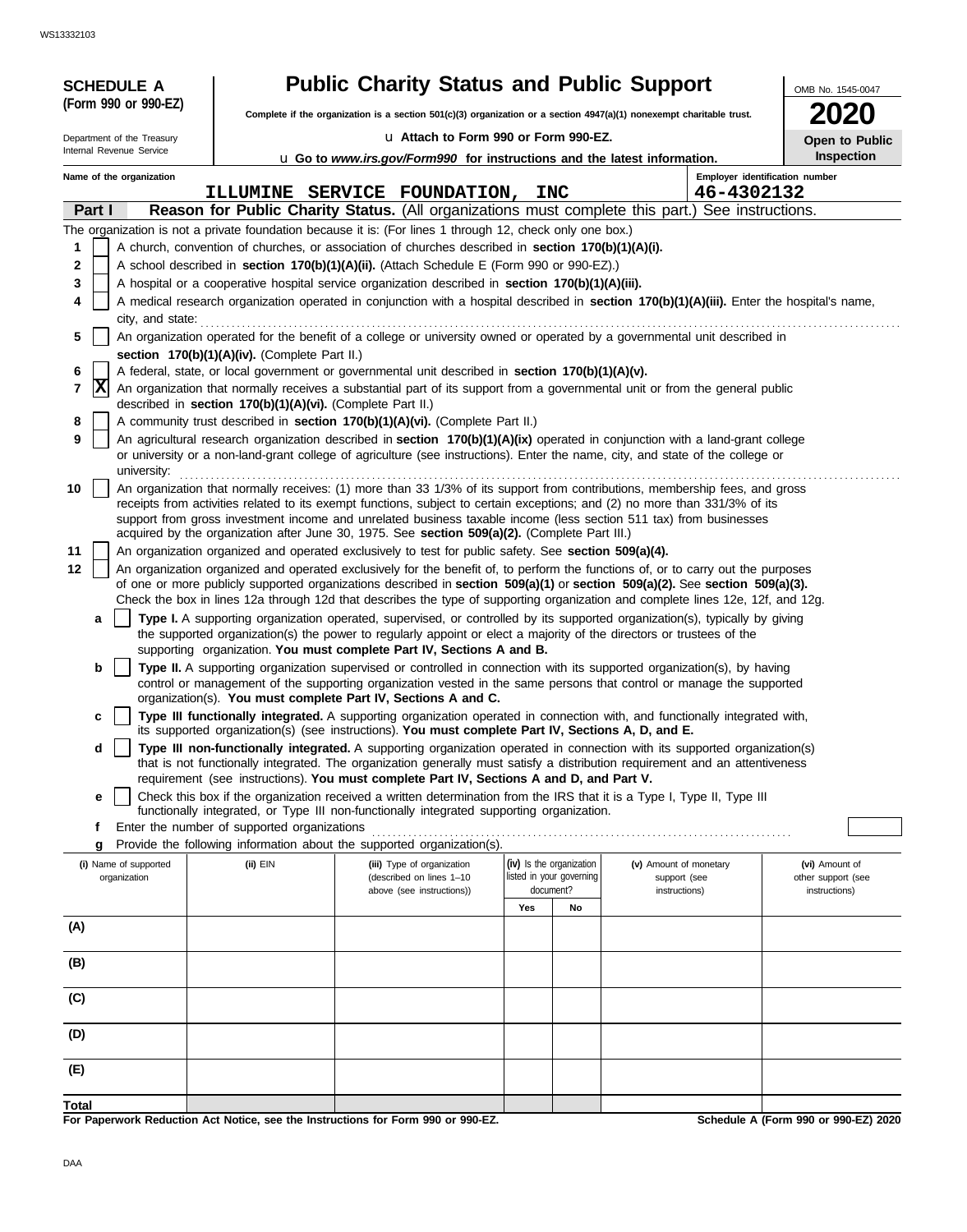**SCHEDULE A**
**(Form 990 or 990-EZ)**

Department of the Treasury
Internal Revenue Service

# Public Charity Status and Public Support

**Complete if the organization is a section 501(c)(3) organization or a section 4947(a)(1) nonexempt charitable trust.**

u **Attach to Form 990 or Form 990-EZ.**

u **Go to *www.irs.gov/Form990* for instructions and the latest information.**

OMB No. 1545-0047

**2020**

**Open to Public Inspection**

**Name of the organization**
ILLUMINE SERVICE FOUNDATION, INC

**Employer identification number**
46-4302132

## Part I — Reason for Public Charity Status. (All organizations must complete this part.) See instructions.

The organization is not a private foundation because it is: (For lines 1 through 12, check only one box.)

1 [ ] A church, convention of churches, or association of churches described in **section 170(b)(1)(A)(i).**

2 [ ] A school described in **section 170(b)(1)(A)(ii).** (Attach Schedule E (Form 990 or 990-EZ).)

3 [ ] A hospital or a cooperative hospital service organization described in **section 170(b)(1)(A)(iii).**

4 [ ] A medical research organization operated in conjunction with a hospital described in **section 170(b)(1)(A)(iii).** Enter the hospital's name, city, and state:

5 [ ] An organization operated for the benefit of a college or university owned or operated by a governmental unit described in **section 170(b)(1)(A)(iv).** (Complete Part II.)

6 [ ] A federal, state, or local government or governmental unit described in **section 170(b)(1)(A)(v).**

7 [X] An organization that normally receives a substantial part of its support from a governmental unit or from the general public described in **section 170(b)(1)(A)(vi).** (Complete Part II.)

8 [ ] A community trust described in **section 170(b)(1)(A)(vi).** (Complete Part II.)

9 [ ] An agricultural research organization described in **section 170(b)(1)(A)(ix)** operated in conjunction with a land-grant college or university or a non-land-grant college of agriculture (see instructions). Enter the name, city, and state of the college or university:

10 [ ] An organization that normally receives: (1) more than 33 1/3% of its support from contributions, membership fees, and gross receipts from activities related to its exempt functions, subject to certain exceptions; and (2) no more than 331/3% of its support from gross investment income and unrelated business taxable income (less section 511 tax) from businesses acquired by the organization after June 30, 1975. See **section 509(a)(2).** (Complete Part III.)

11 [ ] An organization organized and operated exclusively to test for public safety. See **section 509(a)(4).**

12 [ ] An organization organized and operated exclusively for the benefit of, to perform the functions of, or to carry out the purposes of one or more publicly supported organizations described in **section 509(a)(1)** or **section 509(a)(2).** See **section 509(a)(3).** Check the box in lines 12a through 12d that describes the type of supporting organization and complete lines 12e, 12f, and 12g.

**a** [ ] **Type I.** A supporting organization operated, supervised, or controlled by its supported organization(s), typically by giving the supported organization(s) the power to regularly appoint or elect a majority of the directors or trustees of the supporting organization. **You must complete Part IV, Sections A and B.**

**b** [ ] **Type II.** A supporting organization supervised or controlled in connection with its supported organization(s), by having control or management of the supporting organization vested in the same persons that control or manage the supported organization(s). **You must complete Part IV, Sections A and C.**

**c** [ ] **Type III functionally integrated.** A supporting organization operated in connection with, and functionally integrated with, its supported organization(s) (see instructions). **You must complete Part IV, Sections A, D, and E.**

**d** [ ] **Type III non-functionally integrated.** A supporting organization operated in connection with its supported organization(s) that is not functionally integrated. The organization generally must satisfy a distribution requirement and an attentiveness requirement (see instructions). **You must complete Part IV, Sections A and D, and Part V.**

**e** [ ] Check this box if the organization received a written determination from the IRS that it is a Type I, Type II, Type III functionally integrated, or Type III non-functionally integrated supporting organization.

**f** Enter the number of supported organizations

**g** Provide the following information about the supported organization(s).

| (i) Name of supported organization | (ii) EIN | (iii) Type of organization (described on lines 1–10 above (see instructions)) | (iv) Is the organization listed in your governing document? Yes | No | (v) Amount of monetary support (see instructions) | (vi) Amount of other support (see instructions) |
|---|---|---|---|---|---|---|
| (A) | | | | | | |
| (B) | | | | | | |
| (C) | | | | | | |
| (D) | | | | | | |
| (E) | | | | | | |
| **Total** | | | | | | |

**For Paperwork Reduction Act Notice, see the Instructions for Form 990 or 990-EZ.**

**Schedule A (Form 990 or 990-EZ) 2020**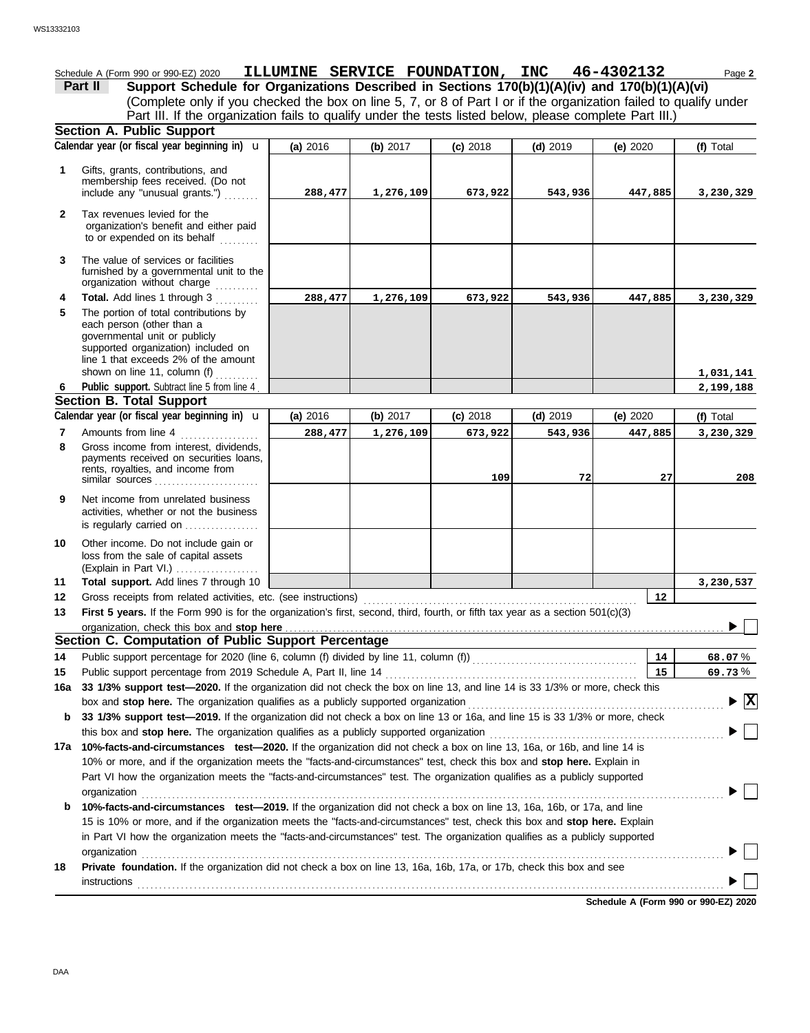Schedule A (Form 990 or 990-EZ) 2020 **ILLUMINE SERVICE FOUNDATION, INC 46-4302132** Page **2**

## Part II Support Schedule for Organizations Described in Sections 170(b)(1)(A)(iv) and 170(b)(1)(A)(vi)

(Complete only if you checked the box on line 5, 7, or 8 of Part I or if the organization failed to qualify under Part III. If the organization fails to qualify under the tests listed below, please complete Part III.)

### Section A. Public Support

| Calendar year (or fiscal year beginning in) | (a) 2016 | (b) 2017 | (c) 2018 | (d) 2019 | (e) 2020 | (f) Total |
|---|---|---|---|---|---|---|
| **1** Gifts, grants, contributions, and membership fees received. (Do not include any "unusual grants.") | 288,477 | 1,276,109 | 673,922 | 543,936 | 447,885 | 3,230,329 |
| **2** Tax revenues levied for the organization's benefit and either paid to or expended on its behalf | | | | | | |
| **3** The value of services or facilities furnished by a governmental unit to the organization without charge | | | | | | |
| **4** **Total.** Add lines 1 through 3 | 288,477 | 1,276,109 | 673,922 | 543,936 | 447,885 | 3,230,329 |
| **5** The portion of total contributions by each person (other than a governmental unit or publicly supported organization) included on line 1 that exceeds 2% of the amount shown on line 11, column (f) | | | | | | 1,031,141 |
| **6** **Public support.** Subtract line 5 from line 4 | | | | | | 2,199,188 |

### Section B. Total Support

| Calendar year (or fiscal year beginning in) | (a) 2016 | (b) 2017 | (c) 2018 | (d) 2019 | (e) 2020 | (f) Total |
|---|---|---|---|---|---|---|
| **7** Amounts from line 4 | 288,477 | 1,276,109 | 673,922 | 543,936 | 447,885 | 3,230,329 |
| **8** Gross income from interest, dividends, payments received on securities loans, rents, royalties, and income from similar sources | | | 109 | 72 | 27 | 208 |
| **9** Net income from unrelated business activities, whether or not the business is regularly carried on | | | | | | |
| **10** Other income. Do not include gain or loss from the sale of capital assets (Explain in Part VI.) | | | | | | |
| **11** **Total support.** Add lines 7 through 10 | | | | | | 3,230,537 |

**12** Gross receipts from related activities, etc. (see instructions) | **12** |

**13** **First 5 years.** If the Form 990 is for the organization's first, second, third, fourth, or fifth tax year as a section 501(c)(3) organization, check this box and **stop here** ☐

### Section C. Computation of Public Support Percentage

**14** Public support percentage for 2020 (line 6, column (f) divided by line 11, column (f)) | **14** | 68.07 %

**15** Public support percentage from 2019 Schedule A, Part II, line 14 | **15** | 69.73 %

**16a** **33 1/3% support test—2020.** If the organization did not check the box on line 13, and line 14 is 33 1/3% or more, check this box and **stop here.** The organization qualifies as a publicly supported organization ☒

**b** **33 1/3% support test—2019.** If the organization did not check a box on line 13 or 16a, and line 15 is 33 1/3% or more, check this box and **stop here.** The organization qualifies as a publicly supported organization ☐

**17a** **10%-facts-and-circumstances test—2020.** If the organization did not check a box on line 13, 16a, or 16b, and line 14 is 10% or more, and if the organization meets the "facts-and-circumstances" test, check this box and **stop here.** Explain in Part VI how the organization meets the "facts-and-circumstances" test. The organization qualifies as a publicly supported organization ☐

**b** **10%-facts-and-circumstances test—2019.** If the organization did not check a box on line 13, 16a, 16b, or 17a, and line 15 is 10% or more, and if the organization meets the "facts-and-circumstances" test, check this box and **stop here.** Explain in Part VI how the organization meets the "facts-and-circumstances" test. The organization qualifies as a publicly supported organization ☐

**18** **Private foundation.** If the organization did not check a box on line 13, 16a, 16b, 17a, or 17b, check this box and see instructions ☐

**Schedule A (Form 990 or 990-EZ) 2020**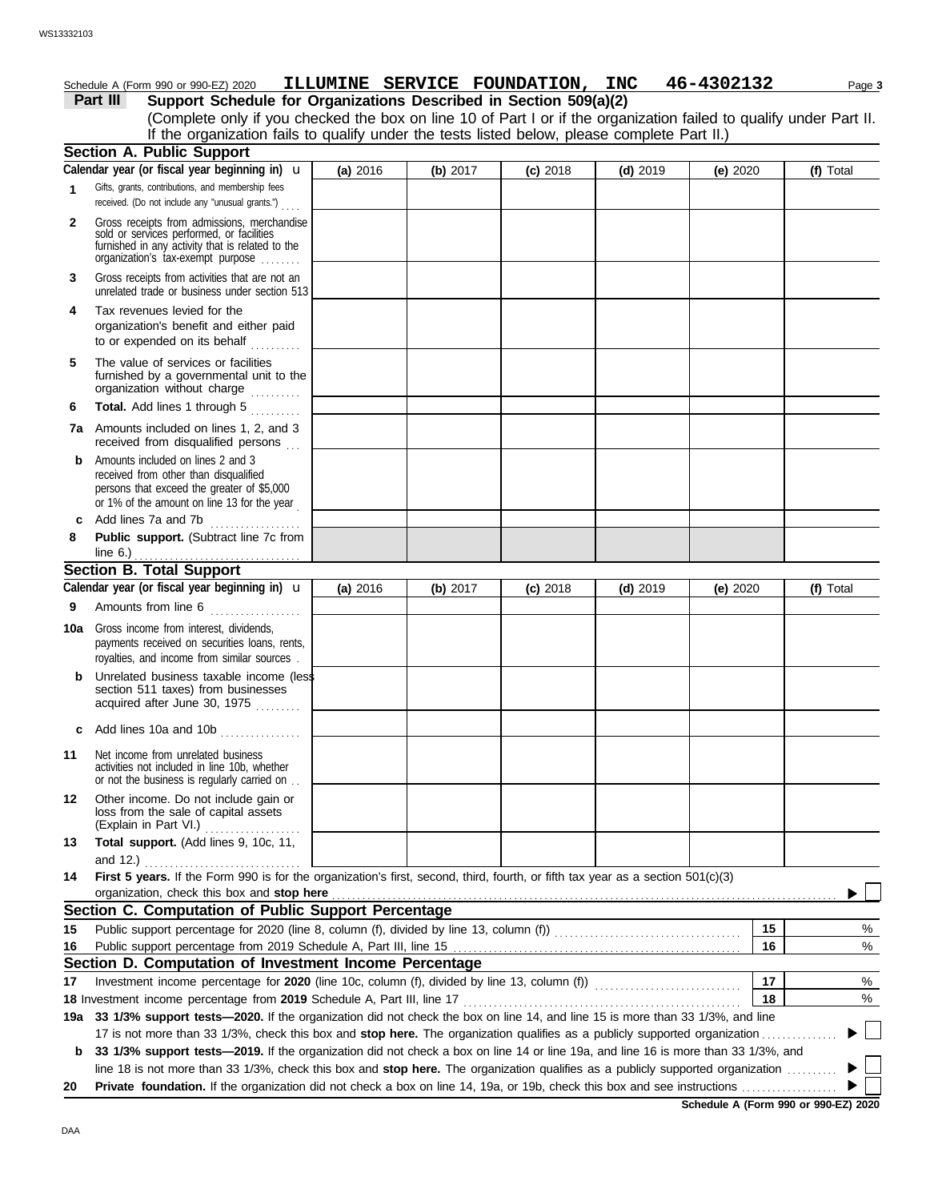Schedule A (Form 990 or 990-EZ) 2020 **ILLUMINE SERVICE FOUNDATION, INC 46-4302132**

## Part III Support Schedule for Organizations Described in Section 509(a)(2)

(Complete only if you checked the box on line 10 of Part I or if the organization failed to qualify under Part II. If the organization fails to qualify under the tests listed below, please complete Part II.)

### Section A. Public Support

| Calendar year (or fiscal year beginning in) | (a) 2016 | (b) 2017 | (c) 2018 | (d) 2019 | (e) 2020 | (f) Total |
|---|---|---|---|---|---|---|
| **1** Gifts, grants, contributions, and membership fees received. (Do not include any "unusual grants.") | | | | | | |
| **2** Gross receipts from admissions, merchandise sold or services performed, or facilities furnished in any activity that is related to the organization's tax-exempt purpose | | | | | | |
| **3** Gross receipts from activities that are not an unrelated trade or business under section 513 | | | | | | |
| **4** Tax revenues levied for the organization's benefit and either paid to or expended on its behalf | | | | | | |
| **5** The value of services or facilities furnished by a governmental unit to the organization without charge | | | | | | |
| **6** **Total.** Add lines 1 through 5 | | | | | | |
| **7a** Amounts included on lines 1, 2, and 3 received from disqualified persons | | | | | | |
| **b** Amounts included on lines 2 and 3 received from other than disqualified persons that exceed the greater of $5,000 or 1% of the amount on line 13 for the year | | | | | | |
| **c** Add lines 7a and 7b | | | | | | |
| **8** **Public support.** (Subtract line 7c from line 6.) | | | | | | |

### Section B. Total Support

| Calendar year (or fiscal year beginning in) | (a) 2016 | (b) 2017 | (c) 2018 | (d) 2019 | (e) 2020 | (f) Total |
|---|---|---|---|---|---|---|
| **9** Amounts from line 6 | | | | | | |
| **10a** Gross income from interest, dividends, payments received on securities loans, rents, royalties, and income from similar sources | | | | | | |
| **b** Unrelated business taxable income (less section 511 taxes) from businesses acquired after June 30, 1975 | | | | | | |
| **c** Add lines 10a and 10b | | | | | | |
| **11** Net income from unrelated business activities not included in line 10b, whether or not the business is regularly carried on | | | | | | |
| **12** Other income. Do not include gain or loss from the sale of capital assets (Explain in Part VI.) | | | | | | |
| **13** **Total support.** (Add lines 9, 10c, 11, and 12.) | | | | | | |

**14** **First 5 years.** If the Form 990 is for the organization's first, second, third, fourth, or fifth tax year as a section 501(c)(3) organization, check this box and **stop here** ☐

### Section C. Computation of Public Support Percentage

| | | | |
|---|---|---|---|
| **15** | Public support percentage for 2020 (line 8, column (f), divided by line 13, column (f)) | 15 | % |
| **16** | Public support percentage from 2019 Schedule A, Part III, line 15 | 16 | % |

### Section D. Computation of Investment Income Percentage

| | | | |
|---|---|---|---|
| **17** | Investment income percentage for **2020** (line 10c, column (f), divided by line 13, column (f)) | 17 | % |
| **18** | Investment income percentage from **2019** Schedule A, Part III, line 17 | 18 | % |

**19a** **33 1/3% support tests—2020.** If the organization did not check the box on line 14, and line 15 is more than 33 1/3%, and line 17 is not more than 33 1/3%, check this box and **stop here.** The organization qualifies as a publicly supported organization ☐

**b** **33 1/3% support tests—2019.** If the organization did not check a box on line 14 or line 19a, and line 16 is more than 33 1/3%, and line 18 is not more than 33 1/3%, check this box and **stop here.** The organization qualifies as a publicly supported organization ☐

**20** **Private foundation.** If the organization did not check a box on line 14, 19a, or 19b, check this box and see instructions ☐

**Schedule A (Form 990 or 990-EZ) 2020**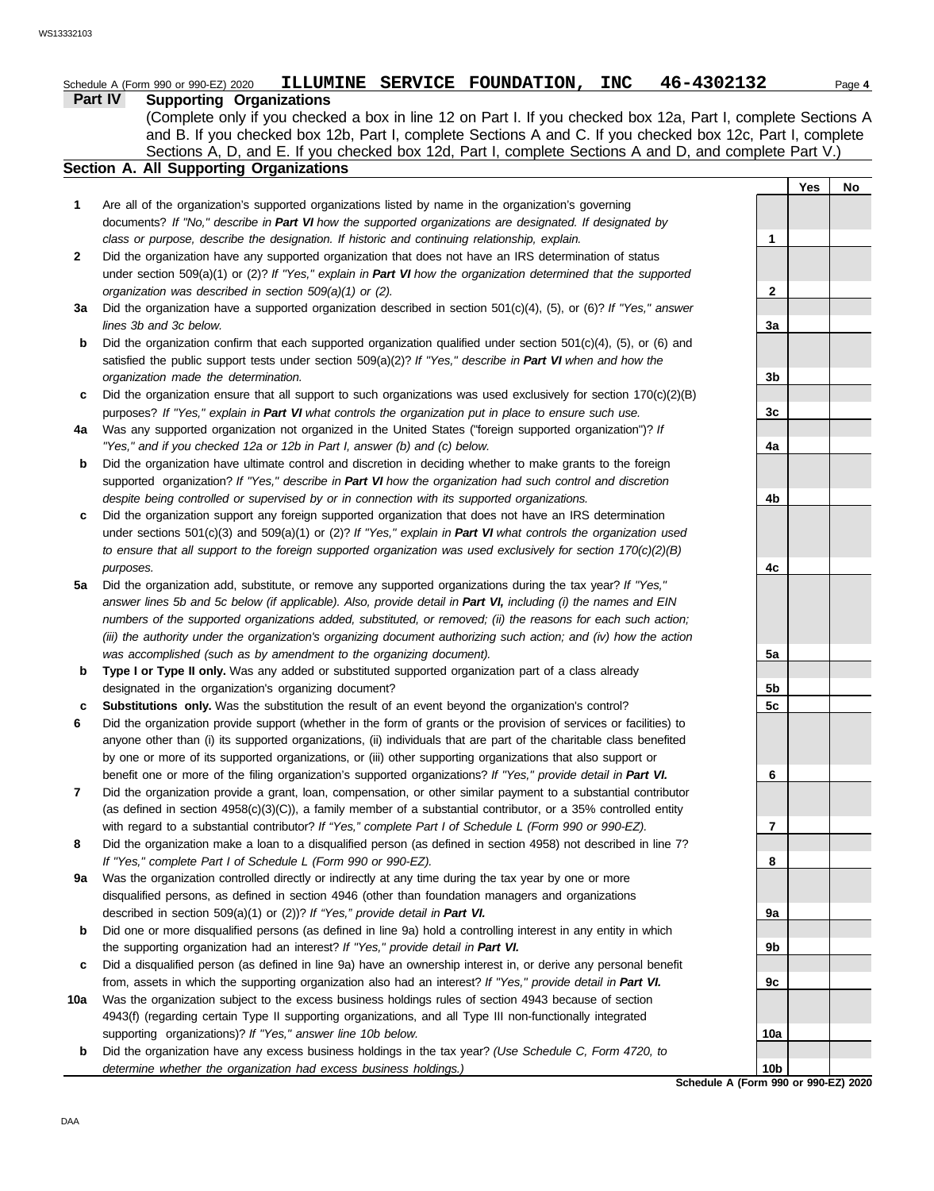Schedule A (Form 990 or 990-EZ) 2020 **ILLUMINE SERVICE FOUNDATION, INC 46-4302132** Page **4**

## Part IV Supporting Organizations

(Complete only if you checked a box in line 12 on Part I. If you checked box 12a, Part I, complete Sections A and B. If you checked box 12b, Part I, complete Sections A and C. If you checked box 12c, Part I, complete Sections A, D, and E. If you checked box 12d, Part I, complete Sections A and D, and complete Part V.)

### Section A. All Supporting Organizations

| | | | Yes | No |
|---|---|---|---|---|
| **1** | Are all of the organization's supported organizations listed by name in the organization's governing documents? *If "No," describe in **Part VI** how the supported organizations are designated. If designated by class or purpose, describe the designation. If historic and continuing relationship, explain.* | **1** | | |
| **2** | Did the organization have any supported organization that does not have an IRS determination of status under section 509(a)(1) or (2)? *If "Yes," explain in **Part VI** how the organization determined that the supported organization was described in section 509(a)(1) or (2).* | **2** | | |
| **3a** | Did the organization have a supported organization described in section 501(c)(4), (5), or (6)? *If "Yes," answer lines 3b and 3c below.* | **3a** | | |
| **b** | Did the organization confirm that each supported organization qualified under section 501(c)(4), (5), or (6) and satisfied the public support tests under section 509(a)(2)? *If "Yes," describe in **Part VI** when and how the organization made the determination.* | **3b** | | |
| **c** | Did the organization ensure that all support to such organizations was used exclusively for section 170(c)(2)(B) purposes? *If "Yes," explain in **Part VI** what controls the organization put in place to ensure such use.* | **3c** | | |
| **4a** | Was any supported organization not organized in the United States ("foreign supported organization")? *If "Yes," and if you checked 12a or 12b in Part I, answer (b) and (c) below.* | **4a** | | |
| **b** | Did the organization have ultimate control and discretion in deciding whether to make grants to the foreign supported organization? *If "Yes," describe in **Part VI** how the organization had such control and discretion despite being controlled or supervised by or in connection with its supported organizations.* | **4b** | | |
| **c** | Did the organization support any foreign supported organization that does not have an IRS determination under sections 501(c)(3) and 509(a)(1) or (2)? *If "Yes," explain in **Part VI** what controls the organization used to ensure that all support to the foreign supported organization was used exclusively for section 170(c)(2)(B) purposes.* | **4c** | | |
| **5a** | Did the organization add, substitute, or remove any supported organizations during the tax year? *If "Yes," answer lines 5b and 5c below (if applicable). Also, provide detail in **Part VI,** including (i) the names and EIN numbers of the supported organizations added, substituted, or removed; (ii) the reasons for each such action; (iii) the authority under the organization's organizing document authorizing such action; and (iv) how the action was accomplished (such as by amendment to the organizing document).* | **5a** | | |
| **b** | **Type I or Type II only.** Was any added or substituted supported organization part of a class already designated in the organization's organizing document? | **5b** | | |
| **c** | **Substitutions only.** Was the substitution the result of an event beyond the organization's control? | **5c** | | |
| **6** | Did the organization provide support (whether in the form of grants or the provision of services or facilities) to anyone other than (i) its supported organizations, (ii) individuals that are part of the charitable class benefited by one or more of its supported organizations, or (iii) other supporting organizations that also support or benefit one or more of the filing organization's supported organizations? *If "Yes," provide detail in **Part VI.*** | **6** | | |
| **7** | Did the organization provide a grant, loan, compensation, or other similar payment to a substantial contributor (as defined in section 4958(c)(3)(C)), a family member of a substantial contributor, or a 35% controlled entity with regard to a substantial contributor? *If "Yes," complete Part I of Schedule L (Form 990 or 990-EZ).* | **7** | | |
| **8** | Did the organization make a loan to a disqualified person (as defined in section 4958) not described in line 7? *If "Yes," complete Part I of Schedule L (Form 990 or 990-EZ).* | **8** | | |
| **9a** | Was the organization controlled directly or indirectly at any time during the tax year by one or more disqualified persons, as defined in section 4946 (other than foundation managers and organizations described in section 509(a)(1) or (2))? *If "Yes," provide detail in **Part VI.*** | **9a** | | |
| **b** | Did one or more disqualified persons (as defined in line 9a) hold a controlling interest in any entity in which the supporting organization had an interest? *If "Yes," provide detail in **Part VI.*** | **9b** | | |
| **c** | Did a disqualified person (as defined in line 9a) have an ownership interest in, or derive any personal benefit from, assets in which the supporting organization also had an interest? *If "Yes," provide detail in **Part VI.*** | **9c** | | |
| **10a** | Was the organization subject to the excess business holdings rules of section 4943 because of section 4943(f) (regarding certain Type II supporting organizations, and all Type III non-functionally integrated supporting organizations)? *If "Yes," answer line 10b below.* | **10a** | | |
| **b** | Did the organization have any excess business holdings in the tax year? *(Use Schedule C, Form 4720, to determine whether the organization had excess business holdings.)* | **10b** | | |

**Schedule A (Form 990 or 990-EZ) 2020**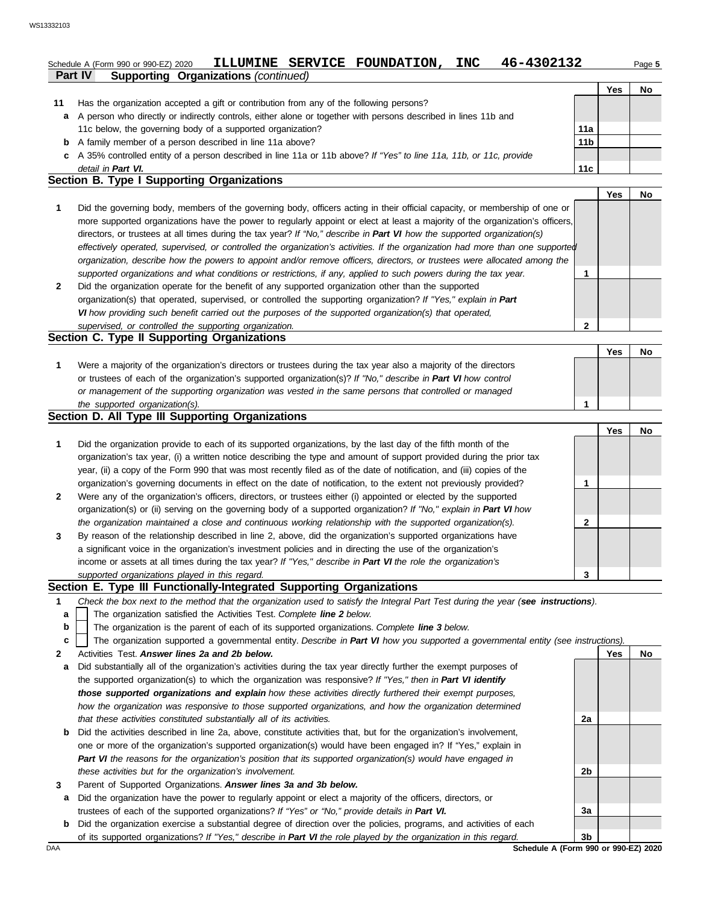Schedule A (Form 990 or 990-EZ) 2020 **ILLUMINE SERVICE FOUNDATION, INC 46-4302132** Page 5

**Part IV Supporting Organizations** *(continued)*

| | | | Yes | No |
|---|---|---|---|---|
| **11** | Has the organization accepted a gift or contribution from any of the following persons? | | | |
| **a** | A person who directly or indirectly controls, either alone or together with persons described in lines 11b and 11c below, the governing body of a supported organization? | **11a** | | |
| **b** | A family member of a person described in line 11a above? | **11b** | | |
| **c** | A 35% controlled entity of a person described in line 11a or 11b above? *If "Yes" to line 11a, 11b, or 11c, provide detail in **Part VI.*** | **11c** | | |

## Section B. Type I Supporting Organizations

| | | | Yes | No |
|---|---|---|---|---|
| **1** | Did the governing body, members of the governing body, officers acting in their official capacity, or membership of one or more supported organizations have the power to regularly appoint or elect at least a majority of the organization's officers, directors, or trustees at all times during the tax year? *If "No," describe in **Part VI** how the supported organization(s) effectively operated, supervised, or controlled the organization's activities. If the organization had more than one supported organization, describe how the powers to appoint and/or remove officers, directors, or trustees were allocated among the supported organizations and what conditions or restrictions, if any, applied to such powers during the tax year.* | **1** | | |
| **2** | Did the organization operate for the benefit of any supported organization other than the supported organization(s) that operated, supervised, or controlled the supporting organization? *If "Yes," explain in **Part VI** how providing such benefit carried out the purposes of the supported organization(s) that operated, supervised, or controlled the supporting organization.* | **2** | | |

## Section C. Type II Supporting Organizations

| | | | Yes | No |
|---|---|---|---|---|
| **1** | Were a majority of the organization's directors or trustees during the tax year also a majority of the directors or trustees of each of the organization's supported organization(s)? *If "No," describe in **Part VI** how control or management of the supporting organization was vested in the same persons that controlled or managed the supported organization(s).* | **1** | | |

## Section D. All Type III Supporting Organizations

| | | | Yes | No |
|---|---|---|---|---|
| **1** | Did the organization provide to each of its supported organizations, by the last day of the fifth month of the organization's tax year, (i) a written notice describing the type and amount of support provided during the prior tax year, (ii) a copy of the Form 990 that was most recently filed as of the date of notification, and (iii) copies of the organization's governing documents in effect on the date of notification, to the extent not previously provided? | **1** | | |
| **2** | Were any of the organization's officers, directors, or trustees either (i) appointed or elected by the supported organization(s) or (ii) serving on the governing body of a supported organization? *If "No," explain in **Part VI** how the organization maintained a close and continuous working relationship with the supported organization(s).* | **2** | | |
| **3** | By reason of the relationship described in line 2, above, did the organization's supported organizations have a significant voice in the organization's investment policies and in directing the use of the organization's income or assets at all times during the tax year? *If "Yes," describe in **Part VI** the role the organization's supported organizations played in this regard.* | **3** | | |

## Section E. Type III Functionally-Integrated Supporting Organizations

**1** *Check the box next to the method that the organization used to satisfy the Integral Part Test during the year (**see instructions**).*

- **a** ☐ The organization satisfied the Activities Test. *Complete **line 2** below.*
- **b** ☐ The organization is the parent of each of its supported organizations. *Complete **line 3** below.*
- **c** ☐ The organization supported a governmental entity. *Describe in **Part VI** how you supported a governmental entity (see instructions).*

| | | | Yes | No |
|---|---|---|---|---|
| **2** | Activities Test. ***Answer lines 2a and 2b below.*** | | | |
| **a** | Did substantially all of the organization's activities during the tax year directly further the exempt purposes of the supported organization(s) to which the organization was responsive? *If "Yes," then in **Part VI identify those supported organizations and explain** how these activities directly furthered their exempt purposes, how the organization was responsive to those supported organizations, and how the organization determined that these activities constituted substantially all of its activities.* | **2a** | | |
| **b** | Did the activities described in line 2a, above, constitute activities that, but for the organization's involvement, one or more of the organization's supported organization(s) would have been engaged in? If "Yes," explain in ***Part VI*** *the reasons for the organization's position that its supported organization(s) would have engaged in these activities but for the organization's involvement.* | **2b** | | |
| **3** | Parent of Supported Organizations. ***Answer lines 3a and 3b below.*** | | | |
| **a** | Did the organization have the power to regularly appoint or elect a majority of the officers, directors, or trustees of each of the supported organizations? *If "Yes" or "No," provide details in **Part VI.*** | **3a** | | |
| **b** | Did the organization exercise a substantial degree of direction over the policies, programs, and activities of each of its supported organizations? *If "Yes," describe in **Part VI** the role played by the organization in this regard.* | **3b** | | |

DAA **Schedule A (Form 990 or 990-EZ) 2020**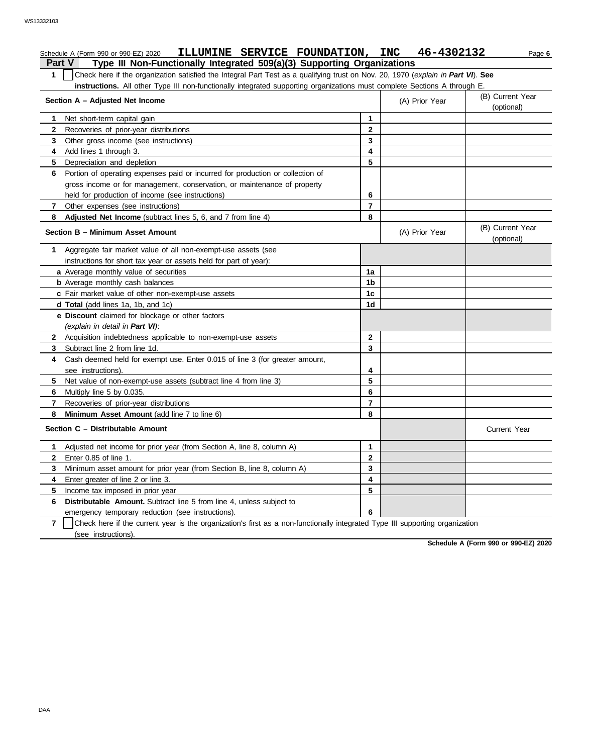Schedule A (Form 990 or 990-EZ) 2020 **ILLUMINE SERVICE FOUNDATION, INC 46-4302132**

## Part V Type III Non-Functionally Integrated 509(a)(3) Supporting Organizations

**1** ☐ Check here if the organization satisfied the Integral Part Test as a qualifying trust on Nov. 20, 1970 (*explain in **Part VI***). **See instructions.** All other Type III non-functionally integrated supporting organizations must complete Sections A through E.

| **Section A – Adjusted Net Income** | | (A) Prior Year | (B) Current Year (optional) |
|---|---|---|---|
| **1** Net short-term capital gain | 1 | | |
| **2** Recoveries of prior-year distributions | 2 | | |
| **3** Other gross income (see instructions) | 3 | | |
| **4** Add lines 1 through 3. | 4 | | |
| **5** Depreciation and depletion | 5 | | |
| **6** Portion of operating expenses paid or incurred for production or collection of gross income or for management, conservation, or maintenance of property held for production of income (see instructions) | 6 | | |
| **7** Other expenses (see instructions) | 7 | | |
| **8** **Adjusted Net Income** (subtract lines 5, 6, and 7 from line 4) | 8 | | |

| **Section B – Minimum Asset Amount** | | (A) Prior Year | (B) Current Year (optional) |
|---|---|---|---|
| **1** Aggregate fair market value of all non-exempt-use assets (see instructions for short tax year or assets held for part of year): | | | |
| **a** Average monthly value of securities | 1a | | |
| **b** Average monthly cash balances | 1b | | |
| **c** Fair market value of other non-exempt-use assets | 1c | | |
| **d Total** (add lines 1a, 1b, and 1c) | 1d | | |
| **e Discount** claimed for blockage or other factors (*explain in detail in **Part VI***): | | | |
| **2** Acquisition indebtedness applicable to non-exempt-use assets | 2 | | |
| **3** Subtract line 2 from line 1d. | 3 | | |
| **4** Cash deemed held for exempt use. Enter 0.015 of line 3 (for greater amount, see instructions). | 4 | | |
| **5** Net value of non-exempt-use assets (subtract line 4 from line 3) | 5 | | |
| **6** Multiply line 5 by 0.035. | 6 | | |
| **7** Recoveries of prior-year distributions | 7 | | |
| **8** **Minimum Asset Amount** (add line 7 to line 6) | 8 | | |

| **Section C – Distributable Amount** | | | Current Year |
|---|---|---|---|
| **1** Adjusted net income for prior year (from Section A, line 8, column A) | 1 | | |
| **2** Enter 0.85 of line 1. | 2 | | |
| **3** Minimum asset amount for prior year (from Section B, line 8, column A) | 3 | | |
| **4** Enter greater of line 2 or line 3. | 4 | | |
| **5** Income tax imposed in prior year | 5 | | |
| **6** **Distributable Amount.** Subtract line 5 from line 4, unless subject to emergency temporary reduction (see instructions). | 6 | | |

**7** ☐ Check here if the current year is the organization's first as a non-functionally integrated Type III supporting organization (see instructions).

**Schedule A (Form 990 or 990-EZ) 2020**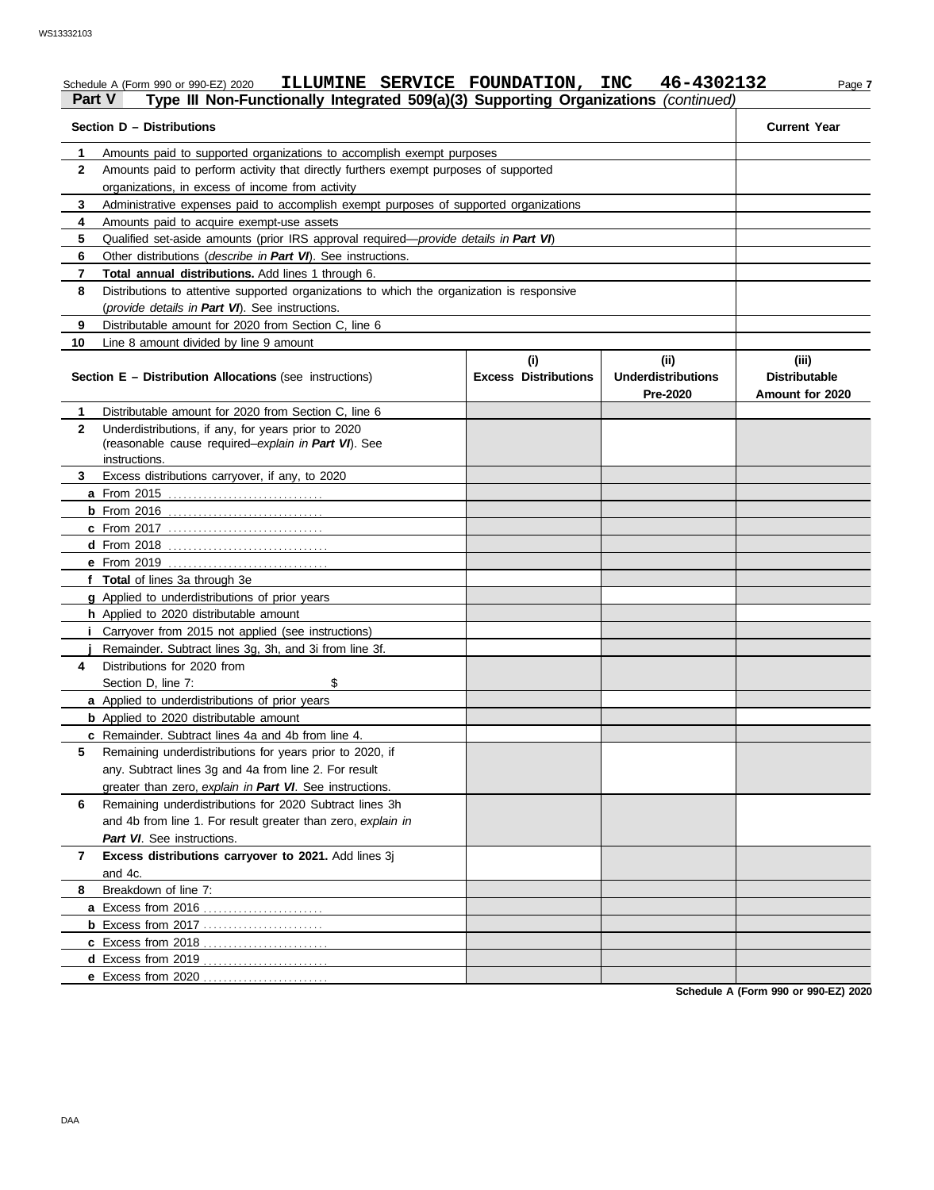Schedule A (Form 990 or 990-EZ) 2020 **ILLUMINE SERVICE FOUNDATION, INC 46-4302132** Page **7**

## Part V Type III Non-Functionally Integrated 509(a)(3) Supporting Organizations *(continued)*

| Section D – Distributions | | Current Year |
|---|---|---|
| **1** | Amounts paid to supported organizations to accomplish exempt purposes | |
| **2** | Amounts paid to perform activity that directly furthers exempt purposes of supported organizations, in excess of income from activity | |
| **3** | Administrative expenses paid to accomplish exempt purposes of supported organizations | |
| **4** | Amounts paid to acquire exempt-use assets | |
| **5** | Qualified set-aside amounts (prior IRS approval required—*provide details in **Part VI***) | |
| **6** | Other distributions (*describe in **Part VI***). See instructions. | |
| **7** | **Total annual distributions.** Add lines 1 through 6. | |
| **8** | Distributions to attentive supported organizations to which the organization is responsive (*provide details in **Part VI***). See instructions. | |
| **9** | Distributable amount for 2020 from Section C, line 6 | |
| **10** | Line 8 amount divided by line 9 amount | |

| | Section E – Distribution Allocations (see instructions) | (i) Excess Distributions | (ii) Underdistributions Pre-2020 | (iii) Distributable Amount for 2020 |
|---|---|---|---|---|
| **1** | Distributable amount for 2020 from Section C, line 6 | | | |
| **2** | Underdistributions, if any, for years prior to 2020 (reasonable cause required–*explain in **Part VI***). See instructions. | | | |
| **3** | Excess distributions carryover, if any, to 2020 | | | |
| **a** | From 2015 | | | |
| **b** | From 2016 | | | |
| **c** | From 2017 | | | |
| **d** | From 2018 | | | |
| **e** | From 2019 | | | |
| **f** | **Total** of lines 3a through 3e | | | |
| **g** | Applied to underdistributions of prior years | | | |
| **h** | Applied to 2020 distributable amount | | | |
| **i** | Carryover from 2015 not applied (see instructions) | | | |
| **j** | Remainder. Subtract lines 3g, 3h, and 3i from line 3f. | | | |
| **4** | Distributions for 2020 from Section D, line 7: $ | | | |
| **a** | Applied to underdistributions of prior years | | | |
| **b** | Applied to 2020 distributable amount | | | |
| **c** | Remainder. Subtract lines 4a and 4b from line 4. | | | |
| **5** | Remaining underdistributions for years prior to 2020, if any. Subtract lines 3g and 4a from line 2. For result greater than zero, *explain in **Part VI***. See instructions. | | | |
| **6** | Remaining underdistributions for 2020 Subtract lines 3h and 4b from line 1. For result greater than zero, *explain in **Part VI***. See instructions. | | | |
| **7** | **Excess distributions carryover to 2021.** Add lines 3j and 4c. | | | |
| **8** | Breakdown of line 7: | | | |
| **a** | Excess from 2016 | | | |
| **b** | Excess from 2017 | | | |
| **c** | Excess from 2018 | | | |
| **d** | Excess from 2019 | | | |
| **e** | Excess from 2020 | | | |

**Schedule A (Form 990 or 990-EZ) 2020**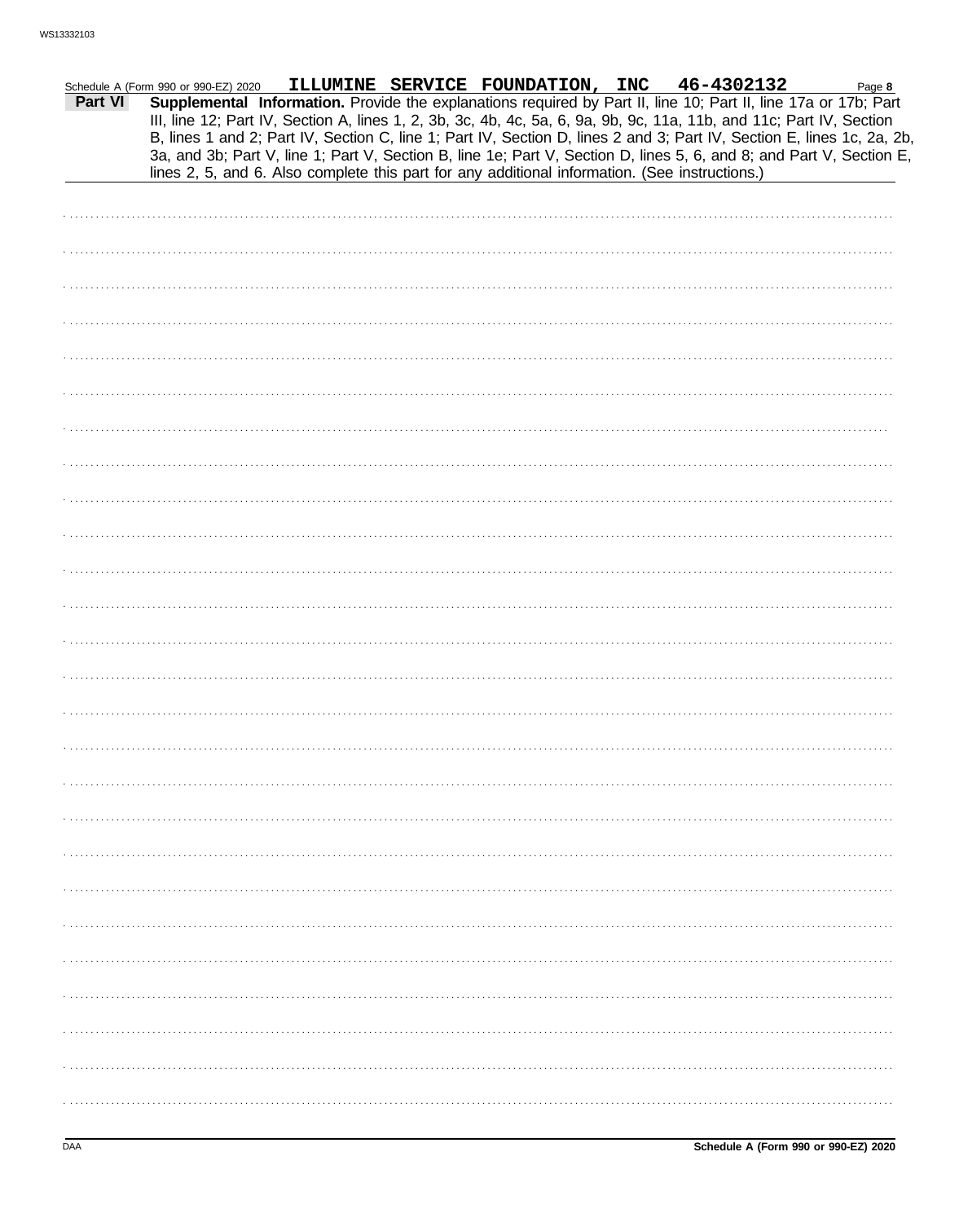Schedule A (Form 990 or 990-EZ) 2020 ILLUMINE SERVICE FOUNDATION, INC 46-4302132

**Part VI** **Supplemental Information.** Provide the explanations required by Part II, line 10; Part II, line 17a or 17b; Part III, line 12; Part IV, Section A, lines 1, 2, 3b, 3c, 4b, 4c, 5a, 6, 9a, 9b, 9c, 11a, 11b, and 11c; Part IV, Section B, lines 1 and 2; Part IV, Section C, line 1; Part IV, Section D, lines 2 and 3; Part IV, Section E, lines 1c, 2a, 2b, 3a, and 3b; Part V, line 1; Part V, Section B, line 1e; Part V, Section D, lines 5, 6, and 8; and Part V, Section E, lines 2, 5, and 6. Also complete this part for any additional information. (See instructions.)

Schedule A (Form 990 or 990-EZ) 2020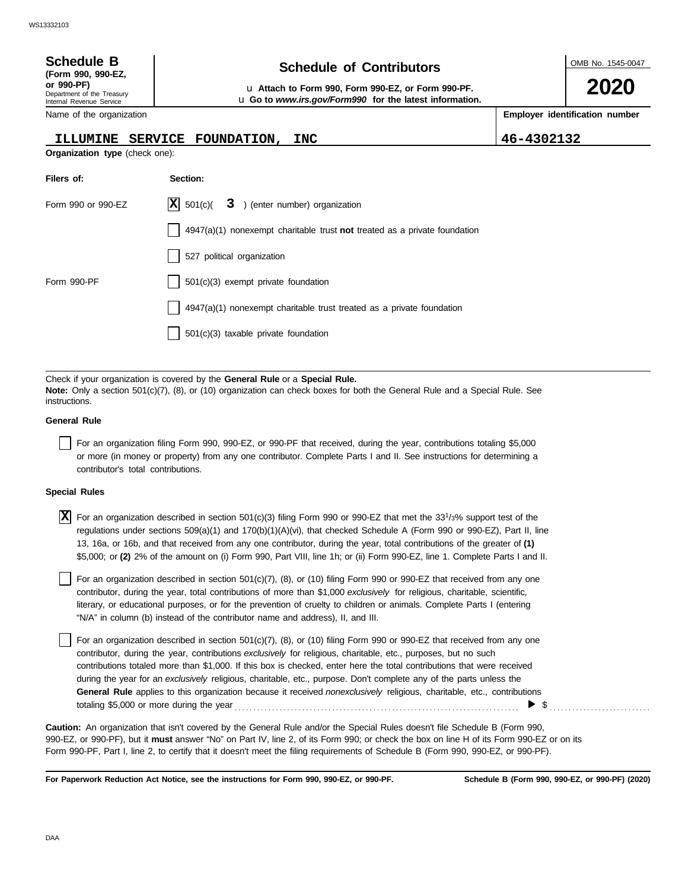**Schedule B**
**(Form 990, 990-EZ, or 990-PF)**
Department of the Treasury
Internal Revenue Service

# Schedule of Contributors

u **Attach to Form 990, Form 990-EZ, or Form 990-PF.**
u **Go to *www.irs.gov/Form990* for the latest information.**

OMB No. 1545-0047

**2020**

| Name of the organization | Employer identification number |
|---|---|
| ILLUMINE SERVICE FOUNDATION, INC | 46-4302132 |

**Organization type** (check one):

| Filers of: | Section: |
|---|---|
| Form 990 or 990-EZ | [X] 501(c)( 3 ) (enter number) organization |
| | [ ] 4947(a)(1) nonexempt charitable trust **not** treated as a private foundation |
| | [ ] 527 political organization |
| Form 990-PF | [ ] 501(c)(3) exempt private foundation |
| | [ ] 4947(a)(1) nonexempt charitable trust treated as a private foundation |
| | [ ] 501(c)(3) taxable private foundation |

Check if your organization is covered by the **General Rule** or a **Special Rule.**
**Note:** Only a section 501(c)(7), (8), or (10) organization can check boxes for both the General Rule and a Special Rule. See instructions.

**General Rule**

[ ] For an organization filing Form 990, 990-EZ, or 990-PF that received, during the year, contributions totaling $5,000 or more (in money or property) from any one contributor. Complete Parts I and II. See instructions for determining a contributor's total contributions.

**Special Rules**

[X] For an organization described in section 501(c)(3) filing Form 990 or 990-EZ that met the $33^1/_3$% support test of the regulations under sections 509(a)(1) and 170(b)(1)(A)(vi), that checked Schedule A (Form 990 or 990-EZ), Part II, line 13, 16a, or 16b, and that received from any one contributor, during the year, total contributions of the greater of **(1)** $5,000; or **(2)** 2% of the amount on (i) Form 990, Part VIII, line 1h; or (ii) Form 990-EZ, line 1. Complete Parts I and II.

[ ] For an organization described in section 501(c)(7), (8), or (10) filing Form 990 or 990-EZ that received from any one contributor, during the year, total contributions of more than $1,000 *exclusively* for religious, charitable, scientific, literary, or educational purposes, or for the prevention of cruelty to children or animals. Complete Parts I (entering "N/A" in column (b) instead of the contributor name and address), II, and III.

[ ] For an organization described in section 501(c)(7), (8), or (10) filing Form 990 or 990-EZ that received from any one contributor, during the year, contributions *exclusively* for religious, charitable, etc., purposes, but no such contributions totaled more than $1,000. If this box is checked, enter here the total contributions that were received during the year for an *exclusively* religious, charitable, etc., purpose. Don't complete any of the parts unless the **General Rule** applies to this organization because it received *nonexclusively* religious, charitable, etc., contributions totaling $5,000 or more during the year . . . . . . . . ▶ $ . . . . . . . .

**Caution:** An organization that isn't covered by the General Rule and/or the Special Rules doesn't file Schedule B (Form 990, 990-EZ, or 990-PF), but it **must** answer "No" on Part IV, line 2, of its Form 990; or check the box on line H of its Form 990-EZ or on its Form 990-PF, Part I, line 2, to certify that it doesn't meet the filing requirements of Schedule B (Form 990, 990-EZ, or 990-PF).

**For Paperwork Reduction Act Notice, see the instructions for Form 990, 990-EZ, or 990-PF.** **Schedule B (Form 990, 990-EZ, or 990-PF) (2020)**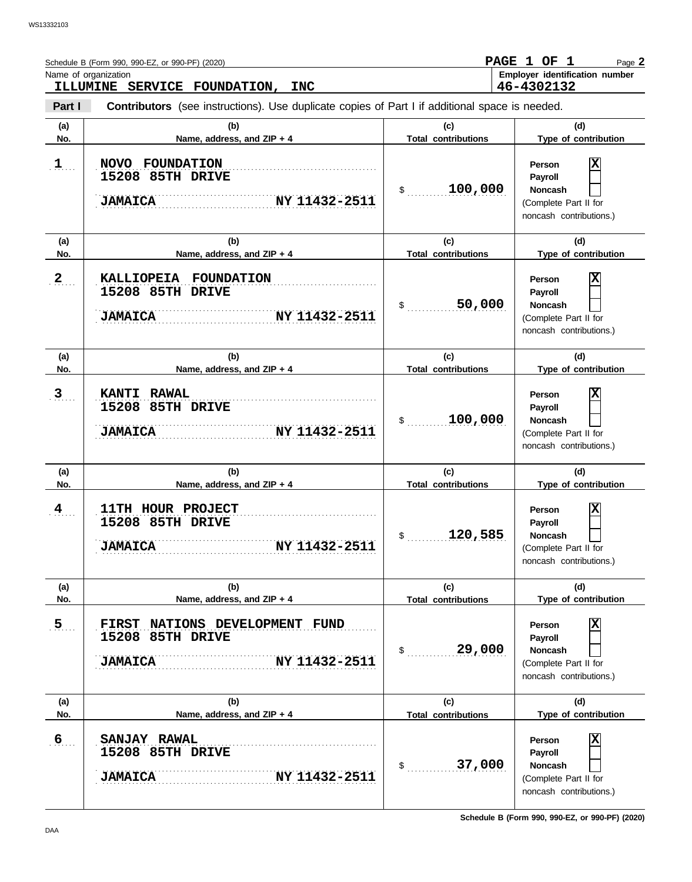Schedule B (Form 990, 990-EZ, or 990-PF) (2020)

**PAGE 1 OF 1**

Name of organization

**ILLUMINE SERVICE FOUNDATION, INC**

**Employer identification number**

**46-4302132**

**Part I** **Contributors** (see instructions). Use duplicate copies of Part I if additional space is needed.

| (a) No. | (b) Name, address, and ZIP + 4 | (c) Total contributions | (d) Type of contribution |
|---|---|---|---|
| 1 | NOVO FOUNDATION<br>15208 85TH DRIVE<br>JAMAICA NY 11432-2511 | $ 100,000 | Person [X]<br>Payroll [ ]<br>Noncash [ ]<br>(Complete Part II for noncash contributions.) |
| 2 | KALLIOPEIA FOUNDATION<br>15208 85TH DRIVE<br>JAMAICA NY 11432-2511 | $ 50,000 | Person [X]<br>Payroll [ ]<br>Noncash [ ]<br>(Complete Part II for noncash contributions.) |
| 3 | KANTI RAWAL<br>15208 85TH DRIVE<br>JAMAICA NY 11432-2511 | $ 100,000 | Person [X]<br>Payroll [ ]<br>Noncash [ ]<br>(Complete Part II for noncash contributions.) |
| 4 | 11TH HOUR PROJECT<br>15208 85TH DRIVE<br>JAMAICA NY 11432-2511 | $ 120,585 | Person [X]<br>Payroll [ ]<br>Noncash [ ]<br>(Complete Part II for noncash contributions.) |
| 5 | FIRST NATIONS DEVELOPMENT FUND<br>15208 85TH DRIVE<br>JAMAICA NY 11432-2511 | $ 29,000 | Person [X]<br>Payroll [ ]<br>Noncash [ ]<br>(Complete Part II for noncash contributions.) |
| 6 | SANJAY RAWAL<br>15208 85TH DRIVE<br>JAMAICA NY 11432-2511 | $ 37,000 | Person [X]<br>Payroll [ ]<br>Noncash [ ]<br>(Complete Part II for noncash contributions.) |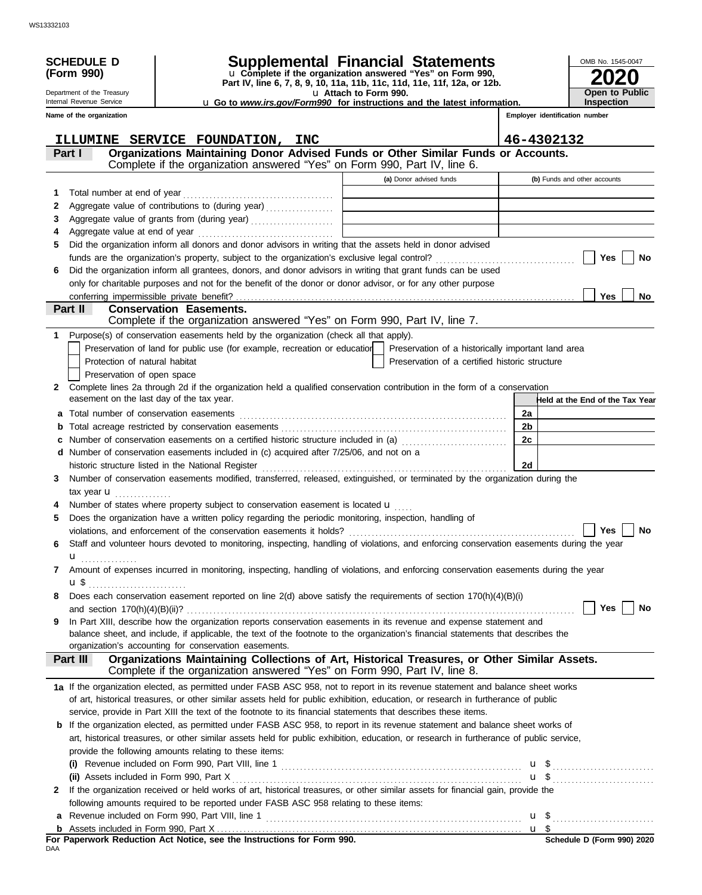**SCHEDULE D (Form 990)**

Department of the Treasury
Internal Revenue Service

# Supplemental Financial Statements

u Complete if the organization answered "Yes" on Form 990, Part IV, line 6, 7, 8, 9, 10, 11a, 11b, 11c, 11d, 11e, 11f, 12a, or 12b.
u Attach to Form 990.
u Go to *www.irs.gov/Form990* for instructions and the latest information.

OMB No. 1545-0047

**2020**

**Open to Public Inspection**

**Name of the organization:** ILLUMINE SERVICE FOUNDATION, INC

**Employer identification number:** 46-4302132

## Part I Organizations Maintaining Donor Advised Funds or Other Similar Funds or Accounts.

Complete if the organization answered "Yes" on Form 990, Part IV, line 6.

| | | (a) Donor advised funds | (b) Funds and other accounts |
|---|---|---|---|
| 1 | Total number at end of year | | |
| 2 | Aggregate value of contributions to (during year) | | |
| 3 | Aggregate value of grants from (during year) | | |
| 4 | Aggregate value at end of year | | |

5 Did the organization inform all donors and donor advisors in writing that the assets held in donor advised funds are the organization's property, subject to the organization's exclusive legal control? Yes No

6 Did the organization inform all grantees, donors, and donor advisors in writing that grant funds can be used only for charitable purposes and not for the benefit of the donor or donor advisor, or for any other purpose conferring impermissible private benefit? Yes No

## Part II Conservation Easements.

Complete if the organization answered "Yes" on Form 990, Part IV, line 7.

1 Purpose(s) of conservation easements held by the organization (check all that apply).

- Preservation of land for public use (for example, recreation or education)
- Preservation of a historically important land area
- Protection of natural habitat
- Preservation of a certified historic structure
- Preservation of open space

2 Complete lines 2a through 2d if the organization held a qualified conservation contribution in the form of a conservation easement on the last day of the tax year.

| | | | Held at the End of the Tax Year |
|---|---|---|---|
| a | Total number of conservation easements | 2a | |
| b | Total acreage restricted by conservation easements | 2b | |
| c | Number of conservation easements on a certified historic structure included in (a) | 2c | |
| d | Number of conservation easements included in (c) acquired after 7/25/06, and not on a historic structure listed in the National Register | 2d | |

3 Number of conservation easements modified, transferred, released, extinguished, or terminated by the organization during the tax year u

4 Number of states where property subject to conservation easement is located u

5 Does the organization have a written policy regarding the periodic monitoring, inspection, handling of violations, and enforcement of the conservation easements it holds? Yes No

6 Staff and volunteer hours devoted to monitoring, inspecting, handling of violations, and enforcing conservation easements during the year u

7 Amount of expenses incurred in monitoring, inspecting, handling of violations, and enforcing conservation easements during the year u $

8 Does each conservation easement reported on line 2(d) above satisfy the requirements of section 170(h)(4)(B)(i) and section 170(h)(4)(B)(ii)? Yes No

9 In Part XIII, describe how the organization reports conservation easements in its revenue and expense statement and balance sheet, and include, if applicable, the text of the footnote to the organization's financial statements that describes the organization's accounting for conservation easements.

## Part III Organizations Maintaining Collections of Art, Historical Treasures, or Other Similar Assets.

Complete if the organization answered "Yes" on Form 990, Part IV, line 8.

1a If the organization elected, as permitted under FASB ASC 958, not to report in its revenue statement and balance sheet works of art, historical treasures, or other similar assets held for public exhibition, education, or research in furtherance of public service, provide in Part XIII the text of the footnote to its financial statements that describes these items.

b If the organization elected, as permitted under FASB ASC 958, to report in its revenue statement and balance sheet works of art, historical treasures, or other similar assets held for public exhibition, education, or research in furtherance of public service, provide the following amounts relating to these items:

(i) Revenue included on Form 990, Part VIII, line 1 u $

(ii) Assets included in Form 990, Part X u $

2 If the organization received or held works of art, historical treasures, or other similar assets for financial gain, provide the following amounts required to be reported under FASB ASC 958 relating to these items:

a Revenue included on Form 990, Part VIII, line 1 u $

b Assets included in Form 990, Part X u $

**For Paperwork Reduction Act Notice, see the Instructions for Form 990.** **Schedule D (Form 990) 2020**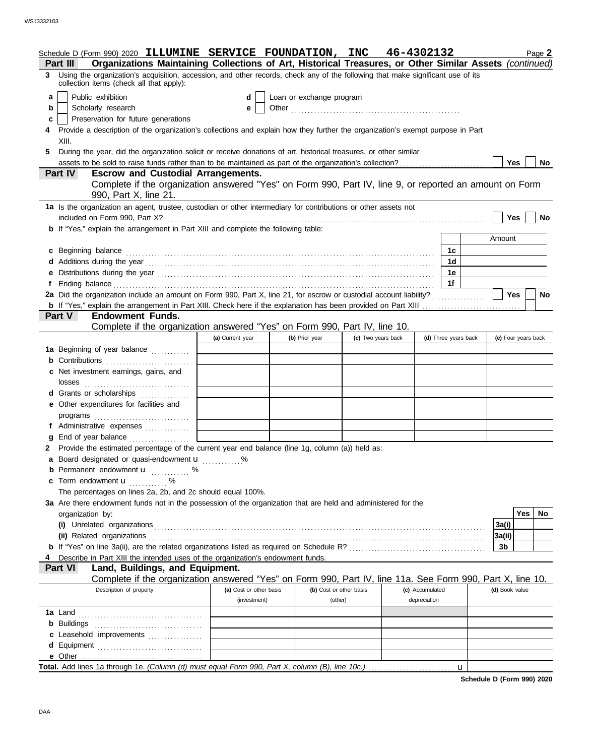Schedule D (Form 990) 2020 **ILLUMINE SERVICE FOUNDATION, INC 46-4302132** Page **2**

**Part III Organizations Maintaining Collections of Art, Historical Treasures, or Other Similar Assets** *(continued)*

**3** Using the organization's acquisition, accession, and other records, check any of the following that make significant use of its collection items (check all that apply):

- **a** ☐ Public exhibition
- **b** ☐ Scholarly research
- **c** ☐ Preservation for future generations
- **d** ☐ Loan or exchange program
- **e** ☐ Other ....................

**4** Provide a description of the organization's collections and explain how they further the organization's exempt purpose in Part XIII.

**5** During the year, did the organization solicit or receive donations of art, historical treasures, or other similar assets to be sold to raise funds rather than to be maintained as part of the organization's collection? ☐ Yes ☐ No

**Part IV Escrow and Custodial Arrangements.**
Complete if the organization answered "Yes" on Form 990, Part IV, line 9, or reported an amount on Form 990, Part X, line 21.

**1a** Is the organization an agent, trustee, custodian or other intermediary for contributions or other assets not included on Form 990, Part X? ☐ Yes ☐ No

**b** If "Yes," explain the arrangement in Part XIII and complete the following table:

| | | Amount |
|---|---|---|
| **c** Beginning balance | 1c | |
| **d** Additions during the year | 1d | |
| **e** Distributions during the year | 1e | |
| **f** Ending balance | 1f | |

**2a** Did the organization include an amount on Form 990, Part X, line 21, for escrow or custodial account liability? ☐ Yes ☐ No

**b** If "Yes," explain the arrangement in Part XIII. Check here if the explanation has been provided on Part XIII ☐

**Part V Endowment Funds.**
Complete if the organization answered "Yes" on Form 990, Part IV, line 10.

| | (a) Current year | (b) Prior year | (c) Two years back | (d) Three years back | (e) Four years back |
|---|---|---|---|---|---|
| **1a** Beginning of year balance | | | | | |
| **b** Contributions | | | | | |
| **c** Net investment earnings, gains, and losses | | | | | |
| **d** Grants or scholarships | | | | | |
| **e** Other expenditures for facilities and programs | | | | | |
| **f** Administrative expenses | | | | | |
| **g** End of year balance | | | | | |

**2** Provide the estimated percentage of the current year end balance (line 1g, column (a)) held as:

- **a** Board designated or quasi-endowment ▸ ........... %
- **b** Permanent endowment ▸ ........... %
- **c** Term endowment ▸ ........... %

The percentages on lines 2a, 2b, and 2c should equal 100%.

**3a** Are there endowment funds not in the possession of the organization that are held and administered for the organization by:

| | | Yes | No |
|---|---|---|---|
| **(i)** Unrelated organizations | 3a(i) | | |
| **(ii)** Related organizations | 3a(ii) | | |
| **b** If "Yes" on line 3a(ii), are the related organizations listed as required on Schedule R? | 3b | | |

**4** Describe in Part XIII the intended uses of the organization's endowment funds.

**Part VI Land, Buildings, and Equipment.**
Complete if the organization answered "Yes" on Form 990, Part IV, line 11a. See Form 990, Part X, line 10.

| Description of property | (a) Cost or other basis (investment) | (b) Cost or other basis (other) | (c) Accumulated depreciation | (d) Book value |
|---|---|---|---|---|
| **1a** Land | | | | |
| **b** Buildings | | | | |
| **c** Leasehold improvements | | | | |
| **d** Equipment | | | | |
| **e** Other | | | | |

**Total.** Add lines 1a through 1e. *(Column (d) must equal Form 990, Part X, column (B), line 10c.)* ▸

**Schedule D (Form 990) 2020**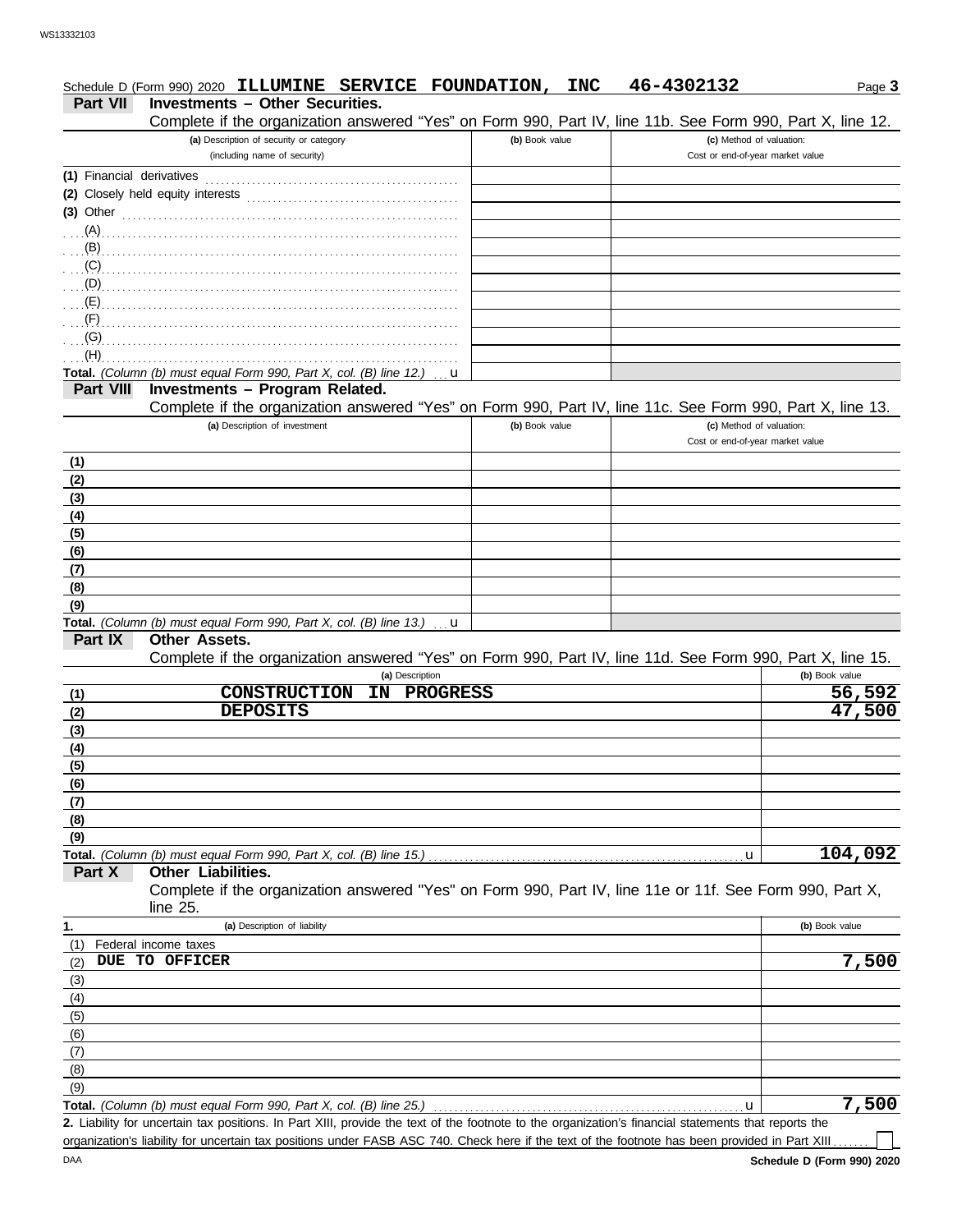Schedule D (Form 990) 2020 **ILLUMINE SERVICE FOUNDATION, INC 46-4302132** Page **3**

## Part VII Investments – Other Securities.

Complete if the organization answered "Yes" on Form 990, Part IV, line 11b. See Form 990, Part X, line 12.

| (a) Description of security or category (including name of security) | (b) Book value | (c) Method of valuation: Cost or end-of-year market value |
|---|---|---|
| (1) Financial derivatives | | |
| (2) Closely held equity interests | | |
| (3) Other | | |
| (A) | | |
| (B) | | |
| (C) | | |
| (D) | | |
| (E) | | |
| (F) | | |
| (G) | | |
| (H) | | |
| **Total.** *(Column (b) must equal Form 990, Part X, col. (B) line 12.)* u | | |

## Part VIII Investments – Program Related.

Complete if the organization answered "Yes" on Form 990, Part IV, line 11c. See Form 990, Part X, line 13.

| (a) Description of investment | (b) Book value | (c) Method of valuation: Cost or end-of-year market value |
|---|---|---|
| (1) | | |
| (2) | | |
| (3) | | |
| (4) | | |
| (5) | | |
| (6) | | |
| (7) | | |
| (8) | | |
| (9) | | |
| **Total.** *(Column (b) must equal Form 990, Part X, col. (B) line 13.)* u | | |

## Part IX Other Assets.

Complete if the organization answered "Yes" on Form 990, Part IV, line 11d. See Form 990, Part X, line 15.

| | (a) Description | (b) Book value |
|---|---|---|
| (1) | CONSTRUCTION IN PROGRESS | 56,592 |
| (2) | DEPOSITS | 47,500 |
| (3) | | |
| (4) | | |
| (5) | | |
| (6) | | |
| (7) | | |
| (8) | | |
| (9) | | |
| **Total.** *(Column (b) must equal Form 990, Part X, col. (B) line 15.)* | u | 104,092 |

## Part X Other Liabilities.

Complete if the organization answered "Yes" on Form 990, Part IV, line 11e or 11f. See Form 990, Part X, line 25.

| 1. | (a) Description of liability | (b) Book value |
|---|---|---|
| (1) | Federal income taxes | |
| (2) | DUE TO OFFICER | 7,500 |
| (3) | | |
| (4) | | |
| (5) | | |
| (6) | | |
| (7) | | |
| (8) | | |
| (9) | | |
| **Total.** *(Column (b) must equal Form 990, Part X, col. (B) line 25.)* | u | 7,500 |

**2.** Liability for uncertain tax positions. In Part XIII, provide the text of the footnote to the organization's financial statements that reports the organization's liability for uncertain tax positions under FASB ASC 740. Check here if the text of the footnote has been provided in Part XIII ☐

**Schedule D (Form 990) 2020**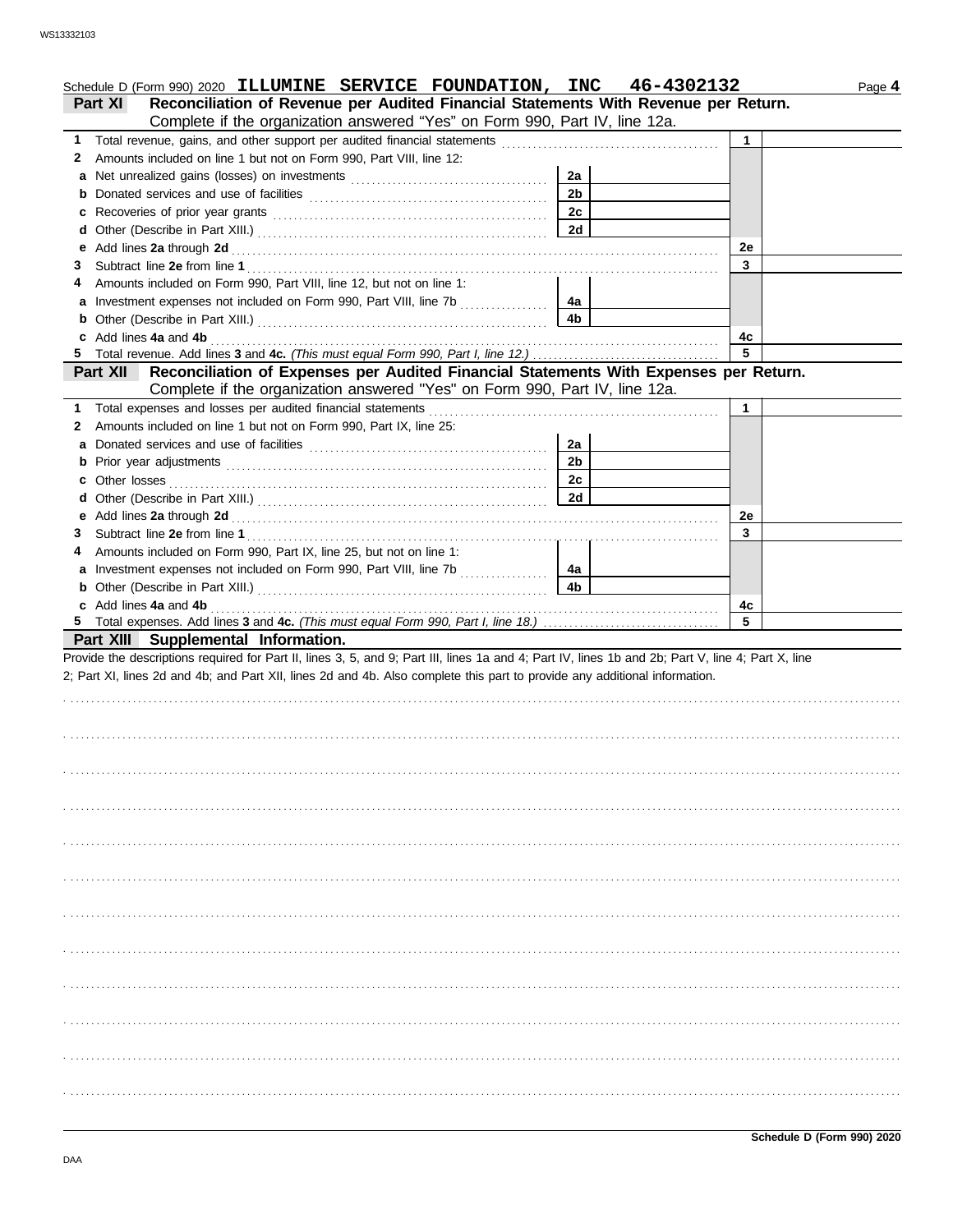Schedule D (Form 990) 2020 **ILLUMINE SERVICE FOUNDATION, INC 46-4302132** Page **4**

## Part XI Reconciliation of Revenue per Audited Financial Statements With Revenue per Return.

Complete if the organization answered "Yes" on Form 990, Part IV, line 12a.

| | | | | | |
|---|---|---|---|---|---|
| 1 | Total revenue, gains, and other support per audited financial statements | | | 1 | |
| 2 | Amounts included on line 1 but not on Form 990, Part VIII, line 12: | | | | |
| a | Net unrealized gains (losses) on investments | 2a | | | |
| b | Donated services and use of facilities | 2b | | | |
| c | Recoveries of prior year grants | 2c | | | |
| d | Other (Describe in Part XIII.) | 2d | | | |
| e | Add lines **2a** through **2d** | | | 2e | |
| 3 | Subtract line **2e** from line **1** | | | 3 | |
| 4 | Amounts included on Form 990, Part VIII, line 12, but not on line 1: | | | | |
| a | Investment expenses not included on Form 990, Part VIII, line 7b | 4a | | | |
| b | Other (Describe in Part XIII.) | 4b | | | |
| c | Add lines **4a** and **4b** | | | 4c | |
| 5 | Total revenue. Add lines **3** and **4c.** *(This must equal Form 990, Part I, line 12.)* | | | 5 | |

## Part XII Reconciliation of Expenses per Audited Financial Statements With Expenses per Return.

Complete if the organization answered "Yes" on Form 990, Part IV, line 12a.

| | | | | | |
|---|---|---|---|---|---|
| 1 | Total expenses and losses per audited financial statements | | | 1 | |
| 2 | Amounts included on line 1 but not on Form 990, Part IX, line 25: | | | | |
| a | Donated services and use of facilities | 2a | | | |
| b | Prior year adjustments | 2b | | | |
| c | Other losses | 2c | | | |
| d | Other (Describe in Part XIII.) | 2d | | | |
| e | Add lines **2a** through **2d** | | | 2e | |
| 3 | Subtract line **2e** from line **1** | | | 3 | |
| 4 | Amounts included on Form 990, Part IX, line 25, but not on line 1: | | | | |
| a | Investment expenses not included on Form 990, Part VIII, line 7b | 4a | | | |
| b | Other (Describe in Part XIII.) | 4b | | | |
| c | Add lines **4a** and **4b** | | | 4c | |
| 5 | Total expenses. Add lines **3** and **4c.** *(This must equal Form 990, Part I, line 18.)* | | | 5 | |

## Part XIII Supplemental Information.

Provide the descriptions required for Part II, lines 3, 5, and 9; Part III, lines 1a and 4; Part IV, lines 1b and 2b; Part V, line 4; Part X, line 2; Part XI, lines 2d and 4b; and Part XII, lines 2d and 4b. Also complete this part to provide any additional information.

**Schedule D (Form 990) 2020**

DAA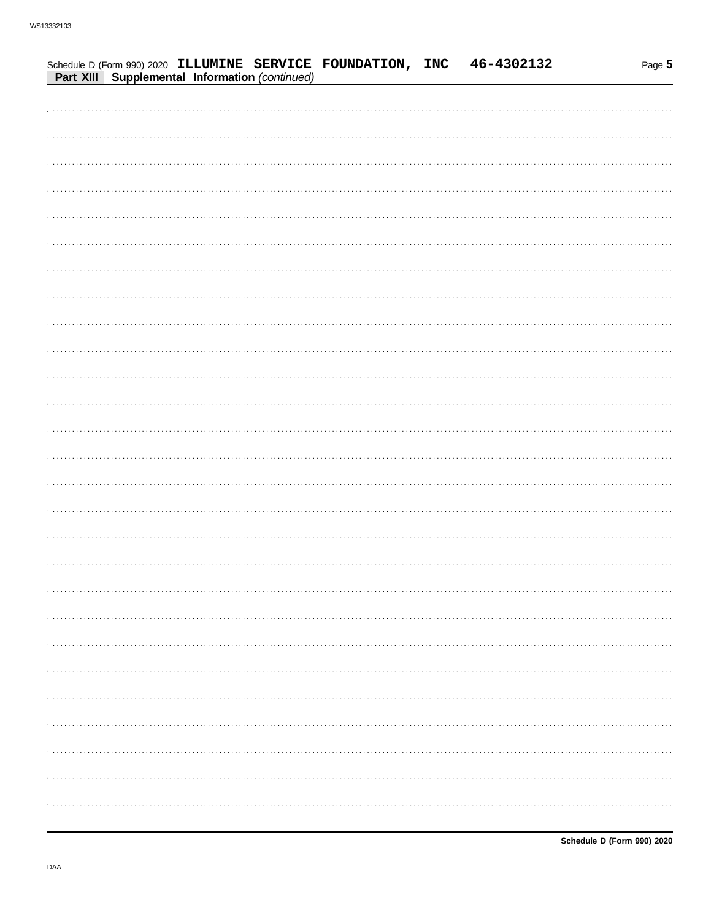Schedule D (Form 990) 2020 **ILLUMINE SERVICE FOUNDATION, INC 46-4302132**

**Part XIII Supplemental Information** *(continued)*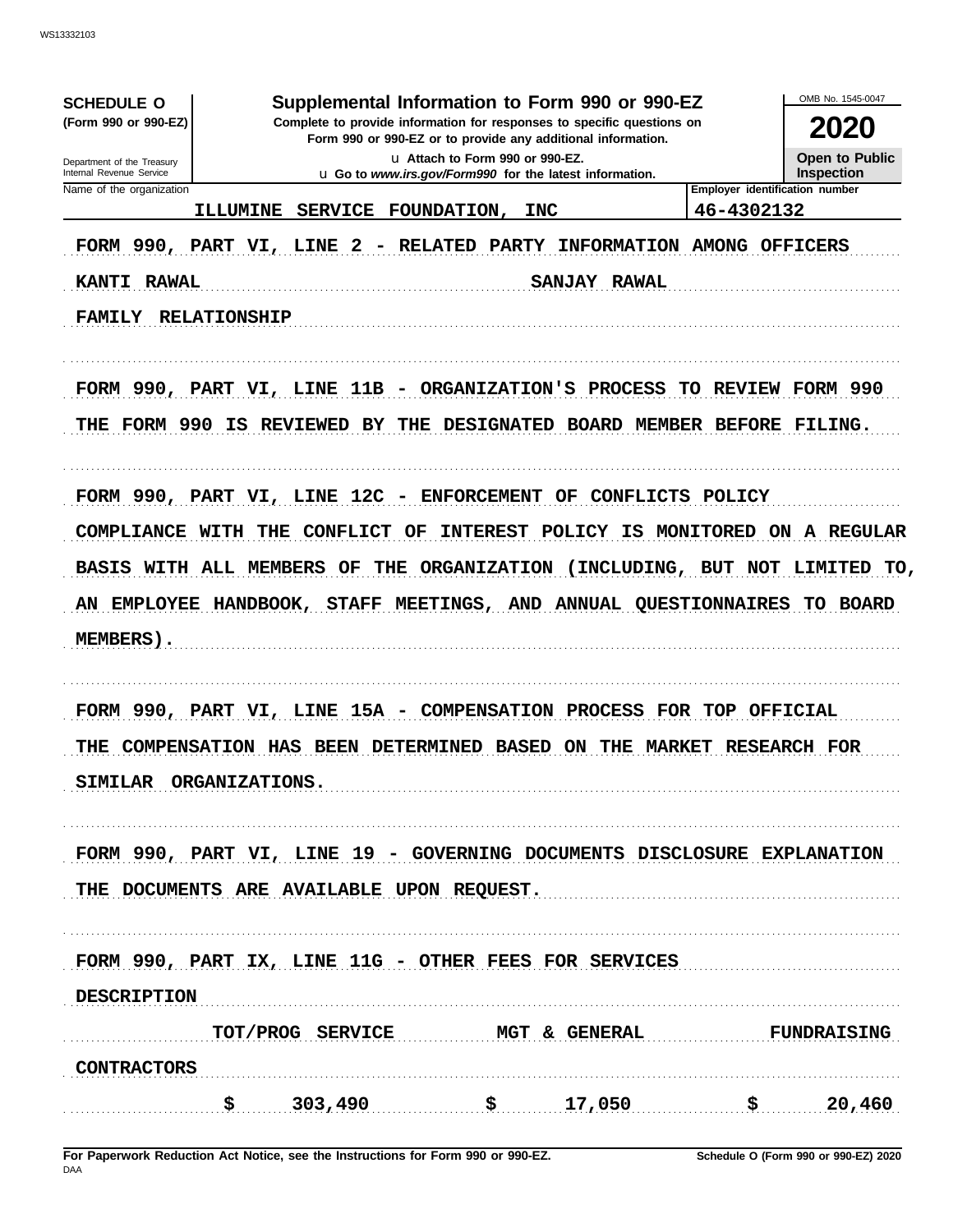**SCHEDULE O (Form 990 or 990-EZ)**

Department of the Treasury
Internal Revenue Service

# Supplemental Information to Form 990 or 990-EZ

**Complete to provide information for responses to specific questions on Form 990 or 990-EZ or to provide any additional information.**

u Attach to Form 990 or 990-EZ.

u Go to *www.irs.gov/Form990* for the latest information.

OMB No. 1545-0047

**2020**

**Open to Public Inspection**

| Name of the organization | Employer identification number |
|---|---|
| ILLUMINE SERVICE FOUNDATION, INC | 46-4302132 |

FORM 990, PART VI, LINE 2 - RELATED PARTY INFORMATION AMONG OFFICERS

KANTI RAWAL SANJAY RAWAL

FAMILY RELATIONSHIP

FORM 990, PART VI, LINE 11B - ORGANIZATION'S PROCESS TO REVIEW FORM 990

THE FORM 990 IS REVIEWED BY THE DESIGNATED BOARD MEMBER BEFORE FILING.

FORM 990, PART VI, LINE 12C - ENFORCEMENT OF CONFLICTS POLICY

COMPLIANCE WITH THE CONFLICT OF INTEREST POLICY IS MONITORED ON A REGULAR BASIS WITH ALL MEMBERS OF THE ORGANIZATION (INCLUDING, BUT NOT LIMITED TO, AN EMPLOYEE HANDBOOK, STAFF MEETINGS, AND ANNUAL QUESTIONNAIRES TO BOARD MEMBERS).

FORM 990, PART VI, LINE 15A - COMPENSATION PROCESS FOR TOP OFFICIAL

THE COMPENSATION HAS BEEN DETERMINED BASED ON THE MARKET RESEARCH FOR SIMILAR ORGANIZATIONS.

FORM 990, PART VI, LINE 19 - GOVERNING DOCUMENTS DISCLOSURE EXPLANATION

THE DOCUMENTS ARE AVAILABLE UPON REQUEST.

FORM 990, PART IX, LINE 11G - OTHER FEES FOR SERVICES

| DESCRIPTION | TOT/PROG SERVICE | MGT & GENERAL | FUNDRAISING |
|---|---|---|---|
| CONTRACTORS | $ 303,490 | $ 17,050 | $ 20,460 |

For Paperwork Reduction Act Notice, see the Instructions for Form 990 or 990-EZ.

Schedule O (Form 990 or 990-EZ) 2020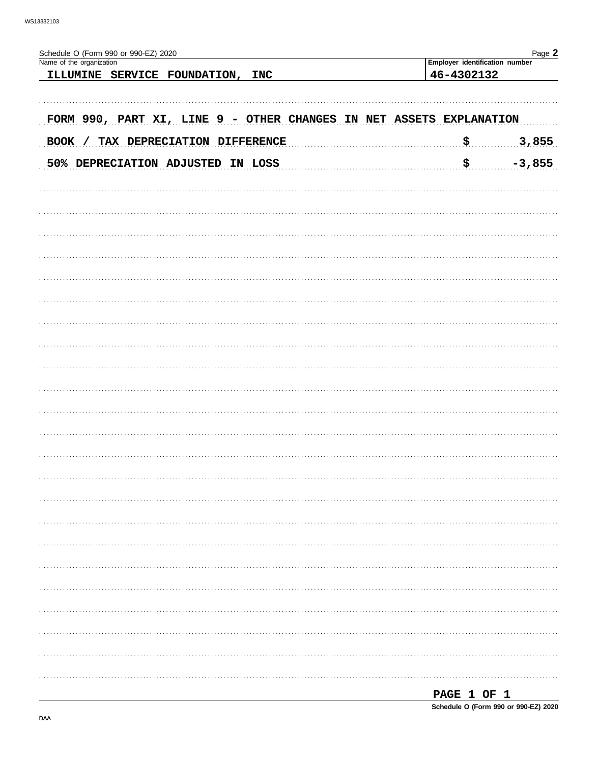Schedule O (Form 990 or 990-EZ) 2020

Name of the organization: ILLUMINE SERVICE FOUNDATION, INC

Employer identification number: 46-4302132

FORM 990, PART XI, LINE 9 - OTHER CHANGES IN NET ASSETS EXPLANATION

| | |
|---|---|
| BOOK / TAX DEPRECIATION DIFFERENCE | $ 3,855 |
| 50% DEPRECIATION ADJUSTED IN LOSS | $ -3,855 |

PAGE 1 OF 1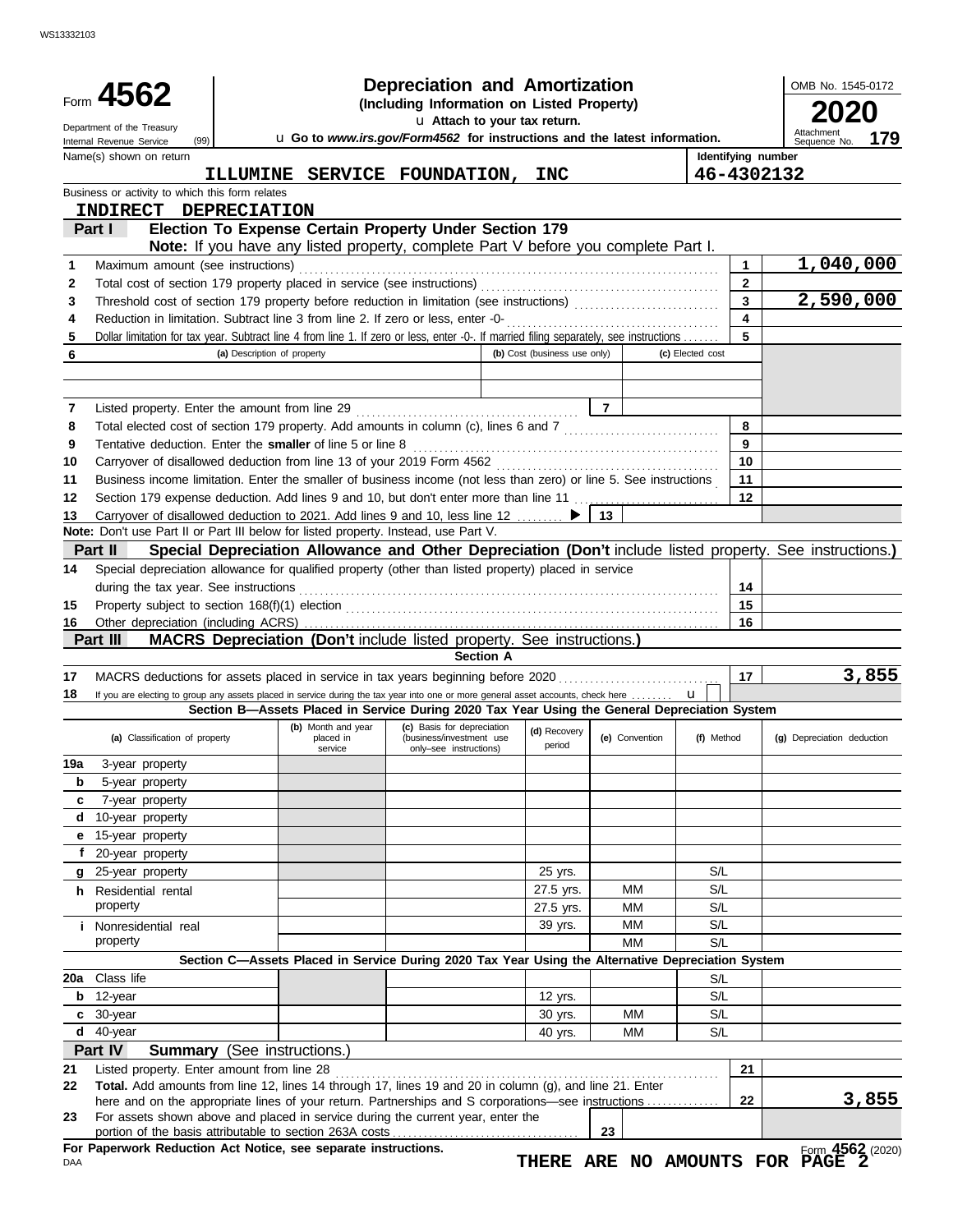WS13332103

# Form 4562 — Depreciation and Amortization

**(Including Information on Listed Property)**

Attach to your tax return.

Go to *www.irs.gov/Form4562* for instructions and the latest information.

Department of the Treasury
Internal Revenue Service (99)

OMB No. 1545-0172

**2020**

Attachment Sequence No. **179**

Name(s) shown on return: **ILLUMINE SERVICE FOUNDATION, INC**

Identifying number: **46-4302132**

Business or activity to which this form relates: **INDIRECT DEPRECIATION**

## Part I — Election To Expense Certain Property Under Section 179

**Note:** If you have any listed property, complete Part V before you complete Part I.

| Line | Description | | Amount |
|---|---|---|---|
| 1 | Maximum amount (see instructions) | 1 | 1,040,000 |
| 2 | Total cost of section 179 property placed in service (see instructions) | 2 | |
| 3 | Threshold cost of section 179 property before reduction in limitation (see instructions) | 3 | 2,590,000 |
| 4 | Reduction in limitation. Subtract line 3 from line 2. If zero or less, enter -0- | 4 | |
| 5 | Dollar limitation for tax year. Subtract line 4 from line 1. If zero or less, enter -0-. If married filing separately, see instructions | 5 | |

| 6 | (a) Description of property | (b) Cost (business use only) | (c) Elected cost |
|---|---|---|---|
| | | | |
| | | | |

| Line | Description | | Amount |
|---|---|---|---|
| 7 | Listed property. Enter the amount from line 29 | 7 | |
| 8 | Total elected cost of section 179 property. Add amounts in column (c), lines 6 and 7 | 8 | |
| 9 | Tentative deduction. Enter the **smaller** of line 5 or line 8 | 9 | |
| 10 | Carryover of disallowed deduction from line 13 of your 2019 Form 4562 | 10 | |
| 11 | Business income limitation. Enter the smaller of business income (not less than zero) or line 5. See instructions | 11 | |
| 12 | Section 179 expense deduction. Add lines 9 and 10, but don't enter more than line 11 | 12 | |
| 13 | Carryover of disallowed deduction to 2021. Add lines 9 and 10, less line 12 | 13 | |

**Note:** Don't use Part II or Part III below for listed property. Instead, use Part V.

## Part II — Special Depreciation Allowance and Other Depreciation (Don't include listed property. See instructions.)

| Line | Description | | Amount |
|---|---|---|---|
| 14 | Special depreciation allowance for qualified property (other than listed property) placed in service during the tax year. See instructions | 14 | |
| 15 | Property subject to section 168(f)(1) election | 15 | |
| 16 | Other depreciation (including ACRS) | 16 | |

## Part III — MACRS Depreciation (Don't include listed property. See instructions.)

### Section A

| Line | Description | | Amount |
|---|---|---|---|
| 17 | MACRS deductions for assets placed in service in tax years beginning before 2020 | 17 | 3,855 |
| 18 | If you are electing to group any assets placed in service during the tax year into one or more general asset accounts, check here | | |

### Section B—Assets Placed in Service During 2020 Tax Year Using the General Depreciation System

| (a) Classification of property | (b) Month and year placed in service | (c) Basis for depreciation (business/investment use only–see instructions) | (d) Recovery period | (e) Convention | (f) Method | (g) Depreciation deduction |
|---|---|---|---|---|---|---|
| 19a 3-year property | | | | | | |
| b 5-year property | | | | | | |
| c 7-year property | | | | | | |
| d 10-year property | | | | | | |
| e 15-year property | | | | | | |
| f 20-year property | | | | | | |
| g 25-year property | | | 25 yrs. | | S/L | |
| h Residential rental property | | | 27.5 yrs. | MM | S/L | |
| | | | 27.5 yrs. | MM | S/L | |
| i Nonresidential real property | | | 39 yrs. | MM | S/L | |
| | | | | MM | S/L | |

### Section C—Assets Placed in Service During 2020 Tax Year Using the Alternative Depreciation System

| (a) Classification of property | (b) Month and year placed in service | (c) Basis for depreciation | (d) Recovery period | (e) Convention | (f) Method | (g) Depreciation deduction |
|---|---|---|---|---|---|---|
| 20a Class life | | | | | S/L | |
| b 12-year | | | 12 yrs. | | S/L | |
| c 30-year | | | 30 yrs. | MM | S/L | |
| d 40-year | | | 40 yrs. | MM | S/L | |

## Part IV — Summary (See instructions.)

| Line | Description | | Amount |
|---|---|---|---|
| 21 | Listed property. Enter amount from line 28 | 21 | |
| 22 | **Total.** Add amounts from line 12, lines 14 through 17, lines 19 and 20 in column (g), and line 21. Enter here and on the appropriate lines of your return. Partnerships and S corporations—see instructions | 22 | 3,855 |
| 23 | For assets shown above and placed in service during the current year, enter the portion of the basis attributable to section 263A costs | 23 | |

**For Paperwork Reduction Act Notice, see separate instructions.**

DAA

Form **4562** (2020)

**THERE ARE NO AMOUNTS FOR PAGE 2**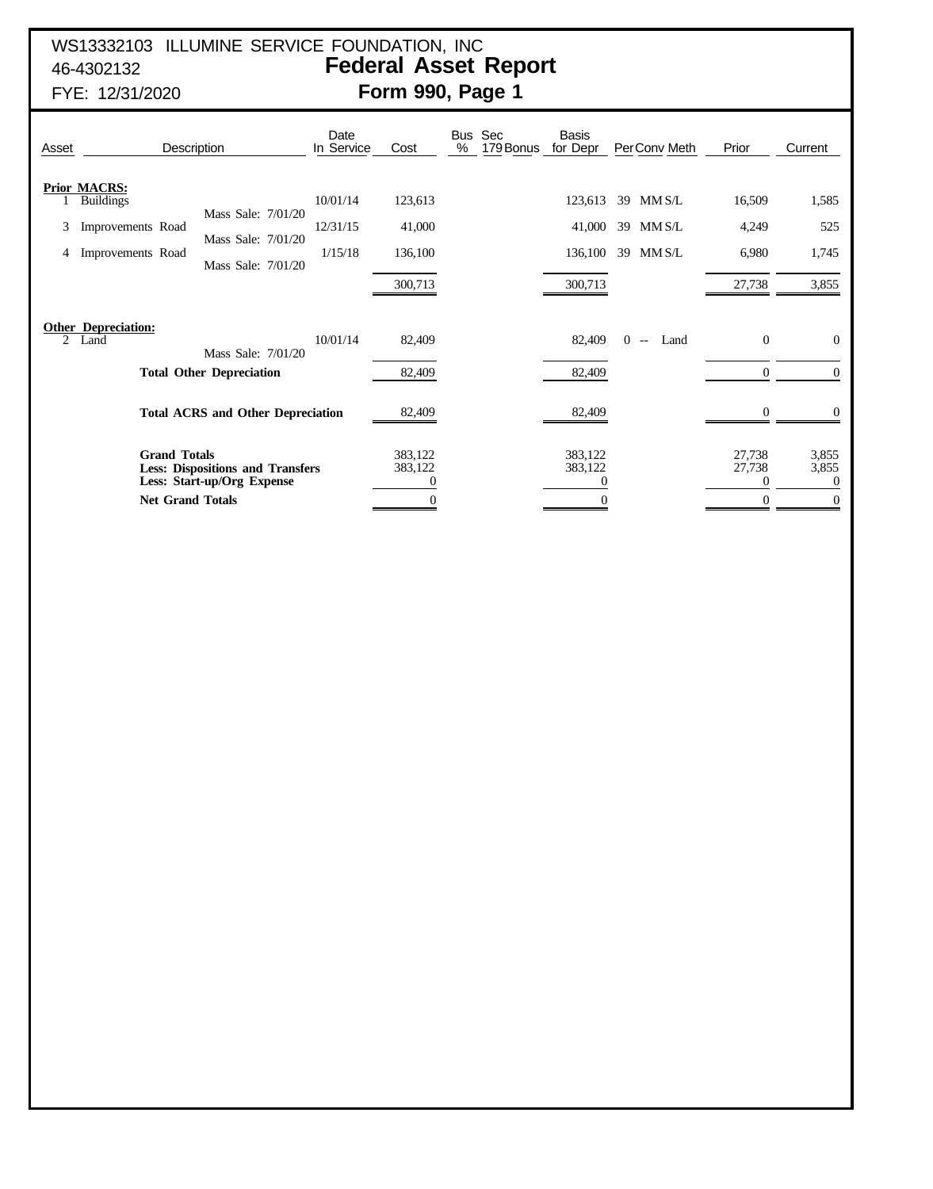WS13332103 ILLUMINE SERVICE FOUNDATION, INC
46-4302132
FYE: 12/31/2020

# Federal Asset Report
## Form 990, Page 1

| Asset | Description | Date In Service | Cost | Bus % | Sec 179 Bonus | Basis for Depr | Per | Conv | Meth | Prior | Current |
|---|---|---|---|---|---|---|---|---|---|---|---|
| **Prior MACRS:** | | | | | | | | | | | |
| 1 | Buildings<br>Mass Sale: 7/01/20 | 10/01/14 | 123,613 | | | 123,613 | 39 | MM | S/L | 16,509 | 1,585 |
| 3 | Improvements Road<br>Mass Sale: 7/01/20 | 12/31/15 | 41,000 | | | 41,000 | 39 | MM | S/L | 4,249 | 525 |
| 4 | Improvements Road<br>Mass Sale: 7/01/20 | 1/15/18 | 136,100 | | | 136,100 | 39 | MM | S/L | 6,980 | 1,745 |
| | | | 300,713 | | | 300,713 | | | | 27,738 | 3,855 |
| **Other Depreciation:** | | | | | | | | | | | |
| 2 | Land<br>Mass Sale: 7/01/20 | 10/01/14 | 82,409 | | | 82,409 | 0 | -- | Land | 0 | 0 |
| | **Total Other Depreciation** | | 82,409 | | | 82,409 | | | | 0 | 0 |
| | **Total ACRS and Other Depreciation** | | 82,409 | | | 82,409 | | | | 0 | 0 |
| | **Grand Totals** | | 383,122 | | | 383,122 | | | | 27,738 | 3,855 |
| | **Less: Dispositions and Transfers** | | 383,122 | | | 383,122 | | | | 27,738 | 3,855 |
| | **Less: Start-up/Org Expense** | | 0 | | | 0 | | | | 0 | 0 |
| | **Net Grand Totals** | | 0 | | | 0 | | | | 0 | 0 |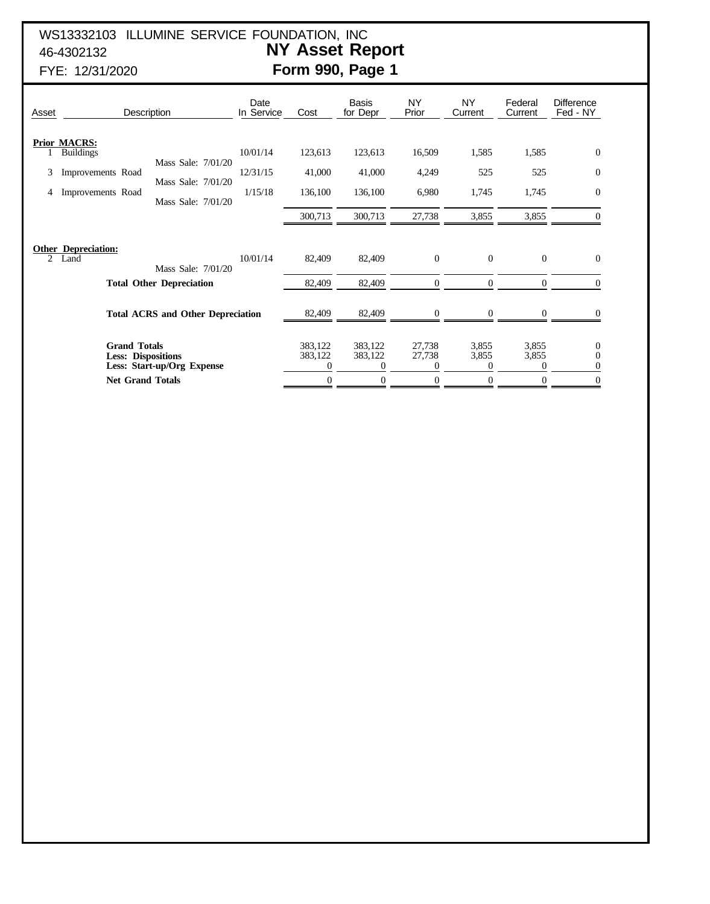WS13332103 ILLUMINE SERVICE FOUNDATION, INC
46-4302132
FYE: 12/31/2020

# NY Asset Report
## Form 990, Page 1

| Asset | Description | Date In Service | Cost | Basis for Depr | NY Prior | NY Current | Federal Current | Difference Fed - NY |
|---|---|---|---|---|---|---|---|---|
| **Prior MACRS:** | | | | | | | | |
| 1 | Buildings<br>Mass Sale: 7/01/20 | 10/01/14 | 123,613 | 123,613 | 16,509 | 1,585 | 1,585 | 0 |
| 3 | Improvements Road<br>Mass Sale: 7/01/20 | 12/31/15 | 41,000 | 41,000 | 4,249 | 525 | 525 | 0 |
| 4 | Improvements Road<br>Mass Sale: 7/01/20 | 1/15/18 | 136,100 | 136,100 | 6,980 | 1,745 | 1,745 | 0 |
| | | | 300,713 | 300,713 | 27,738 | 3,855 | 3,855 | 0 |
| **Other Depreciation:** | | | | | | | | |
| 2 | Land<br>Mass Sale: 7/01/20 | 10/01/14 | 82,409 | 82,409 | 0 | 0 | 0 | 0 |
| | **Total Other Depreciation** | | 82,409 | 82,409 | 0 | 0 | 0 | 0 |
| | **Total ACRS and Other Depreciation** | | 82,409 | 82,409 | 0 | 0 | 0 | 0 |
| | **Grand Totals** | | 383,122 | 383,122 | 27,738 | 3,855 | 3,855 | 0 |
| | **Less: Dispositions** | | 383,122 | 383,122 | 27,738 | 3,855 | 3,855 | 0 |
| | **Less: Start-up/Org Expense** | | 0 | 0 | 0 | 0 | 0 | 0 |
| | **Net Grand Totals** | | 0 | 0 | 0 | 0 | 0 | 0 |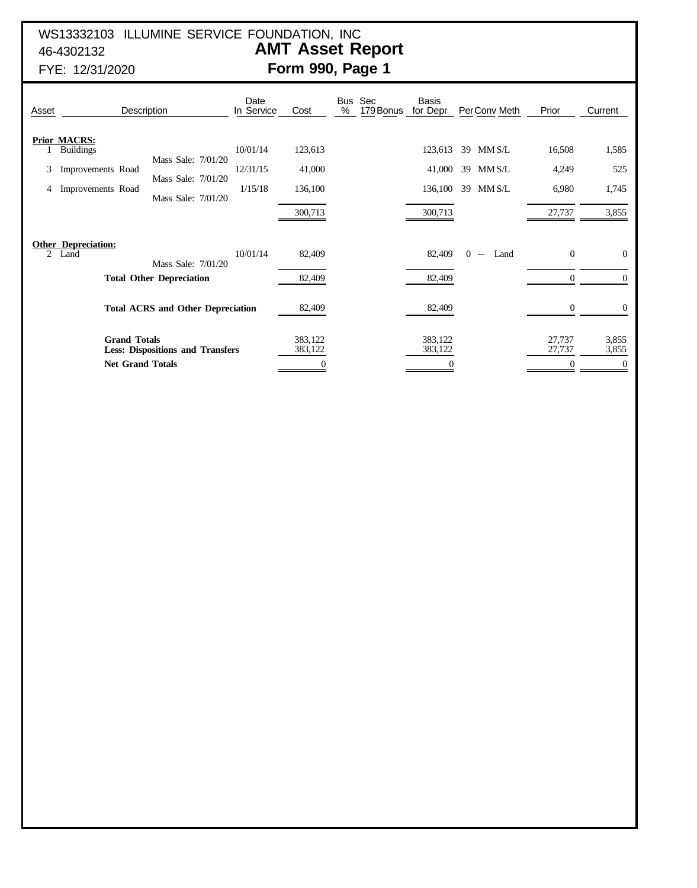WS13332103 ILLUMINE SERVICE FOUNDATION, INC
46-4302132
FYE: 12/31/2020

# AMT Asset Report
## Form 990, Page 1

| Asset | Description | Date In Service | Cost | Bus % | Sec 179 Bonus | Basis for Depr | Per | Conv | Meth | Prior | Current |
|---|---|---|---|---|---|---|---|---|---|---|---|
| **Prior MACRS:** | | | | | | | | | | | |
| 1 | Buildings<br>Mass Sale: 7/01/20 | 10/01/14 | 123,613 | | | 123,613 | 39 | MM | S/L | 16,508 | 1,585 |
| 3 | Improvements Road<br>Mass Sale: 7/01/20 | 12/31/15 | 41,000 | | | 41,000 | 39 | MM | S/L | 4,249 | 525 |
| 4 | Improvements Road<br>Mass Sale: 7/01/20 | 1/15/18 | 136,100 | | | 136,100 | 39 | MM | S/L | 6,980 | 1,745 |
| | | | 300,713 | | | 300,713 | | | | 27,737 | 3,855 |
| **Other Depreciation:** | | | | | | | | | | | |
| 2 | Land<br>Mass Sale: 7/01/20 | 10/01/14 | 82,409 | | | 82,409 | 0 | -- | Land | 0 | 0 |
| | **Total Other Depreciation** | | 82,409 | | | 82,409 | | | | 0 | 0 |
| | **Total ACRS and Other Depreciation** | | 82,409 | | | 82,409 | | | | 0 | 0 |
| | **Grand Totals** | | 383,122 | | | 383,122 | | | | 27,737 | 3,855 |
| | **Less: Dispositions and Transfers** | | 383,122 | | | 383,122 | | | | 27,737 | 3,855 |
| | **Net Grand Totals** | | 0 | | | 0 | | | | 0 | 0 |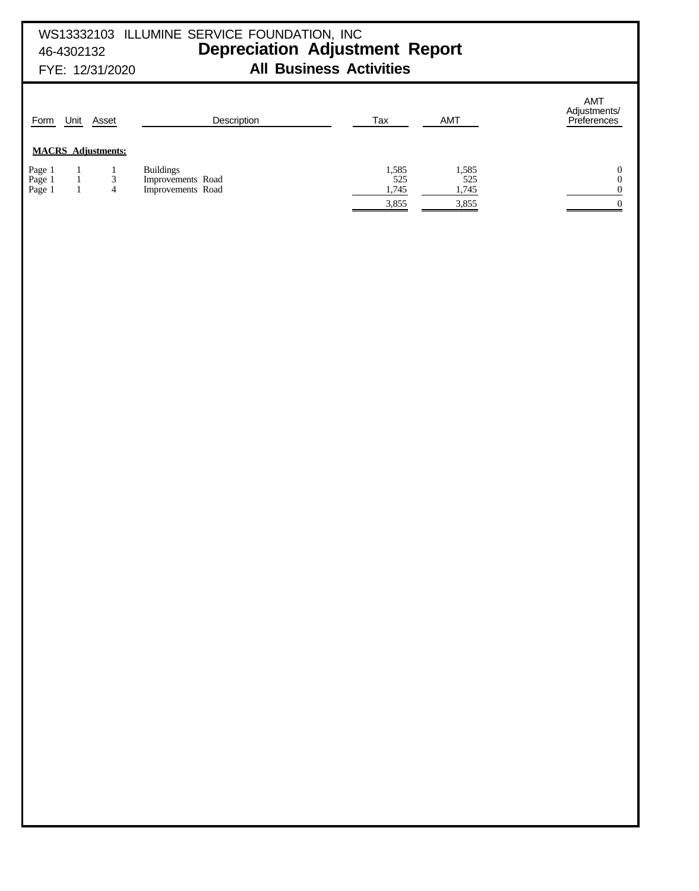WS13332103 ILLUMINE SERVICE FOUNDATION, INC

46-4302132

FYE: 12/31/2020

# Depreciation Adjustment Report

## All Business Activities

| Form | Unit | Asset | Description | Tax | AMT | AMT Adjustments/ Preferences |
|---|---|---|---|---|---|---|
| **MACRS Adjustments:** | | | | | | |
| Page 1 | 1 | 1 | Buildings | 1,585 | 1,585 | 0 |
| Page 1 | 1 | 3 | Improvements Road | 525 | 525 | 0 |
| Page 1 | 1 | 4 | Improvements Road | 1,745 | 1,745 | 0 |
| | | | | 3,855 | 3,855 | 0 |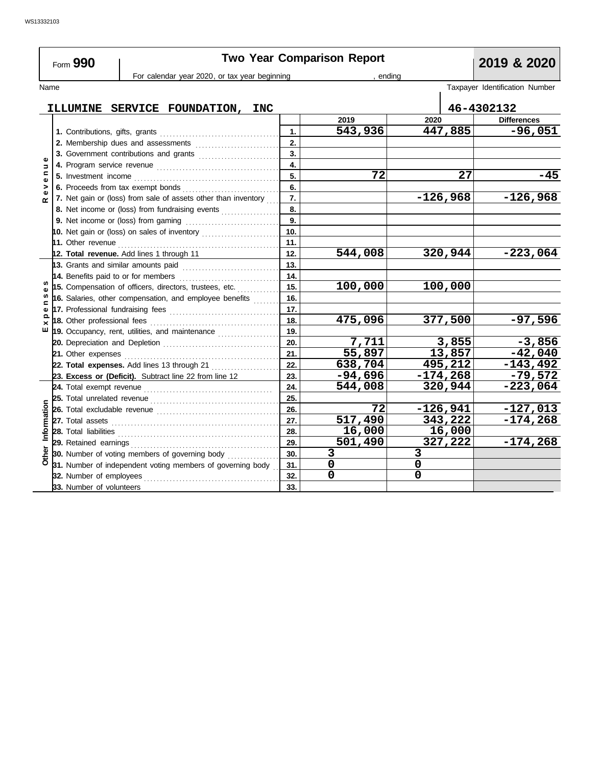WS13332103

# Form 990 — Two Year Comparison Report — 2019 & 2020

For calendar year 2020, or tax year beginning , ending

Name: **ILLUMINE SERVICE FOUNDATION, INC**

Taxpayer Identification Number: **46-4302132**

| Section | Line item | Line | 2019 | 2020 | Differences |
|---|---|---|---|---|---|
| Revenue | 1. Contributions, gifts, grants | 1. | 543,936 | 447,885 | -96,051 |
| | 2. Membership dues and assessments | 2. | | | |
| | 3. Government contributions and grants | 3. | | | |
| | 4. Program service revenue | 4. | | | |
| | 5. Investment income | 5. | 72 | 27 | -45 |
| | 6. Proceeds from tax exempt bonds | 6. | | | |
| | 7. Net gain or (loss) from sale of assets other than inventory | 7. | | -126,968 | -126,968 |
| | 8. Net income or (loss) from fundraising events | 8. | | | |
| | 9. Net income or (loss) from gaming | 9. | | | |
| | 10. Net gain or (loss) on sales of inventory | 10. | | | |
| | 11. Other revenue | 11. | | | |
| | 12. **Total revenue.** Add lines 1 through 11 | 12. | 544,008 | 320,944 | -223,064 |
| Expenses | 13. Grants and similar amounts paid | 13. | | | |
| | 14. Benefits paid to or for members | 14. | | | |
| | 15. Compensation of officers, directors, trustees, etc. | 15. | 100,000 | 100,000 | |
| | 16. Salaries, other compensation, and employee benefits | 16. | | | |
| | 17. Professional fundraising fees | 17. | | | |
| | 18. Other professional fees | 18. | 475,096 | 377,500 | -97,596 |
| | 19. Occupancy, rent, utilities, and maintenance | 19. | | | |
| | 20. Depreciation and Depletion | 20. | 7,711 | 3,855 | -3,856 |
| | 21. Other expenses | 21. | 55,897 | 13,857 | -42,040 |
| | 22. **Total expenses.** Add lines 13 through 21 | 22. | 638,704 | 495,212 | -143,492 |
| | 23. **Excess or (Deficit).** Subtract line 22 from line 12 | 23. | -94,696 | -174,268 | -79,572 |
| Other Information | 24. Total exempt revenue | 24. | 544,008 | 320,944 | -223,064 |
| | 25. Total unrelated revenue | 25. | | | |
| | 26. Total excludable revenue | 26. | 72 | -126,941 | -127,013 |
| | 27. Total assets | 27. | 517,490 | 343,222 | -174,268 |
| | 28. Total liabilities | 28. | 16,000 | 16,000 | |
| | 29. Retained earnings | 29. | 501,490 | 327,222 | -174,268 |
| | 30. Number of voting members of governing body | 30. | 3 | 3 | |
| | 31. Number of independent voting members of governing body | 31. | 0 | 0 | |
| | 32. Number of employees | 32. | 0 | 0 | |
| | 33. Number of volunteers | 33. | | | |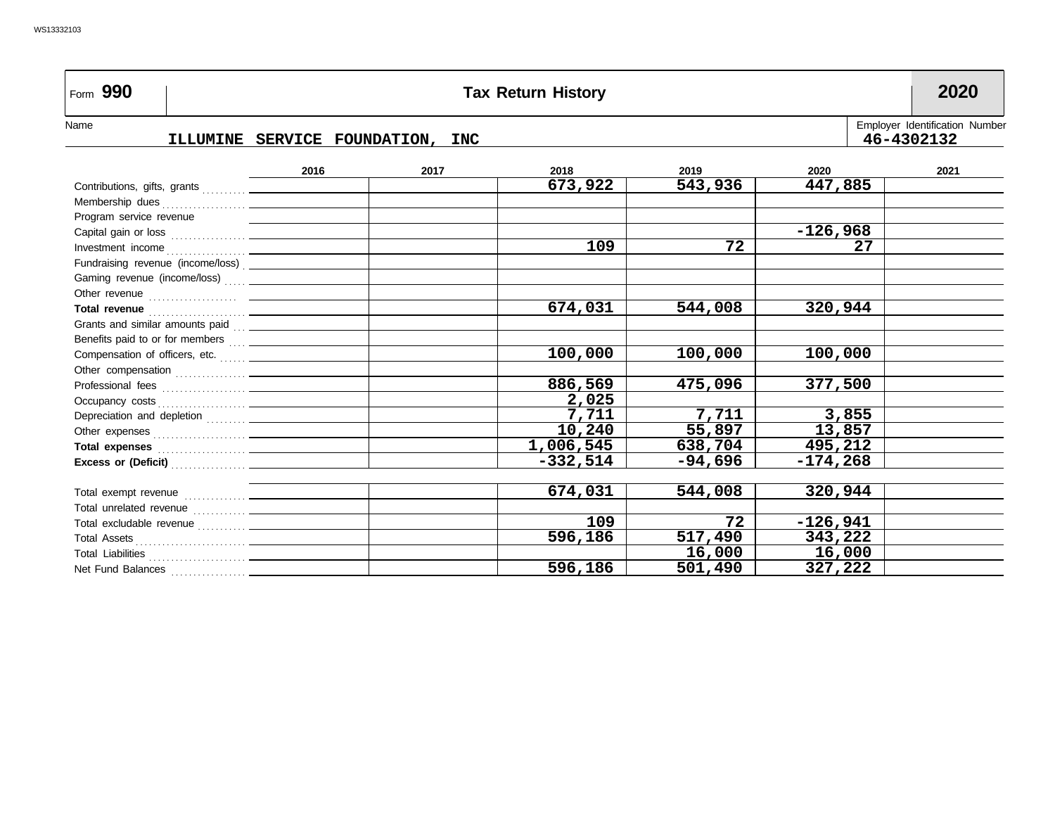# Form 990 — Tax Return History — 2020

Name: **ILLUMINE SERVICE FOUNDATION, INC**

Employer Identification Number: **46-4302132**

| | 2016 | 2017 | 2018 | 2019 | 2020 | 2021 |
|---|---|---|---|---|---|---|
| Contributions, gifts, grants | | | 673,922 | 543,936 | 447,885 | |
| Membership dues | | | | | | |
| Program service revenue | | | | | | |
| Capital gain or loss | | | | | -126,968 | |
| Investment income | | | 109 | 72 | 27 | |
| Fundraising revenue (income/loss) | | | | | | |
| Gaming revenue (income/loss) | | | | | | |
| Other revenue | | | | | | |
| **Total revenue** | | | 674,031 | 544,008 | 320,944 | |
| Grants and similar amounts paid | | | | | | |
| Benefits paid to or for members | | | | | | |
| Compensation of officers, etc. | | | 100,000 | 100,000 | 100,000 | |
| Other compensation | | | | | | |
| Professional fees | | | 886,569 | 475,096 | 377,500 | |
| Occupancy costs | | | 2,025 | | | |
| Depreciation and depletion | | | 7,711 | 7,711 | 3,855 | |
| Other expenses | | | 10,240 | 55,897 | 13,857 | |
| **Total expenses** | | | 1,006,545 | 638,704 | 495,212 | |
| **Excess or (Deficit)** | | | -332,514 | -94,696 | -174,268 | |
| | | | | | | |
| Total exempt revenue | | | 674,031 | 544,008 | 320,944 | |
| Total unrelated revenue | | | | | | |
| Total excludable revenue | | | 109 | 72 | -126,941 | |
| Total Assets | | | 596,186 | 517,490 | 343,222 | |
| Total Liabilities | | | | 16,000 | 16,000 | |
| Net Fund Balances | | | 596,186 | 501,490 | 327,222 | |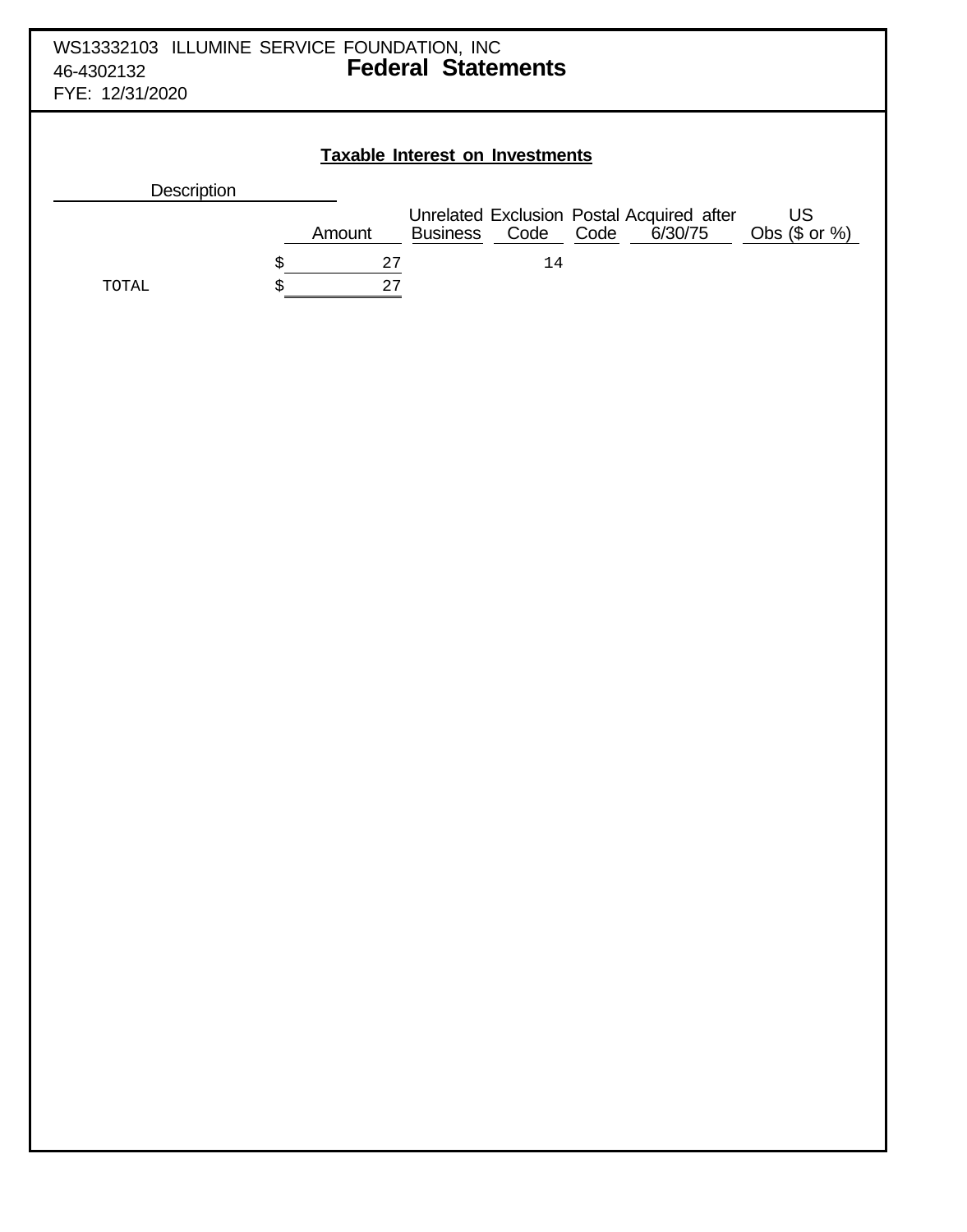WS13332103 ILLUMINE SERVICE FOUNDATION, INC
46-4302132
FYE: 12/31/2020

# Federal Statements

## Taxable Interest on Investments

| Description | Amount | Unrelated Business | Exclusion Code | Postal Code | Acquired after 6/30/75 | US Obs ($ or %) |
|---|---|---|---|---|---|---|
| | $ 27 | | 14 | | | |
| TOTAL | $ 27 | | | | | |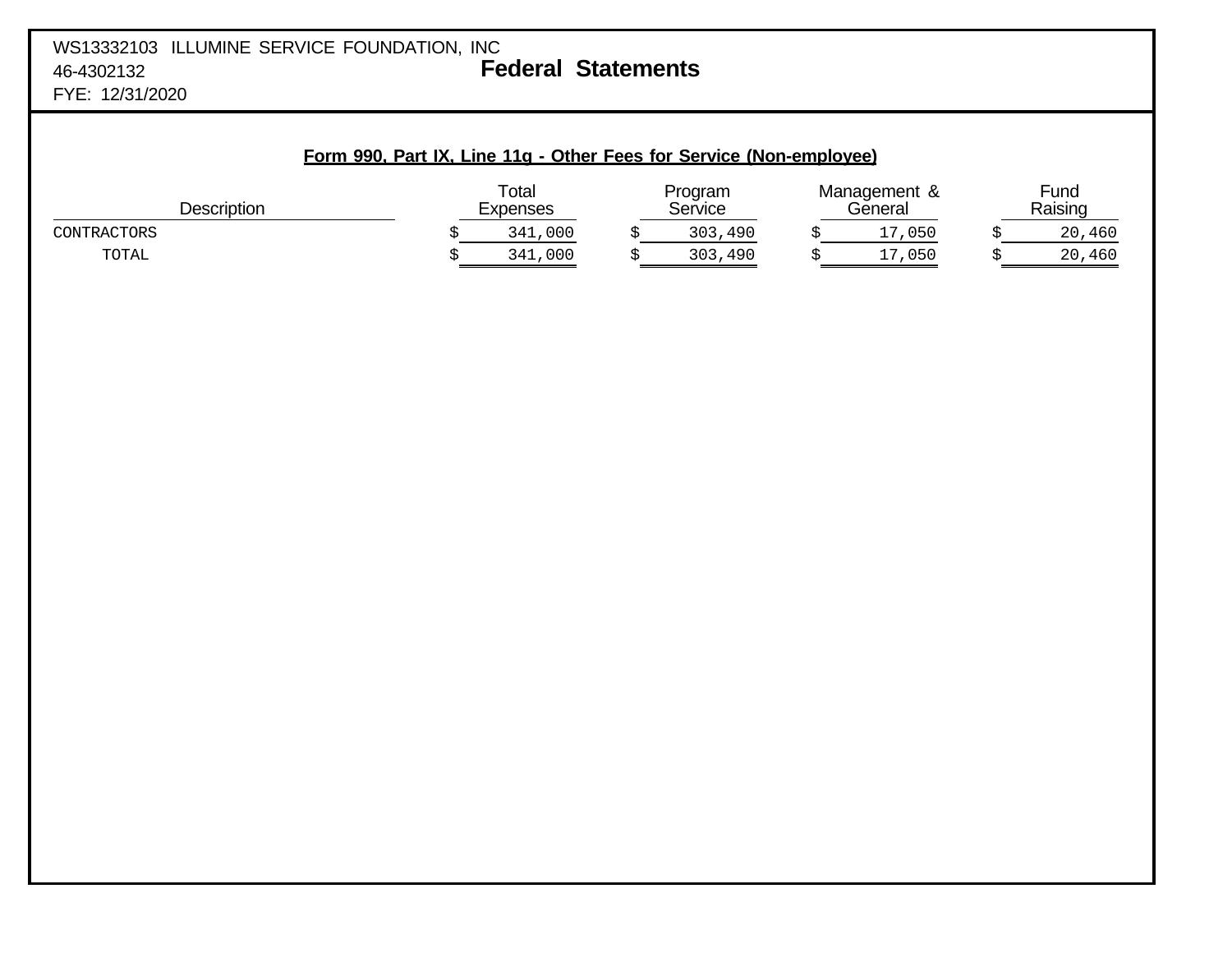WS13332103 ILLUMINE SERVICE FOUNDATION, INC
46-4302132
FYE: 12/31/2020

# Federal Statements

## Form 990, Part IX, Line 11g - Other Fees for Service (Non-employee)

| Description | Total Expenses | Program Service | Management & General | Fund Raising |
|---|---|---|---|---|
| CONTRACTORS | $ 341,000 | $ 303,490 | $ 17,050 | $ 20,460 |
| TOTAL | $ 341,000 | $ 303,490 | $ 17,050 | $ 20,460 |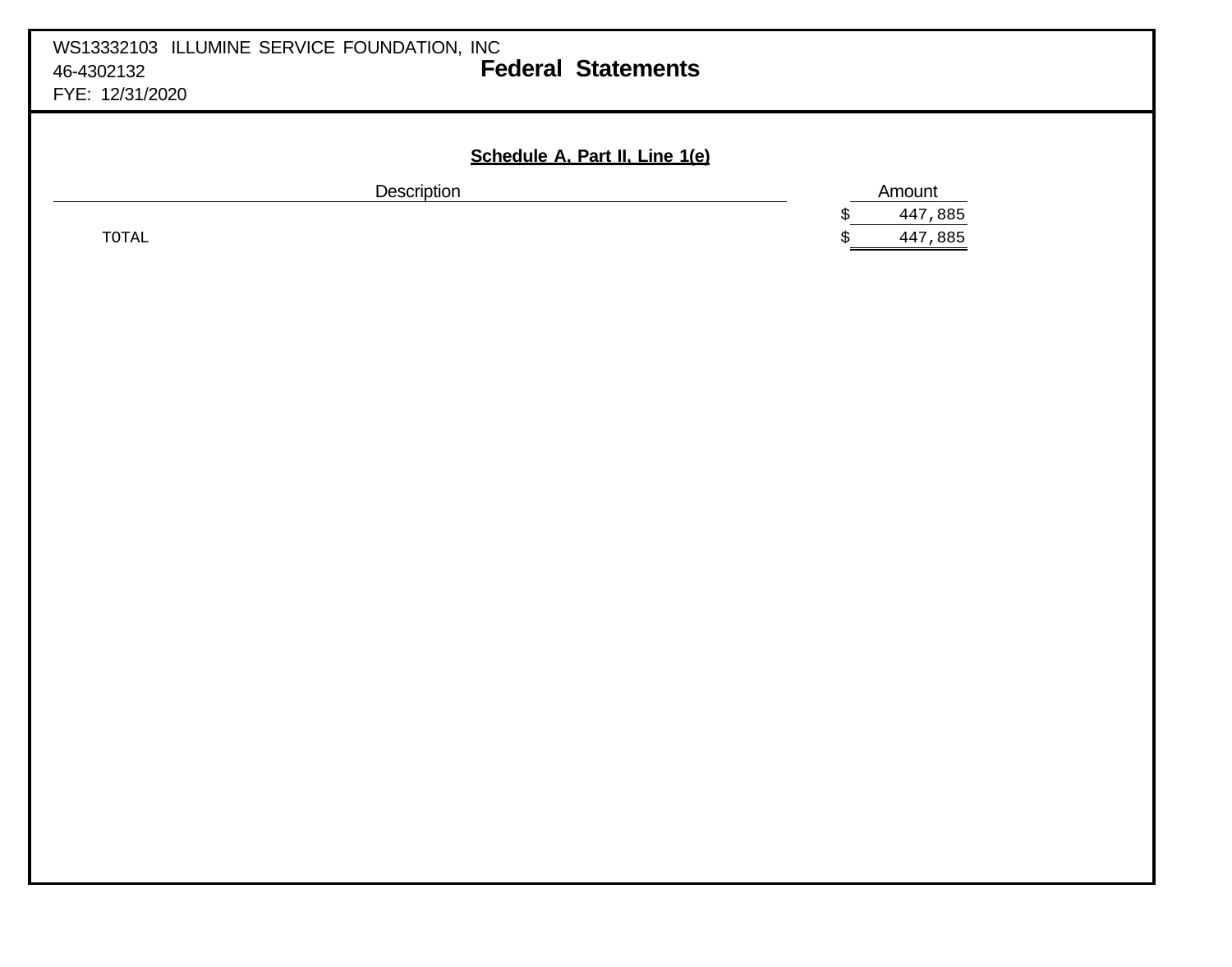WS13332103 ILLUMINE SERVICE FOUNDATION, INC
46-4302132
FYE: 12/31/2020

# Federal Statements

## Schedule A, Part II, Line 1(e)

| Description | Amount |
|---|---|
| | $ 447,885 |
| TOTAL | $ 447,885 |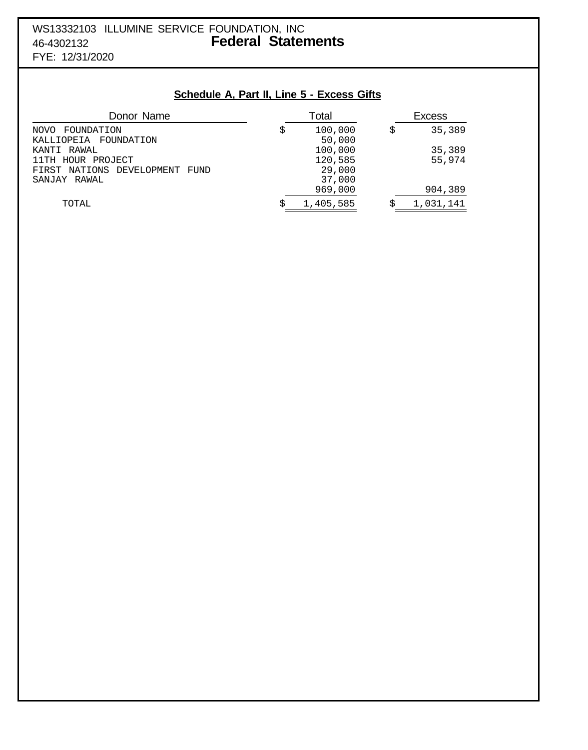WS13332103 ILLUMINE SERVICE FOUNDATION, INC
46-4302132
FYE: 12/31/2020

# Federal Statements

## Schedule A, Part II, Line 5 - Excess Gifts

| Donor Name | Total | Excess |
|---|---|---|
| NOVO FOUNDATION | $ 100,000 | $ 35,389 |
| KALLIOPEIA FOUNDATION | 50,000 | |
| KANTI RAWAL | 100,000 | 35,389 |
| 11TH HOUR PROJECT | 120,585 | 55,974 |
| FIRST NATIONS DEVELOPMENT FUND | 29,000 | |
| SANJAY RAWAL | 37,000 | |
| | 969,000 | 904,389 |
| TOTAL | $ 1,405,585 | $ 1,031,141 |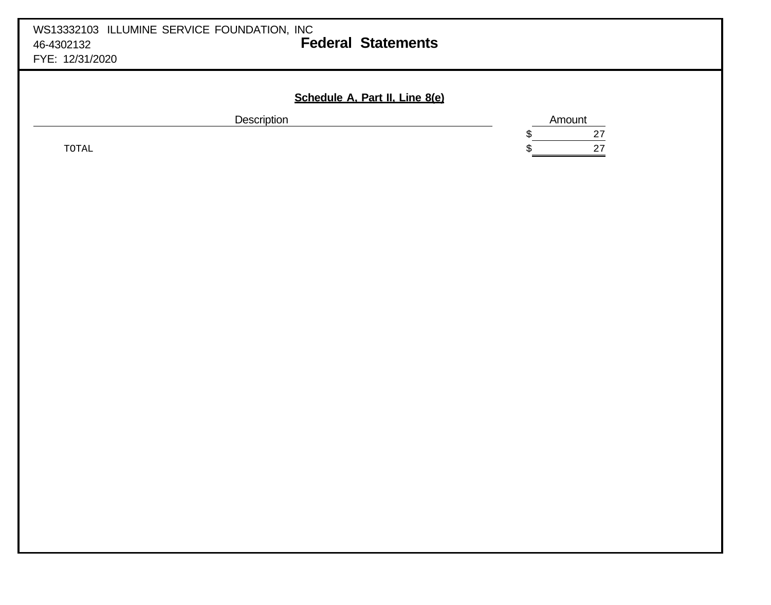WS13332103 ILLUMINE SERVICE FOUNDATION, INC
46-4302132
FYE: 12/31/2020

# Federal Statements

## Schedule A, Part II, Line 8(e)

| Description | Amount |
|---|---|
| | $ 27 |
| TOTAL | $ 27 |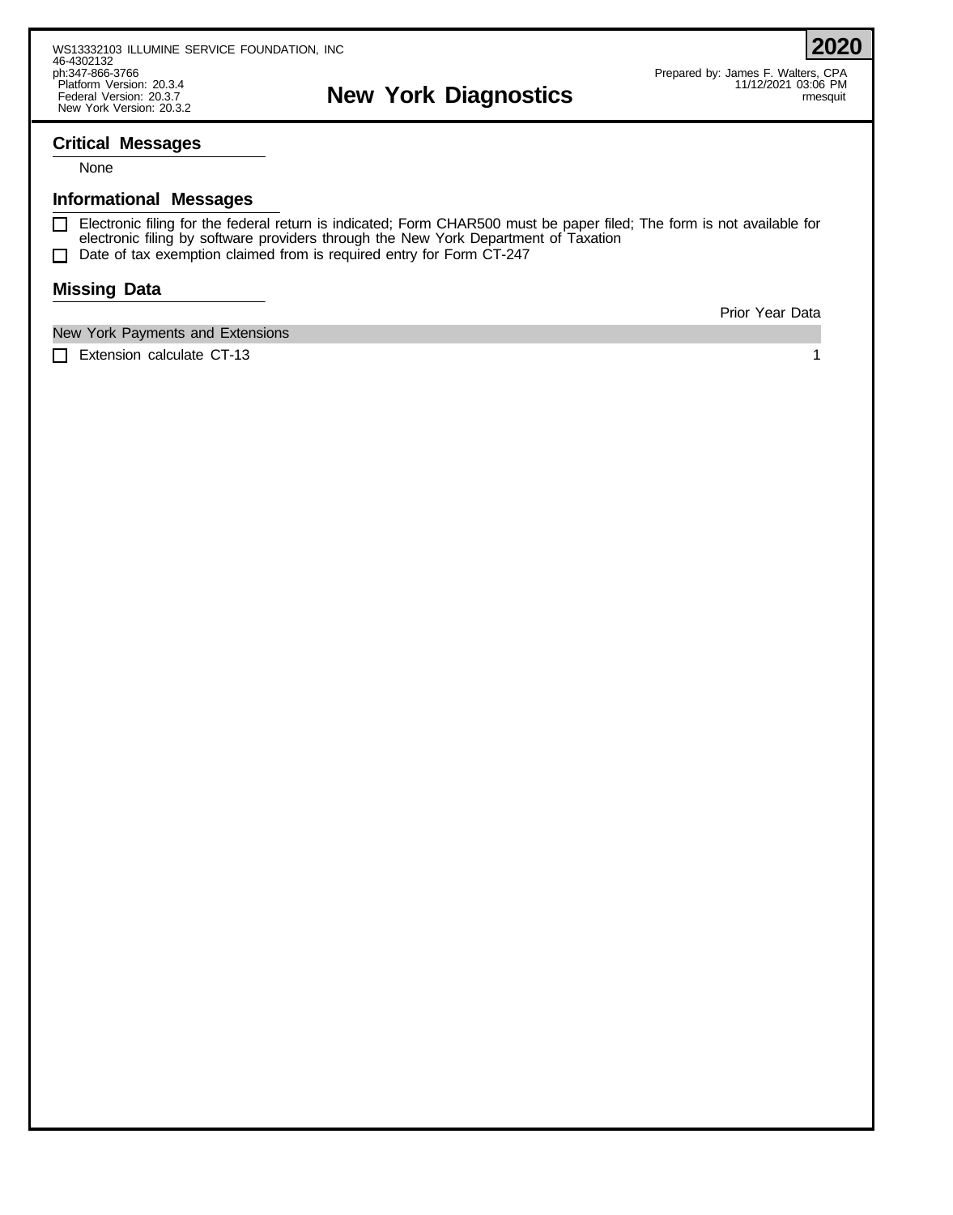WS13332103 ILLUMINE SERVICE FOUNDATION, INC
46-4302132
ph:347-866-3766
Platform Version: 20.3.4
Federal Version: 20.3.7
New York Version: 20.3.2

# New York Diagnostics

**2020**

Prepared by: James F. Walters, CPA
11/12/2021 03:06 PM
rmesquit

## Critical Messages

None

## Informational Messages

- ☐ Electronic filing for the federal return is indicated; Form CHAR500 must be paper filed; The form is not available for electronic filing by software providers through the New York Department of Taxation
- ☐ Date of tax exemption claimed from is required entry for Form CT-247

## Missing Data

| | Prior Year Data |
|---|---|
| New York Payments and Extensions | |
| ☐ Extension calculate CT-13 | 1 |